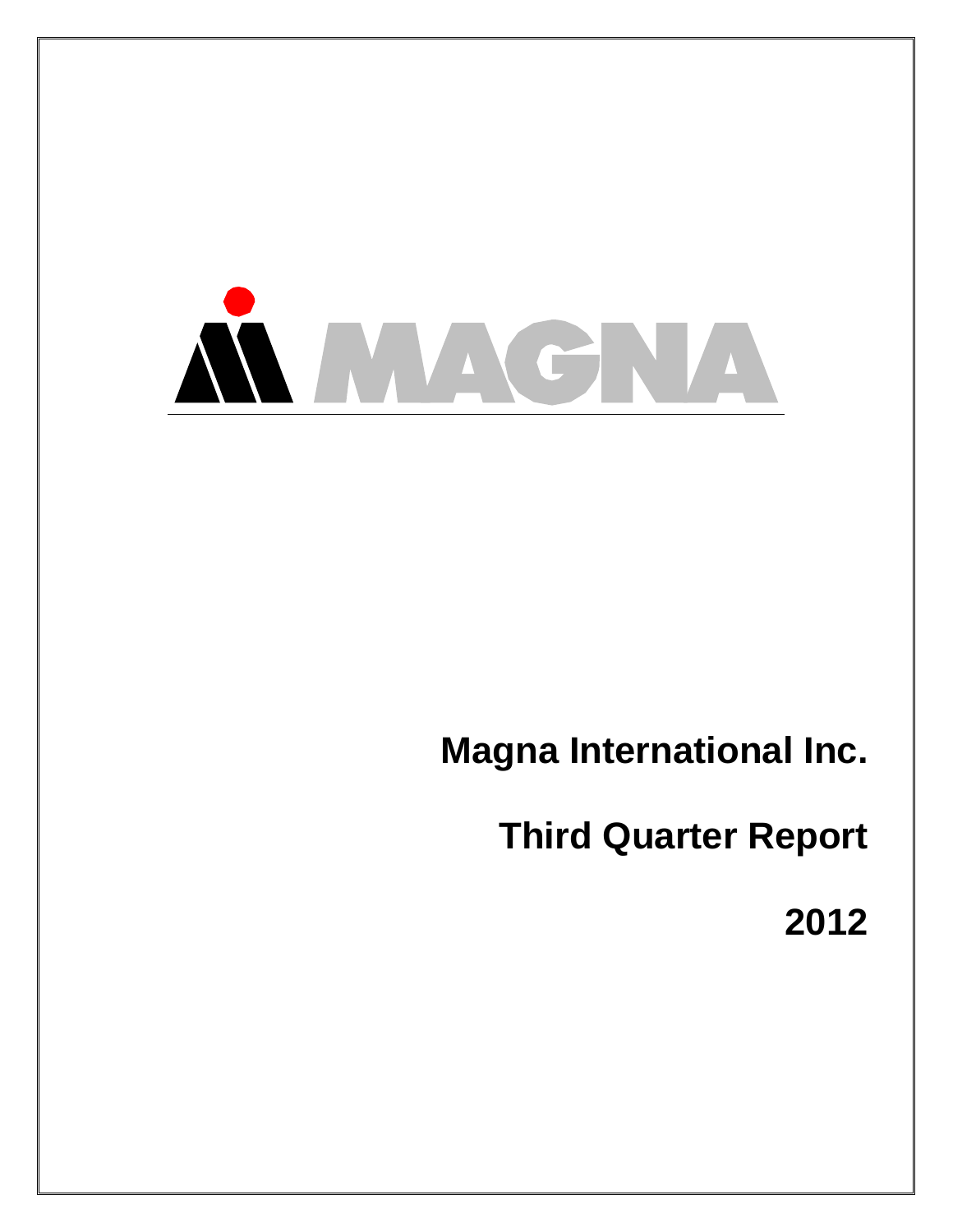MAGNA

# Magna International Inc.

# Third Quarter Report

# 2012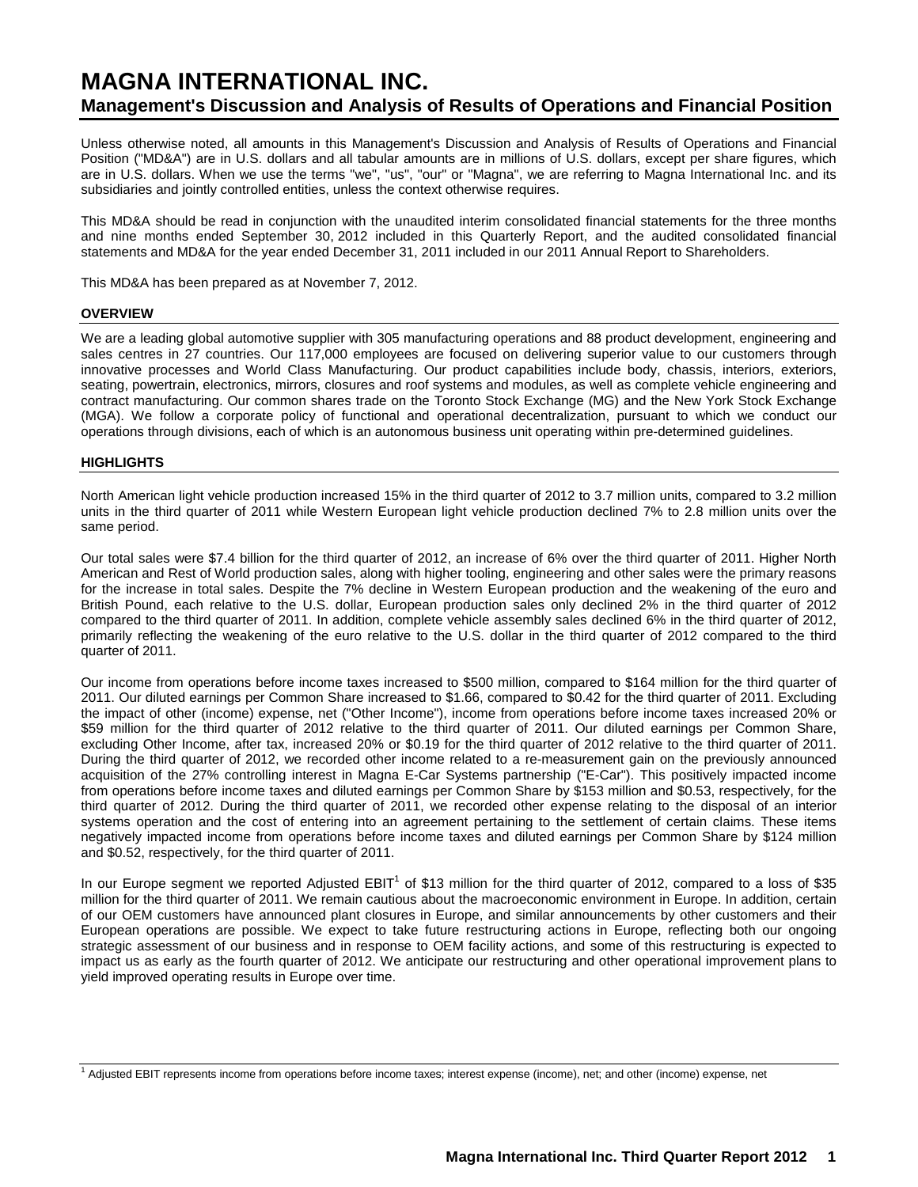# MAGNA INTERNATIONAL INC.

## Management's Discussion and Analysis of Results of Operations and Financial Position

Unless otherwise noted, all amounts in this Management's Discussion and Analysis of Results of Operations and Financial Position ("MD&A") are in U.S. dollars and all tabular amounts are in millions of U.S. dollars, except per share figures, which are in U.S. dollars. When we use the terms "we", "us", "our" or "Magna", we are referring to Magna International Inc. and its subsidiaries and jointly controlled entities, unless the context otherwise requires.

This MD&A should be read in conjunction with the unaudited interim consolidated financial statements for the three months and nine months ended September 30, 2012 included in this Quarterly Report, and the audited consolidated financial statements and MD&A for the year ended December 31, 2011 included in our 2011 Annual Report to Shareholders.

This MD&A has been prepared as at November 7, 2012.

### OVERVIEW

We are a leading global automotive supplier with 305 manufacturing operations and 88 product development, engineering and sales centres in 27 countries. Our 117,000 employees are focused on delivering superior value to our customers through innovative processes and World Class Manufacturing. Our product capabilities include body, chassis, interiors, exteriors, seating, powertrain, electronics, mirrors, closures and roof systems and modules, as well as complete vehicle engineering and contract manufacturing. Our common shares trade on the Toronto Stock Exchange (MG) and the New York Stock Exchange (MGA). We follow a corporate policy of functional and operational decentralization, pursuant to which we conduct our operations through divisions, each of which is an autonomous business unit operating within pre-determined guidelines.

### HIGHLIGHTS

North American light vehicle production increased 15% in the third quarter of 2012 to 3.7 million units, compared to 3.2 million units in the third quarter of 2011 while Western European light vehicle production declined 7% to 2.8 million units over the same period.

Our total sales were $7.4 billion for the third quarter of 2012, an increase of 6% over the third quarter of 2011. Higher North American and Rest of World production sales, along with higher tooling, engineering and other sales were the primary reasons for the increase in total sales. Despite the 7% decline in Western European production and the weakening of the euro and British Pound, each relative to the U.S. dollar, European production sales only declined 2% in the third quarter of 2012 compared to the third quarter of 2011. In addition, complete vehicle assembly sales declined 6% in the third quarter of 2012, primarily reflecting the weakening of the euro relative to the U.S. dollar in the third quarter of 2012 compared to the third quarter of 2011.

Our income from operations before income taxes increased to $500 million, compared to $164 million for the third quarter of 2011. Our diluted earnings per Common Share increased to $1.66, compared to $0.42 for the third quarter of 2011. Excluding the impact of other (income) expense, net ("Other Income"), income from operations before income taxes increased 20% or $59 million for the third quarter of 2012 relative to the third quarter of 2011. Our diluted earnings per Common Share, excluding Other Income, after tax, increased 20% or $0.19 for the third quarter of 2012 relative to the third quarter of 2011. During the third quarter of 2012, we recorded other income related to a re-measurement gain on the previously announced acquisition of the 27% controlling interest in Magna E-Car Systems partnership ("E-Car"). This positively impacted income from operations before income taxes and diluted earnings per Common Share by $153 million and $0.53, respectively, for the third quarter of 2012. During the third quarter of 2011, we recorded other expense relating to the disposal of an interior systems operation and the cost of entering into an agreement pertaining to the settlement of certain claims. These items negatively impacted income from operations before income taxes and diluted earnings per Common Share by $124 million and $0.52, respectively, for the third quarter of 2011.

In our Europe segment we reported Adjusted EBIT[1] of $13 million for the third quarter of 2012, compared to a loss of $35 million for the third quarter of 2011. We remain cautious about the macroeconomic environment in Europe. In addition, certain of our OEM customers have announced plant closures in Europe, and similar announcements by other customers and their European operations are possible. We expect to take future restructuring actions in Europe, reflecting both our ongoing strategic assessment of our business and in response to OEM facility actions, and some of this restructuring is expected to impact us as early as the fourth quarter of 2012. We anticipate our restructuring and other operational improvement plans to yield improved operating results in Europe over time.

[1] Adjusted EBIT represents income from operations before income taxes; interest expense (income), net; and other (income) expense, net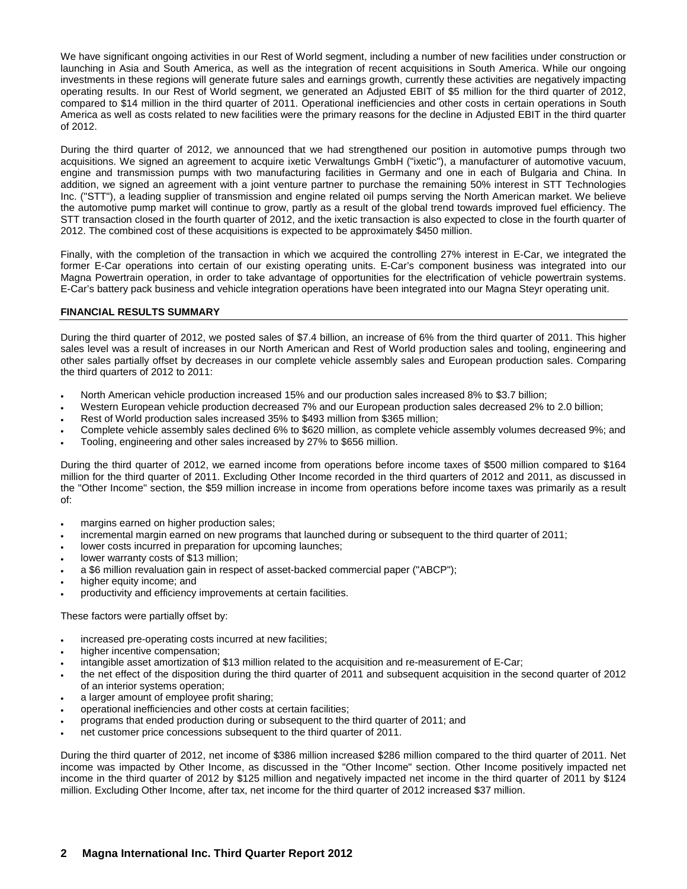We have significant ongoing activities in our Rest of World segment, including a number of new facilities under construction or launching in Asia and South America, as well as the integration of recent acquisitions in South America. While our ongoing investments in these regions will generate future sales and earnings growth, currently these activities are negatively impacting operating results. In our Rest of World segment, we generated an Adjusted EBIT of $5 million for the third quarter of 2012, compared to $14 million in the third quarter of 2011. Operational inefficiencies and other costs in certain operations in South America as well as costs related to new facilities were the primary reasons for the decline in Adjusted EBIT in the third quarter of 2012.

During the third quarter of 2012, we announced that we had strengthened our position in automotive pumps through two acquisitions. We signed an agreement to acquire ixetic Verwaltungs GmbH ("ixetic"), a manufacturer of automotive vacuum, engine and transmission pumps with two manufacturing facilities in Germany and one in each of Bulgaria and China. In addition, we signed an agreement with a joint venture partner to purchase the remaining 50% interest in STT Technologies Inc. ("STT"), a leading supplier of transmission and engine related oil pumps serving the North American market. We believe the automotive pump market will continue to grow, partly as a result of the global trend towards improved fuel efficiency. The STT transaction closed in the fourth quarter of 2012, and the ixetic transaction is also expected to close in the fourth quarter of 2012. The combined cost of these acquisitions is expected to be approximately $450 million.

Finally, with the completion of the transaction in which we acquired the controlling 27% interest in E-Car, we integrated the former E-Car operations into certain of our existing operating units. E-Car's component business was integrated into our Magna Powertrain operation, in order to take advantage of opportunities for the electrification of vehicle powertrain systems. E-Car's battery pack business and vehicle integration operations have been integrated into our Magna Steyr operating unit.

## FINANCIAL RESULTS SUMMARY

During the third quarter of 2012, we posted sales of $7.4 billion, an increase of 6% from the third quarter of 2011. This higher sales level was a result of increases in our North American and Rest of World production sales and tooling, engineering and other sales partially offset by decreases in our complete vehicle assembly sales and European production sales. Comparing the third quarters of 2012 to 2011:

- North American vehicle production increased 15% and our production sales increased 8% to $3.7 billion;
- Western European vehicle production decreased 7% and our European production sales decreased 2% to 2.0 billion;
- Rest of World production sales increased 35% to $493 million from $365 million;
- Complete vehicle assembly sales declined 6% to $620 million, as complete vehicle assembly volumes decreased 9%; and
- Tooling, engineering and other sales increased by 27% to $656 million.

During the third quarter of 2012, we earned income from operations before income taxes of $500 million compared to $164 million for the third quarter of 2011. Excluding Other Income recorded in the third quarters of 2012 and 2011, as discussed in the "Other Income" section, the $59 million increase in income from operations before income taxes was primarily as a result of:

- margins earned on higher production sales;
- incremental margin earned on new programs that launched during or subsequent to the third quarter of 2011;
- lower costs incurred in preparation for upcoming launches;
- lower warranty costs of $13 million;
- a $6 million revaluation gain in respect of asset-backed commercial paper ("ABCP");
- higher equity income; and
- productivity and efficiency improvements at certain facilities.

These factors were partially offset by:

- increased pre-operating costs incurred at new facilities;
- higher incentive compensation;
- intangible asset amortization of $13 million related to the acquisition and re-measurement of E-Car;
- the net effect of the disposition during the third quarter of 2011 and subsequent acquisition in the second quarter of 2012 of an interior systems operation;
- a larger amount of employee profit sharing;
- operational inefficiencies and other costs at certain facilities;
- programs that ended production during or subsequent to the third quarter of 2011; and
- net customer price concessions subsequent to the third quarter of 2011.

During the third quarter of 2012, net income of $386 million increased $286 million compared to the third quarter of 2011. Net income was impacted by Other Income, as discussed in the "Other Income" section. Other Income positively impacted net income in the third quarter of 2012 by $125 million and negatively impacted net income in the third quarter of 2011 by $124 million. Excluding Other Income, after tax, net income for the third quarter of 2012 increased $37 million.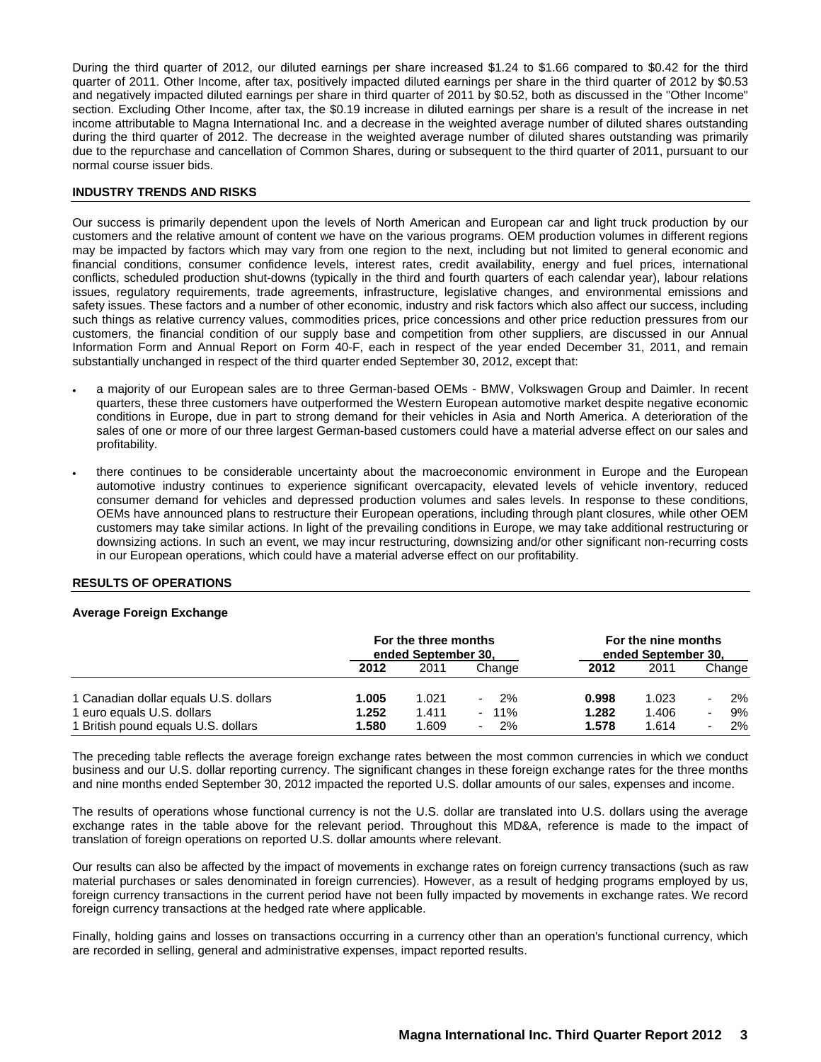During the third quarter of 2012, our diluted earnings per share increased $1.24 to $1.66 compared to $0.42 for the third quarter of 2011. Other Income, after tax, positively impacted diluted earnings per share in the third quarter of 2012 by $0.53 and negatively impacted diluted earnings per share in third quarter of 2011 by $0.52, both as discussed in the "Other Income" section. Excluding Other Income, after tax, the $0.19 increase in diluted earnings per share is a result of the increase in net income attributable to Magna International Inc. and a decrease in the weighted average number of diluted shares outstanding during the third quarter of 2012. The decrease in the weighted average number of diluted shares outstanding was primarily due to the repurchase and cancellation of Common Shares, during or subsequent to the third quarter of 2011, pursuant to our normal course issuer bids.

## INDUSTRY TRENDS AND RISKS

Our success is primarily dependent upon the levels of North American and European car and light truck production by our customers and the relative amount of content we have on the various programs. OEM production volumes in different regions may be impacted by factors which may vary from one region to the next, including but not limited to general economic and financial conditions, consumer confidence levels, interest rates, credit availability, energy and fuel prices, international conflicts, scheduled production shut-downs (typically in the third and fourth quarters of each calendar year), labour relations issues, regulatory requirements, trade agreements, infrastructure, legislative changes, and environmental emissions and safety issues. These factors and a number of other economic, industry and risk factors which also affect our success, including such things as relative currency values, commodities prices, price concessions and other price reduction pressures from our customers, the financial condition of our supply base and competition from other suppliers, are discussed in our Annual Information Form and Annual Report on Form 40-F, each in respect of the year ended December 31, 2011, and remain substantially unchanged in respect of the third quarter ended September 30, 2012, except that:

- a majority of our European sales are to three German-based OEMs - BMW, Volkswagen Group and Daimler. In recent quarters, these three customers have outperformed the Western European automotive market despite negative economic conditions in Europe, due in part to strong demand for their vehicles in Asia and North America. A deterioration of the sales of one or more of our three largest German-based customers could have a material adverse effect on our sales and profitability.
- there continues to be considerable uncertainty about the macroeconomic environment in Europe and the European automotive industry continues to experience significant overcapacity, elevated levels of vehicle inventory, reduced consumer demand for vehicles and depressed production volumes and sales levels. In response to these conditions, OEMs have announced plans to restructure their European operations, including through plant closures, while other OEM customers may take similar actions. In light of the prevailing conditions in Europe, we may take additional restructuring or downsizing actions. In such an event, we may incur restructuring, downsizing and/or other significant non-recurring costs in our European operations, which could have a material adverse effect on our profitability.

## RESULTS OF OPERATIONS

### Average Foreign Exchange

| | For the three months ended September 30, | | | For the nine months ended September 30, | | |
|---|---|---|---|---|---|---|
| | **2012** | 2011 | Change | **2012** | 2011 | Change |
| 1 Canadian dollar equals U.S. dollars | **1.005** | 1.021 | - 2% | **0.998** | 1.023 | - 2% |
| 1 euro equals U.S. dollars | **1.252** | 1.411 | - 11% | **1.282** | 1.406 | - 9% |
| 1 British pound equals U.S. dollars | **1.580** | 1.609 | - 2% | **1.578** | 1.614 | - 2% |

The preceding table reflects the average foreign exchange rates between the most common currencies in which we conduct business and our U.S. dollar reporting currency. The significant changes in these foreign exchange rates for the three months and nine months ended September 30, 2012 impacted the reported U.S. dollar amounts of our sales, expenses and income.

The results of operations whose functional currency is not the U.S. dollar are translated into U.S. dollars using the average exchange rates in the table above for the relevant period. Throughout this MD&A, reference is made to the impact of translation of foreign operations on reported U.S. dollar amounts where relevant.

Our results can also be affected by the impact of movements in exchange rates on foreign currency transactions (such as raw material purchases or sales denominated in foreign currencies). However, as a result of hedging programs employed by us, foreign currency transactions in the current period have not been fully impacted by movements in exchange rates. We record foreign currency transactions at the hedged rate where applicable.

Finally, holding gains and losses on transactions occurring in a currency other than an operation's functional currency, which are recorded in selling, general and administrative expenses, impact reported results.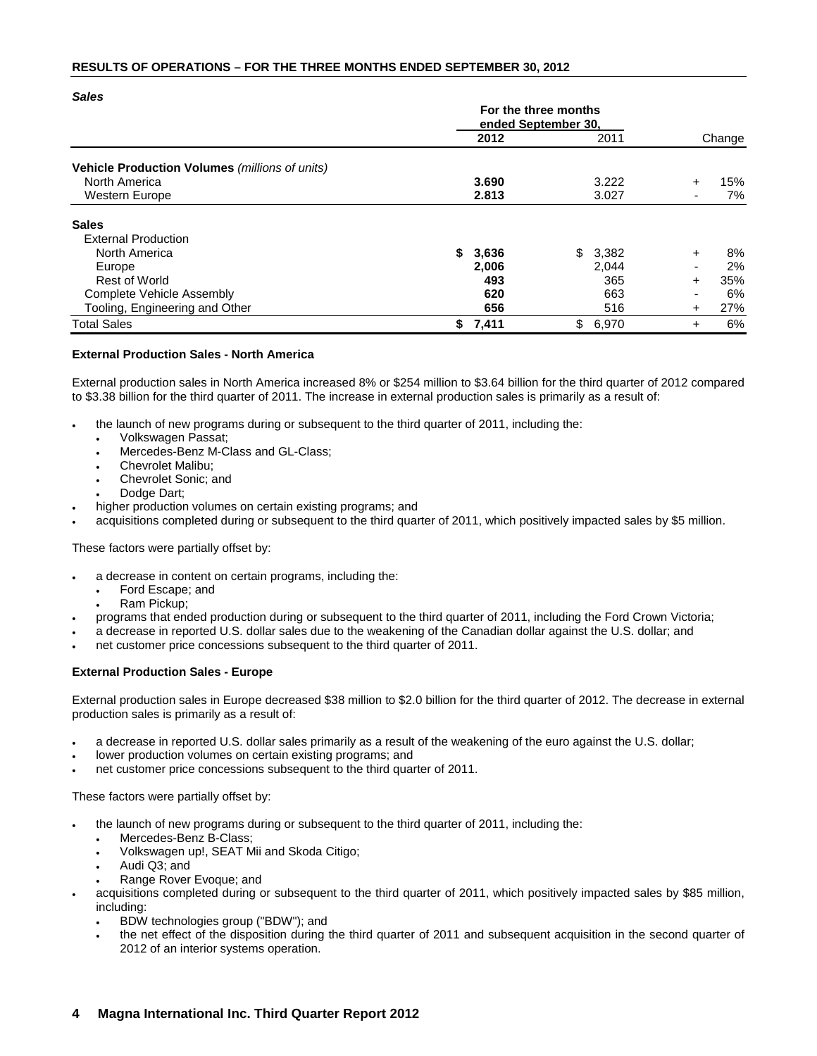## RESULTS OF OPERATIONS – FOR THE THREE MONTHS ENDED SEPTEMBER 30, 2012

### *Sales*

| | For the three months ended September 30, | | |
|---|---|---|---|
| | **2012** | 2011 | Change |
| **Vehicle Production Volumes** *(millions of units)* | | | |
| North America | **3.690** | 3.222 | + 15% |
| Western Europe | **2.813** | 3.027 | - 7% |
| **Sales** | | | |
| External Production | | | |
| North America | **$ 3,636** | $ 3,382 | + 8% |
| Europe | **2,006** | 2,044 | - 2% |
| Rest of World | **493** | 365 | + 35% |
| Complete Vehicle Assembly | **620** | 663 | - 6% |
| Tooling, Engineering and Other | **656** | 516 | + 27% |
| Total Sales | **$ 7,411** | $ 6,970 | + 6% |

**External Production Sales - North America**

External production sales in North America increased 8% or $254 million to $3.64 billion for the third quarter of 2012 compared to $3.38 billion for the third quarter of 2011. The increase in external production sales is primarily as a result of:

- the launch of new programs during or subsequent to the third quarter of 2011, including the:
  - Volkswagen Passat;
  - Mercedes-Benz M-Class and GL-Class;
  - Chevrolet Malibu;
  - Chevrolet Sonic; and
  - Dodge Dart;
- higher production volumes on certain existing programs; and
- acquisitions completed during or subsequent to the third quarter of 2011, which positively impacted sales by $5 million.

These factors were partially offset by:

- a decrease in content on certain programs, including the:
  - Ford Escape; and
  - Ram Pickup;
- programs that ended production during or subsequent to the third quarter of 2011, including the Ford Crown Victoria;
- a decrease in reported U.S. dollar sales due to the weakening of the Canadian dollar against the U.S. dollar; and
- net customer price concessions subsequent to the third quarter of 2011.

**External Production Sales - Europe**

External production sales in Europe decreased $38 million to $2.0 billion for the third quarter of 2012. The decrease in external production sales is primarily as a result of:

- a decrease in reported U.S. dollar sales primarily as a result of the weakening of the euro against the U.S. dollar;
- lower production volumes on certain existing programs; and
- net customer price concessions subsequent to the third quarter of 2011.

These factors were partially offset by:

- the launch of new programs during or subsequent to the third quarter of 2011, including the:
  - Mercedes-Benz B-Class;
  - Volkswagen up!, SEAT Mii and Skoda Citigo;
  - Audi Q3; and
  - Range Rover Evoque; and
- acquisitions completed during or subsequent to the third quarter of 2011, which positively impacted sales by $85 million, including:
  - BDW technologies group ("BDW"); and
  - the net effect of the disposition during the third quarter of 2011 and subsequent acquisition in the second quarter of 2012 of an interior systems operation.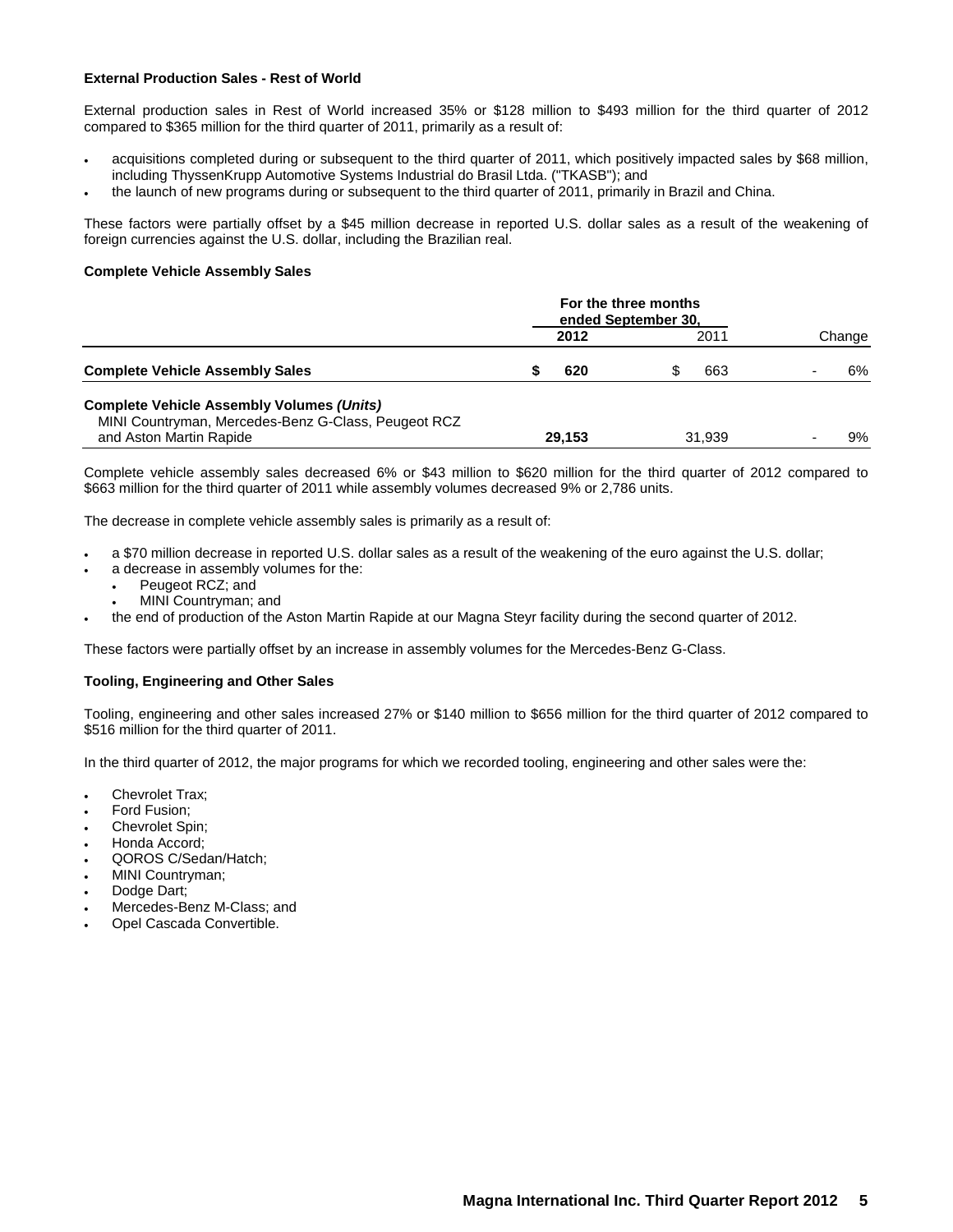### External Production Sales - Rest of World

External production sales in Rest of World increased 35% or $128 million to $493 million for the third quarter of 2012 compared to $365 million for the third quarter of 2011, primarily as a result of:

- acquisitions completed during or subsequent to the third quarter of 2011, which positively impacted sales by $68 million, including ThyssenKrupp Automotive Systems Industrial do Brasil Ltda. ("TKASB"); and
- the launch of new programs during or subsequent to the third quarter of 2011, primarily in Brazil and China.

These factors were partially offset by a $45 million decrease in reported U.S. dollar sales as a result of the weakening of foreign currencies against the U.S. dollar, including the Brazilian real.

### Complete Vehicle Assembly Sales

| | For the three months ended September 30, | | |
|---|---|---|---|
| | 2012 | 2011 | Change |
| **Complete Vehicle Assembly Sales** | **$ 620** | $ 663 | - 6% |
| **Complete Vehicle Assembly Volumes *(Units)*** | | | |
| MINI Countryman, Mercedes-Benz G-Class, Peugeot RCZ and Aston Martin Rapide | **29,153** | 31,939 | - 9% |

Complete vehicle assembly sales decreased 6% or $43 million to $620 million for the third quarter of 2012 compared to $663 million for the third quarter of 2011 while assembly volumes decreased 9% or 2,786 units.

The decrease in complete vehicle assembly sales is primarily as a result of:

- a $70 million decrease in reported U.S. dollar sales as a result of the weakening of the euro against the U.S. dollar;
- a decrease in assembly volumes for the:
  - Peugeot RCZ; and
  - MINI Countryman; and
- the end of production of the Aston Martin Rapide at our Magna Steyr facility during the second quarter of 2012.

These factors were partially offset by an increase in assembly volumes for the Mercedes-Benz G-Class.

### Tooling, Engineering and Other Sales

Tooling, engineering and other sales increased 27% or $140 million to $656 million for the third quarter of 2012 compared to $516 million for the third quarter of 2011.

In the third quarter of 2012, the major programs for which we recorded tooling, engineering and other sales were the:

- Chevrolet Trax;
- Ford Fusion;
- Chevrolet Spin;
- Honda Accord;
- QOROS C/Sedan/Hatch;
- MINI Countryman;
- Dodge Dart;
- Mercedes-Benz M-Class; and
- Opel Cascada Convertible.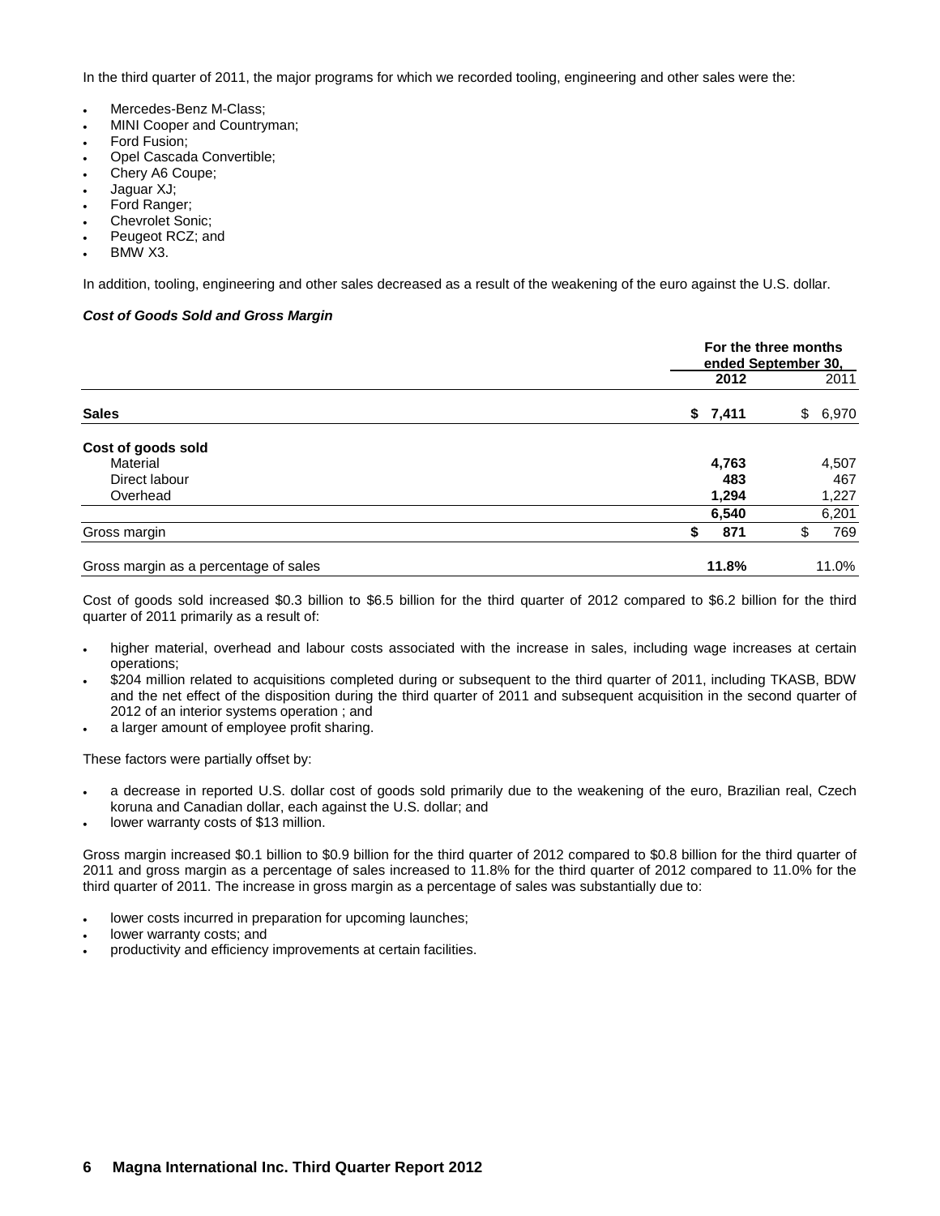In the third quarter of 2011, the major programs for which we recorded tooling, engineering and other sales were the:

- Mercedes-Benz M-Class;
- MINI Cooper and Countryman;
- Ford Fusion;
- Opel Cascada Convertible;
- Chery A6 Coupe;
- Jaguar XJ;
- Ford Ranger;
- Chevrolet Sonic;
- Peugeot RCZ; and
- BMW X3.

In addition, tooling, engineering and other sales decreased as a result of the weakening of the euro against the U.S. dollar.

***Cost of Goods Sold and Gross Margin***

| | For the three months ended September 30, | |
|---|---|---|
| | **2012** | 2011 |
| **Sales** | **$ 7,411** | $ 6,970 |
| **Cost of goods sold** | | |
| Material | **4,763** | 4,507 |
| Direct labour | **483** | 467 |
| Overhead | **1,294** | 1,227 |
| | **6,540** | 6,201 |
| Gross margin | **$ 871** | $ 769 |
| Gross margin as a percentage of sales | **11.8%** | 11.0% |

Cost of goods sold increased $0.3 billion to $6.5 billion for the third quarter of 2012 compared to $6.2 billion for the third quarter of 2011 primarily as a result of:

- higher material, overhead and labour costs associated with the increase in sales, including wage increases at certain operations;
- $204 million related to acquisitions completed during or subsequent to the third quarter of 2011, including TKASB, BDW and the net effect of the disposition during the third quarter of 2011 and subsequent acquisition in the second quarter of 2012 of an interior systems operation ; and
- a larger amount of employee profit sharing.

These factors were partially offset by:

- a decrease in reported U.S. dollar cost of goods sold primarily due to the weakening of the euro, Brazilian real, Czech koruna and Canadian dollar, each against the U.S. dollar; and
- lower warranty costs of $13 million.

Gross margin increased $0.1 billion to $0.9 billion for the third quarter of 2012 compared to $0.8 billion for the third quarter of 2011 and gross margin as a percentage of sales increased to 11.8% for the third quarter of 2012 compared to 11.0% for the third quarter of 2011. The increase in gross margin as a percentage of sales was substantially due to:

- lower costs incurred in preparation for upcoming launches;
- lower warranty costs; and
- productivity and efficiency improvements at certain facilities.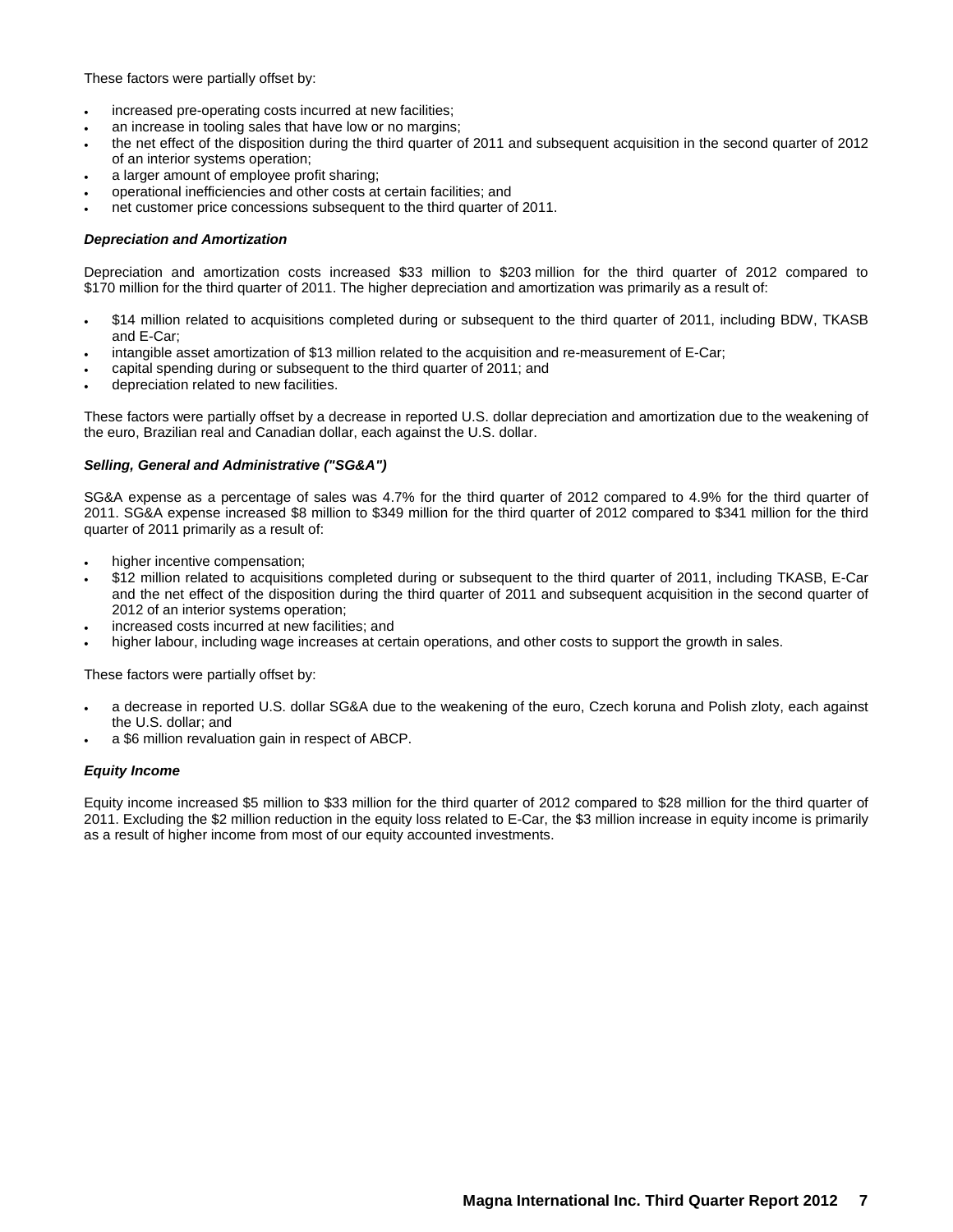These factors were partially offset by:

- increased pre-operating costs incurred at new facilities;
- an increase in tooling sales that have low or no margins;
- the net effect of the disposition during the third quarter of 2011 and subsequent acquisition in the second quarter of 2012 of an interior systems operation;
- a larger amount of employee profit sharing;
- operational inefficiencies and other costs at certain facilities; and
- net customer price concessions subsequent to the third quarter of 2011.

***Depreciation and Amortization***

Depreciation and amortization costs increased $33 million to $203 million for the third quarter of 2012 compared to $170 million for the third quarter of 2011. The higher depreciation and amortization was primarily as a result of:

- $14 million related to acquisitions completed during or subsequent to the third quarter of 2011, including BDW, TKASB and E-Car;
- intangible asset amortization of $13 million related to the acquisition and re-measurement of E-Car;
- capital spending during or subsequent to the third quarter of 2011; and
- depreciation related to new facilities.

These factors were partially offset by a decrease in reported U.S. dollar depreciation and amortization due to the weakening of the euro, Brazilian real and Canadian dollar, each against the U.S. dollar.

***Selling, General and Administrative ("SG&A")***

SG&A expense as a percentage of sales was 4.7% for the third quarter of 2012 compared to 4.9% for the third quarter of 2011. SG&A expense increased $8 million to $349 million for the third quarter of 2012 compared to $341 million for the third quarter of 2011 primarily as a result of:

- higher incentive compensation;
- $12 million related to acquisitions completed during or subsequent to the third quarter of 2011, including TKASB, E-Car and the net effect of the disposition during the third quarter of 2011 and subsequent acquisition in the second quarter of 2012 of an interior systems operation;
- increased costs incurred at new facilities; and
- higher labour, including wage increases at certain operations, and other costs to support the growth in sales.

These factors were partially offset by:

- a decrease in reported U.S. dollar SG&A due to the weakening of the euro, Czech koruna and Polish zloty, each against the U.S. dollar; and
- a $6 million revaluation gain in respect of ABCP.

***Equity Income***

Equity income increased $5 million to $33 million for the third quarter of 2012 compared to $28 million for the third quarter of 2011. Excluding the $2 million reduction in the equity loss related to E-Car, the $3 million increase in equity income is primarily as a result of higher income from most of our equity accounted investments.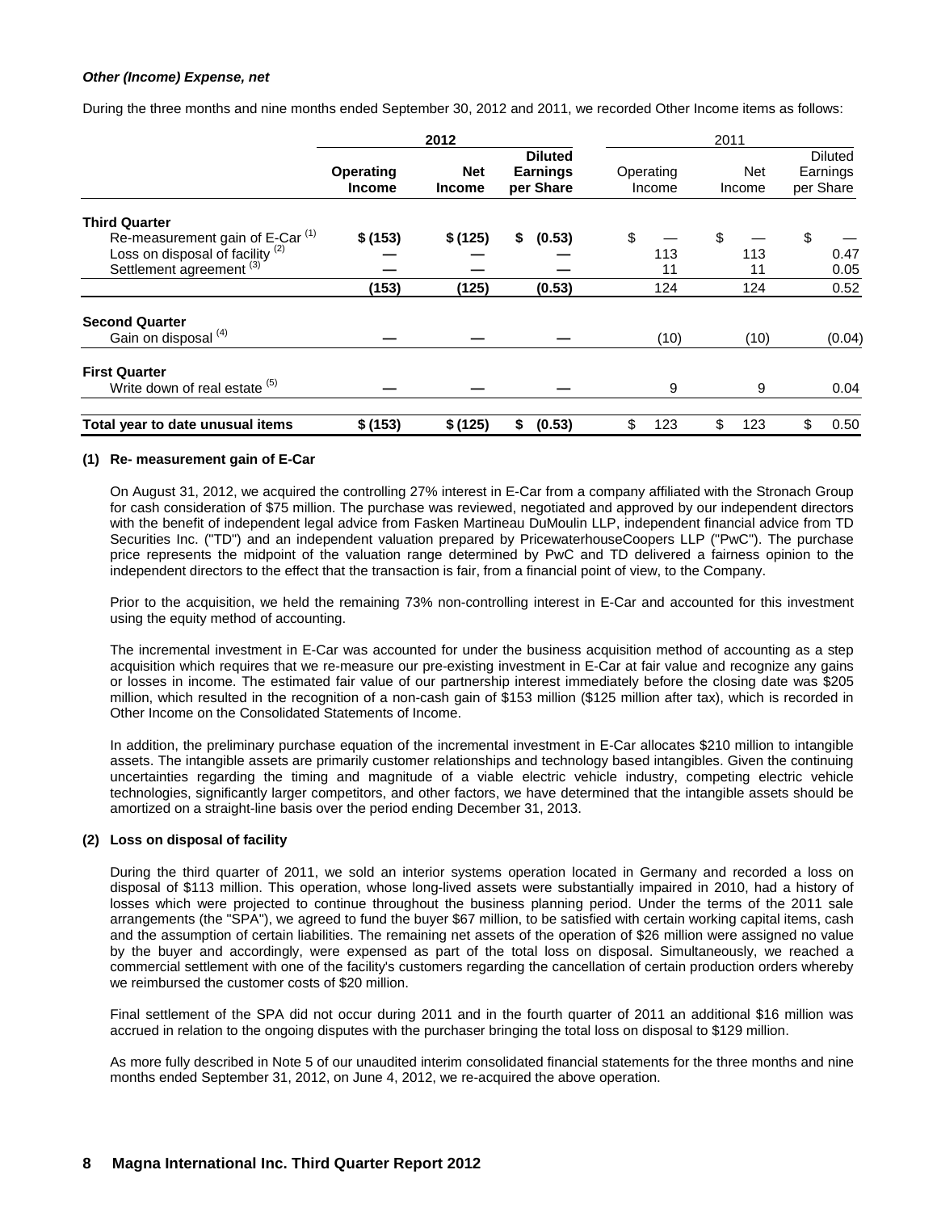***Other (Income) Expense, net***

During the three months and nine months ended September 30, 2012 and 2011, we recorded Other Income items as follows:

| | **2012** | | | 2011 | | |
|---|---|---|---|---|---|---|
| | **Operating Income** | **Net Income** | **Diluted Earnings per Share** | Operating Income | Net Income | Diluted Earnings per Share |
| **Third Quarter** | | | | | | |
| Re-measurement gain of E-Car [(1)] | **$ (153)** | **$ (125)** | **$ (0.53)** | $ — | $ — | $ — |
| Loss on disposal of facility [(2)] | **—** | **—** | **—** | 113 | 113 | 0.47 |
| Settlement agreement [(3)] | **—** | **—** | **—** | 11 | 11 | 0.05 |
| | **(153)** | **(125)** | **(0.53)** | 124 | 124 | 0.52 |
| **Second Quarter** | | | | | | |
| Gain on disposal [(4)] | **—** | **—** | **—** | (10) | (10) | (0.04) |
| **First Quarter** | | | | | | |
| Write down of real estate [(5)] | **—** | **—** | **—** | 9 | 9 | 0.04 |
| **Total year to date unusual items** | **$ (153)** | **$ (125)** | **$ (0.53)** | $ 123 | $ 123 | $ 0.50 |

**(1) Re- measurement gain of E-Car**

On August 31, 2012, we acquired the controlling 27% interest in E-Car from a company affiliated with the Stronach Group for cash consideration of $75 million. The purchase was reviewed, negotiated and approved by our independent directors with the benefit of independent legal advice from Fasken Martineau DuMoulin LLP, independent financial advice from TD Securities Inc. ("TD") and an independent valuation prepared by PricewaterhouseCoopers LLP ("PwC"). The purchase price represents the midpoint of the valuation range determined by PwC and TD delivered a fairness opinion to the independent directors to the effect that the transaction is fair, from a financial point of view, to the Company.

Prior to the acquisition, we held the remaining 73% non-controlling interest in E-Car and accounted for this investment using the equity method of accounting.

The incremental investment in E-Car was accounted for under the business acquisition method of accounting as a step acquisition which requires that we re-measure our pre-existing investment in E-Car at fair value and recognize any gains or losses in income. The estimated fair value of our partnership interest immediately before the closing date was $205 million, which resulted in the recognition of a non-cash gain of $153 million ($125 million after tax), which is recorded in Other Income on the Consolidated Statements of Income.

In addition, the preliminary purchase equation of the incremental investment in E-Car allocates $210 million to intangible assets. The intangible assets are primarily customer relationships and technology based intangibles. Given the continuing uncertainties regarding the timing and magnitude of a viable electric vehicle industry, competing electric vehicle technologies, significantly larger competitors, and other factors, we have determined that the intangible assets should be amortized on a straight-line basis over the period ending December 31, 2013.

**(2) Loss on disposal of facility**

During the third quarter of 2011, we sold an interior systems operation located in Germany and recorded a loss on disposal of $113 million. This operation, whose long-lived assets were substantially impaired in 2010, had a history of losses which were projected to continue throughout the business planning period. Under the terms of the 2011 sale arrangements (the "SPA"), we agreed to fund the buyer $67 million, to be satisfied with certain working capital items, cash and the assumption of certain liabilities. The remaining net assets of the operation of $26 million were assigned no value by the buyer and accordingly, were expensed as part of the total loss on disposal. Simultaneously, we reached a commercial settlement with one of the facility's customers regarding the cancellation of certain production orders whereby we reimbursed the customer costs of $20 million.

Final settlement of the SPA did not occur during 2011 and in the fourth quarter of 2011 an additional $16 million was accrued in relation to the ongoing disputes with the purchaser bringing the total loss on disposal to $129 million.

As more fully described in Note 5 of our unaudited interim consolidated financial statements for the three months and nine months ended September 31, 2012, on June 4, 2012, we re-acquired the above operation.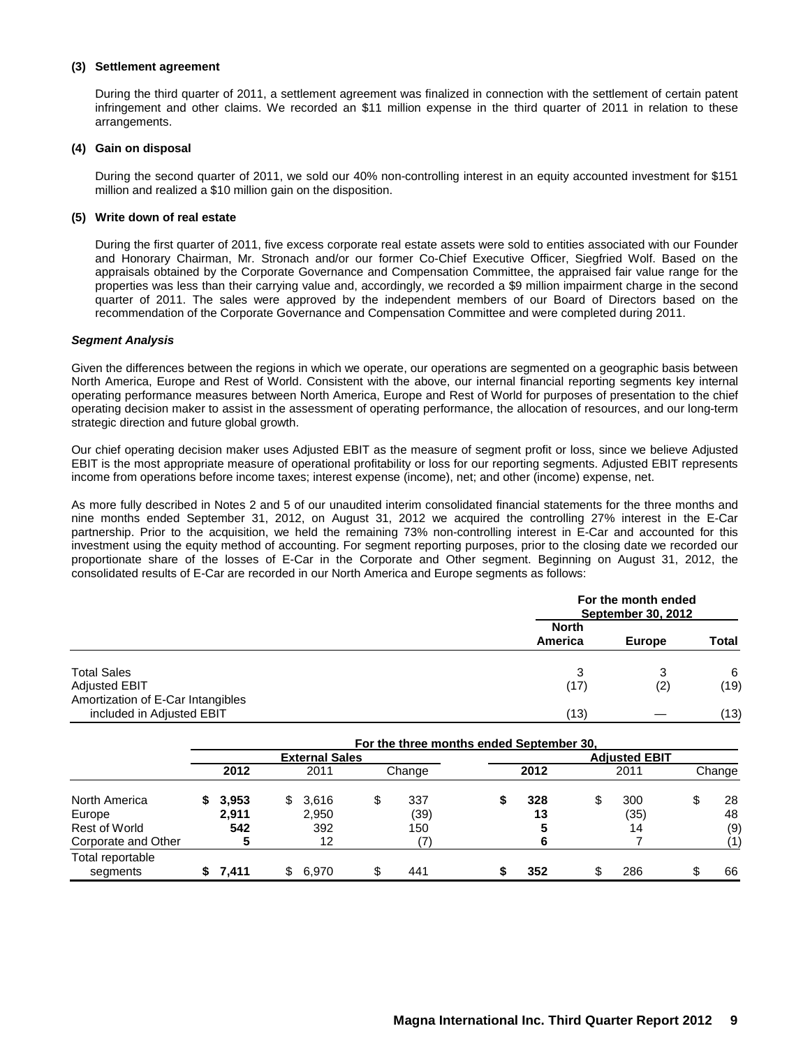**(3) Settlement agreement**

During the third quarter of 2011, a settlement agreement was finalized in connection with the settlement of certain patent infringement and other claims. We recorded an $11 million expense in the third quarter of 2011 in relation to these arrangements.

**(4) Gain on disposal**

During the second quarter of 2011, we sold our 40% non-controlling interest in an equity accounted investment for $151 million and realized a $10 million gain on the disposition.

**(5) Write down of real estate**

During the first quarter of 2011, five excess corporate real estate assets were sold to entities associated with our Founder and Honorary Chairman, Mr. Stronach and/or our former Co-Chief Executive Officer, Siegfried Wolf. Based on the appraisals obtained by the Corporate Governance and Compensation Committee, the appraised fair value range for the properties was less than their carrying value and, accordingly, we recorded a $9 million impairment charge in the second quarter of 2011. The sales were approved by the independent members of our Board of Directors based on the recommendation of the Corporate Governance and Compensation Committee and were completed during 2011.

***Segment Analysis***

Given the differences between the regions in which we operate, our operations are segmented on a geographic basis between North America, Europe and Rest of World. Consistent with the above, our internal financial reporting segments key internal operating performance measures between North America, Europe and Rest of World for purposes of presentation to the chief operating decision maker to assist in the assessment of operating performance, the allocation of resources, and our long-term strategic direction and future global growth.

Our chief operating decision maker uses Adjusted EBIT as the measure of segment profit or loss, since we believe Adjusted EBIT is the most appropriate measure of operational profitability or loss for our reporting segments. Adjusted EBIT represents income from operations before income taxes; interest expense (income), net; and other (income) expense, net.

As more fully described in Notes 2 and 5 of our unaudited interim consolidated financial statements for the three months and nine months ended September 31, 2012, on August 31, 2012 we acquired the controlling 27% interest in the E-Car partnership. Prior to the acquisition, we held the remaining 73% non-controlling interest in E-Car and accounted for this investment using the equity method of accounting. For segment reporting purposes, prior to the closing date we recorded our proportionate share of the losses of E-Car in the Corporate and Other segment. Beginning on August 31, 2012, the consolidated results of E-Car are recorded in our North America and Europe segments as follows:

| | For the month ended September 30, 2012 | | |
|---|---|---|---|
| | North America | Europe | Total |
| Total Sales | 3 | 3 | 6 |
| Adjusted EBIT | (17) | (2) | (19) |
| Amortization of E-Car Intangibles included in Adjusted EBIT | (13) | — | (13) |

| | For the three months ended September 30, | | | | | |
|---|---|---|---|---|---|---|
| | External Sales | | | Adjusted EBIT | | |
| | 2012 | 2011 | Change | 2012 | 2011 | Change |
| North America | $ 3,953 | $ 3,616 | $ 337 | $ 328 | $ 300 | $ 28 |
| Europe | 2,911 | 2,950 | (39) | 13 | (35) | 48 |
| Rest of World | 542 | 392 | 150 | 5 | 14 | (9) |
| Corporate and Other | 5 | 12 | (7) | 6 | 7 | (1) |
| Total reportable segments | $ 7,411 | $ 6,970 | $ 441 | $ 352 | $ 286 | $ 66 |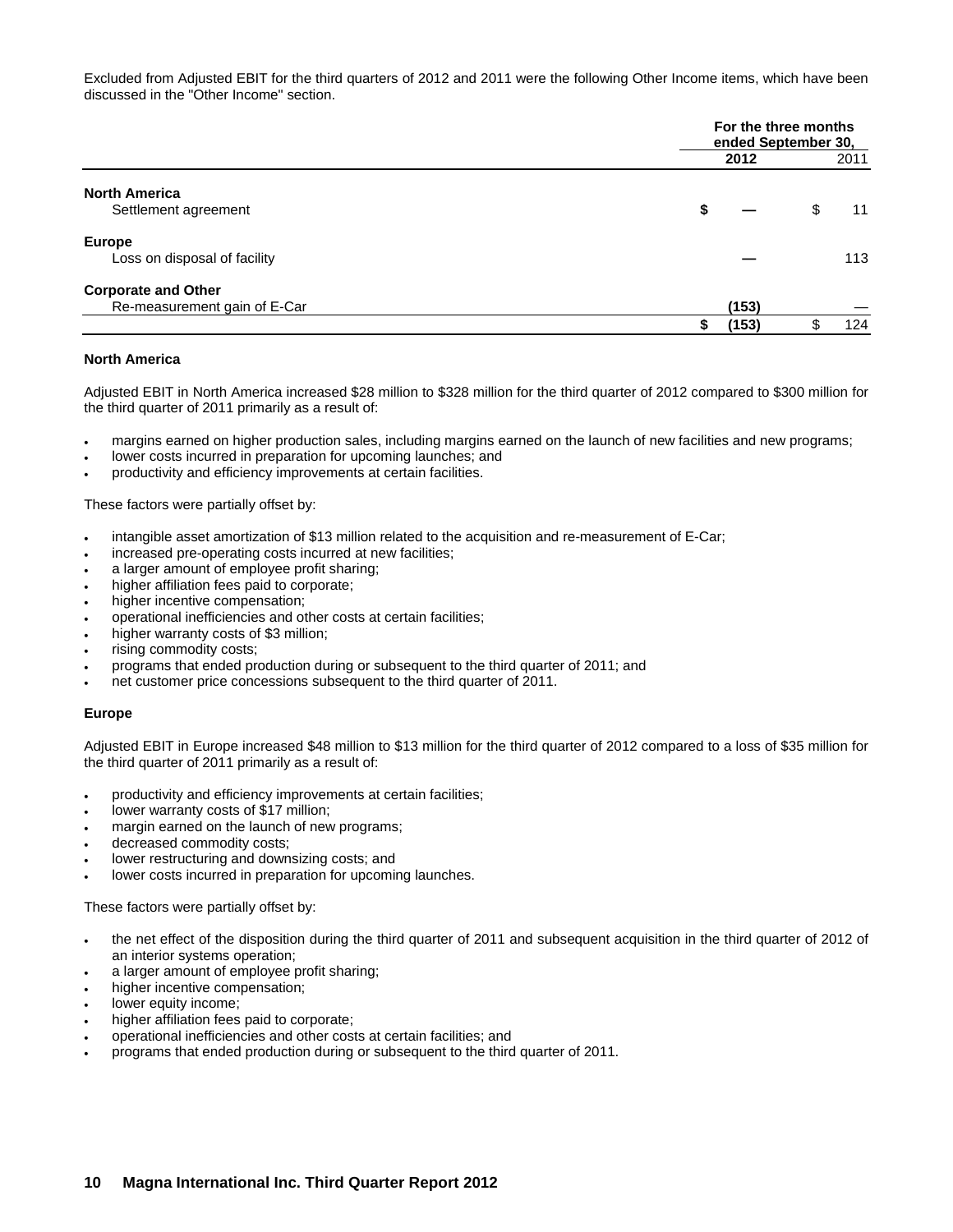Excluded from Adjusted EBIT for the third quarters of 2012 and 2011 were the following Other Income items, which have been discussed in the "Other Income" section.

| | For the three months ended September 30, | |
|---|---|---|
| | **2012** | 2011 |
| **North America** | | |
| Settlement agreement | **$ —** | $ 11 |
| **Europe** | | |
| Loss on disposal of facility | **—** | 113 |
| **Corporate and Other** | | |
| Re-measurement gain of E-Car | **(153)** | — |
| | **$ (153)** | $ 124 |

**North America**

Adjusted EBIT in North America increased $28 million to $328 million for the third quarter of 2012 compared to $300 million for the third quarter of 2011 primarily as a result of:

- margins earned on higher production sales, including margins earned on the launch of new facilities and new programs;
- lower costs incurred in preparation for upcoming launches; and
- productivity and efficiency improvements at certain facilities.

These factors were partially offset by:

- intangible asset amortization of $13 million related to the acquisition and re-measurement of E-Car;
- increased pre-operating costs incurred at new facilities;
- a larger amount of employee profit sharing;
- higher affiliation fees paid to corporate;
- higher incentive compensation;
- operational inefficiencies and other costs at certain facilities;
- higher warranty costs of $3 million;
- rising commodity costs;
- programs that ended production during or subsequent to the third quarter of 2011; and
- net customer price concessions subsequent to the third quarter of 2011.

**Europe**

Adjusted EBIT in Europe increased $48 million to $13 million for the third quarter of 2012 compared to a loss of $35 million for the third quarter of 2011 primarily as a result of:

- productivity and efficiency improvements at certain facilities;
- lower warranty costs of $17 million;
- margin earned on the launch of new programs;
- decreased commodity costs;
- lower restructuring and downsizing costs; and
- lower costs incurred in preparation for upcoming launches.

These factors were partially offset by:

- the net effect of the disposition during the third quarter of 2011 and subsequent acquisition in the third quarter of 2012 of an interior systems operation;
- a larger amount of employee profit sharing;
- higher incentive compensation;
- lower equity income;
- higher affiliation fees paid to corporate;
- operational inefficiencies and other costs at certain facilities; and
- programs that ended production during or subsequent to the third quarter of 2011.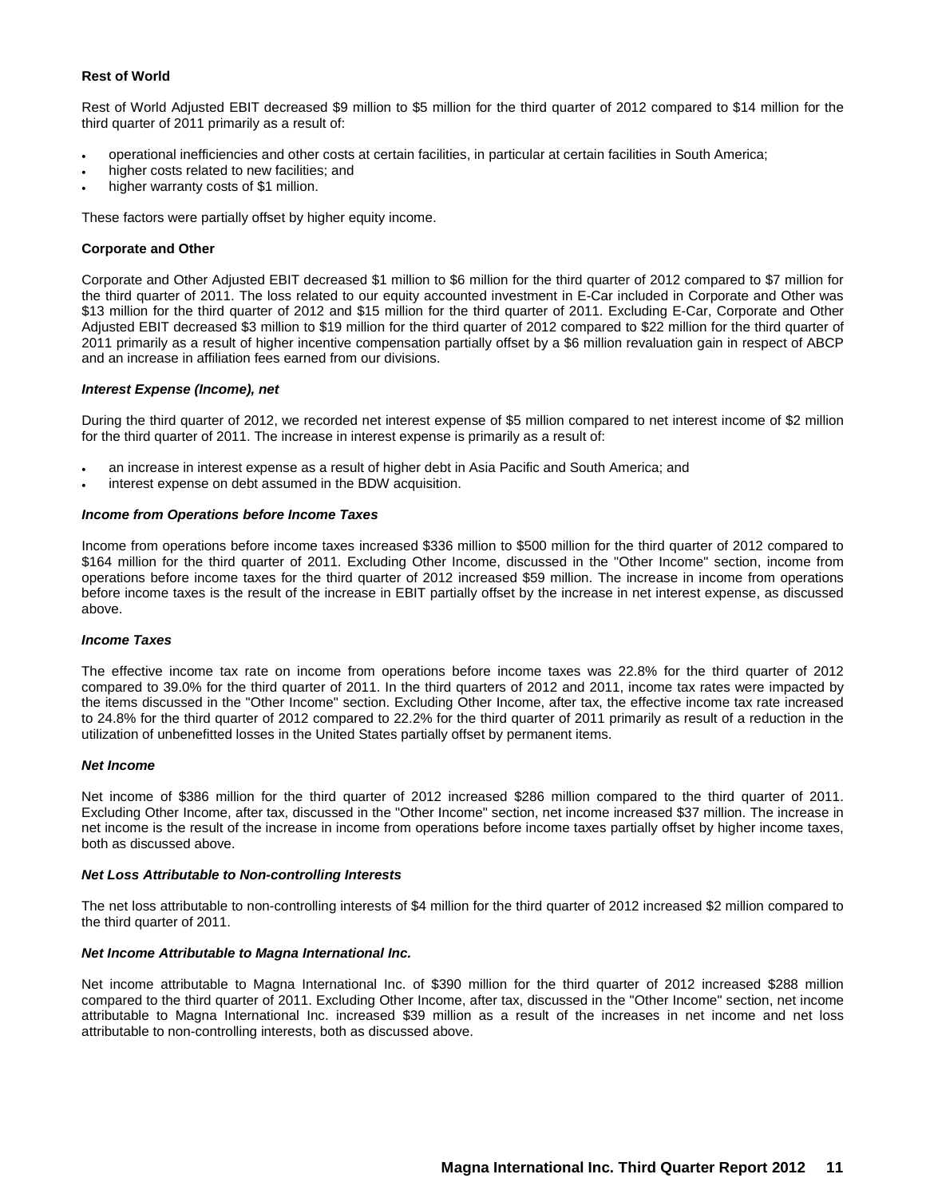**Rest of World**

Rest of World Adjusted EBIT decreased $9 million to $5 million for the third quarter of 2012 compared to $14 million for the third quarter of 2011 primarily as a result of:

- operational inefficiencies and other costs at certain facilities, in particular at certain facilities in South America;
- higher costs related to new facilities; and
- higher warranty costs of $1 million.

These factors were partially offset by higher equity income.

**Corporate and Other**

Corporate and Other Adjusted EBIT decreased $1 million to $6 million for the third quarter of 2012 compared to $7 million for the third quarter of 2011. The loss related to our equity accounted investment in E-Car included in Corporate and Other was $13 million for the third quarter of 2012 and $15 million for the third quarter of 2011. Excluding E-Car, Corporate and Other Adjusted EBIT decreased $3 million to $19 million for the third quarter of 2012 compared to $22 million for the third quarter of 2011 primarily as a result of higher incentive compensation partially offset by a $6 million revaluation gain in respect of ABCP and an increase in affiliation fees earned from our divisions.

***Interest Expense (Income), net***

During the third quarter of 2012, we recorded net interest expense of $5 million compared to net interest income of $2 million for the third quarter of 2011. The increase in interest expense is primarily as a result of:

- an increase in interest expense as a result of higher debt in Asia Pacific and South America; and
- interest expense on debt assumed in the BDW acquisition.

***Income from Operations before Income Taxes***

Income from operations before income taxes increased $336 million to $500 million for the third quarter of 2012 compared to $164 million for the third quarter of 2011. Excluding Other Income, discussed in the "Other Income" section, income from operations before income taxes for the third quarter of 2012 increased $59 million. The increase in income from operations before income taxes is the result of the increase in EBIT partially offset by the increase in net interest expense, as discussed above.

***Income Taxes***

The effective income tax rate on income from operations before income taxes was 22.8% for the third quarter of 2012 compared to 39.0% for the third quarter of 2011. In the third quarters of 2012 and 2011, income tax rates were impacted by the items discussed in the "Other Income" section. Excluding Other Income, after tax, the effective income tax rate increased to 24.8% for the third quarter of 2012 compared to 22.2% for the third quarter of 2011 primarily as result of a reduction in the utilization of unbenefitted losses in the United States partially offset by permanent items.

***Net Income***

Net income of $386 million for the third quarter of 2012 increased $286 million compared to the third quarter of 2011. Excluding Other Income, after tax, discussed in the "Other Income" section, net income increased $37 million. The increase in net income is the result of the increase in income from operations before income taxes partially offset by higher income taxes, both as discussed above.

***Net Loss Attributable to Non-controlling Interests***

The net loss attributable to non-controlling interests of $4 million for the third quarter of 2012 increased $2 million compared to the third quarter of 2011.

***Net Income Attributable to Magna International Inc.***

Net income attributable to Magna International Inc. of $390 million for the third quarter of 2012 increased $288 million compared to the third quarter of 2011. Excluding Other Income, after tax, discussed in the "Other Income" section, net income attributable to Magna International Inc. increased $39 million as a result of the increases in net income and net loss attributable to non-controlling interests, both as discussed above.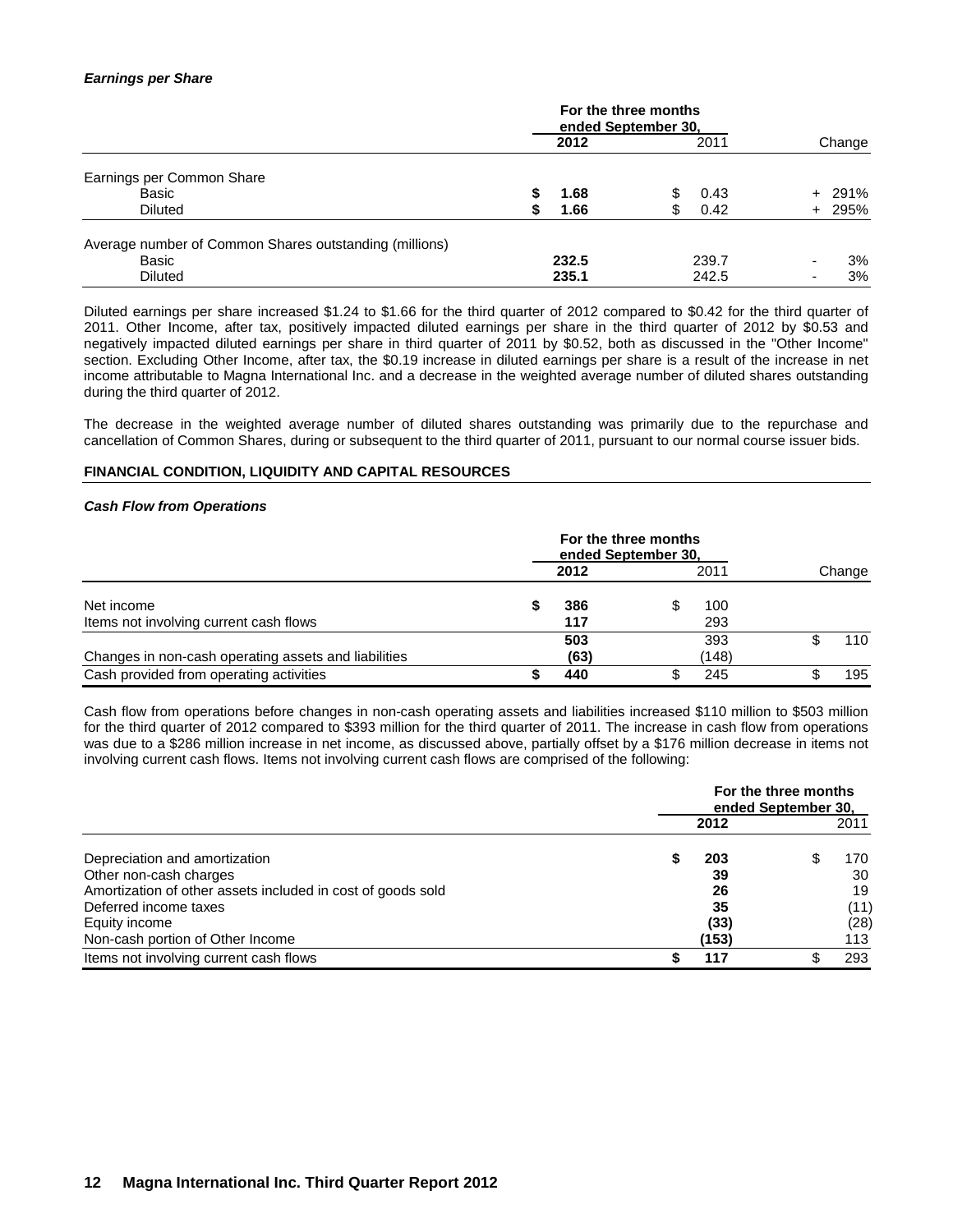***Earnings per Share***

| | For the three months ended September 30, | | |
|---|---|---|---|
| | **2012** | 2011 | Change |
| Earnings per Common Share | | | |
| Basic | **$ 1.68** | $ 0.43 | + 291% |
| Diluted | **$ 1.66** | $ 0.42 | + 295% |
| Average number of Common Shares outstanding (millions) | | | |
| Basic | **232.5** | 239.7 | - 3% |
| Diluted | **235.1** | 242.5 | - 3% |

Diluted earnings per share increased $1.24 to $1.66 for the third quarter of 2012 compared to $0.42 for the third quarter of 2011. Other Income, after tax, positively impacted diluted earnings per share in the third quarter of 2012 by $0.53 and negatively impacted diluted earnings per share in third quarter of 2011 by $0.52, both as discussed in the "Other Income" section. Excluding Other Income, after tax, the $0.19 increase in diluted earnings per share is a result of the increase in net income attributable to Magna International Inc. and a decrease in the weighted average number of diluted shares outstanding during the third quarter of 2012.

The decrease in the weighted average number of diluted shares outstanding was primarily due to the repurchase and cancellation of Common Shares, during or subsequent to the third quarter of 2011, pursuant to our normal course issuer bids.

## FINANCIAL CONDITION, LIQUIDITY AND CAPITAL RESOURCES

***Cash Flow from Operations***

| | For the three months ended September 30, | | |
|---|---|---|---|
| | **2012** | 2011 | Change |
| Net income | **$ 386** | $ 100 | |
| Items not involving current cash flows | **117** | 293 | |
| | **503** | 393 | $ 110 |
| Changes in non-cash operating assets and liabilities | **(63)** | (148) | |
| Cash provided from operating activities | **$ 440** | $ 245 | $ 195 |

Cash flow from operations before changes in non-cash operating assets and liabilities increased $110 million to $503 million for the third quarter of 2012 compared to $393 million for the third quarter of 2011. The increase in cash flow from operations was due to a $286 million increase in net income, as discussed above, partially offset by a $176 million decrease in items not involving current cash flows. Items not involving current cash flows are comprised of the following:

| | For the three months ended September 30, | |
|---|---|---|
| | **2012** | 2011 |
| Depreciation and amortization | **$ 203** | $ 170 |
| Other non-cash charges | **39** | 30 |
| Amortization of other assets included in cost of goods sold | **26** | 19 |
| Deferred income taxes | **35** | (11) |
| Equity income | **(33)** | (28) |
| Non-cash portion of Other Income | **(153)** | 113 |
| Items not involving current cash flows | **$ 117** | $ 293 |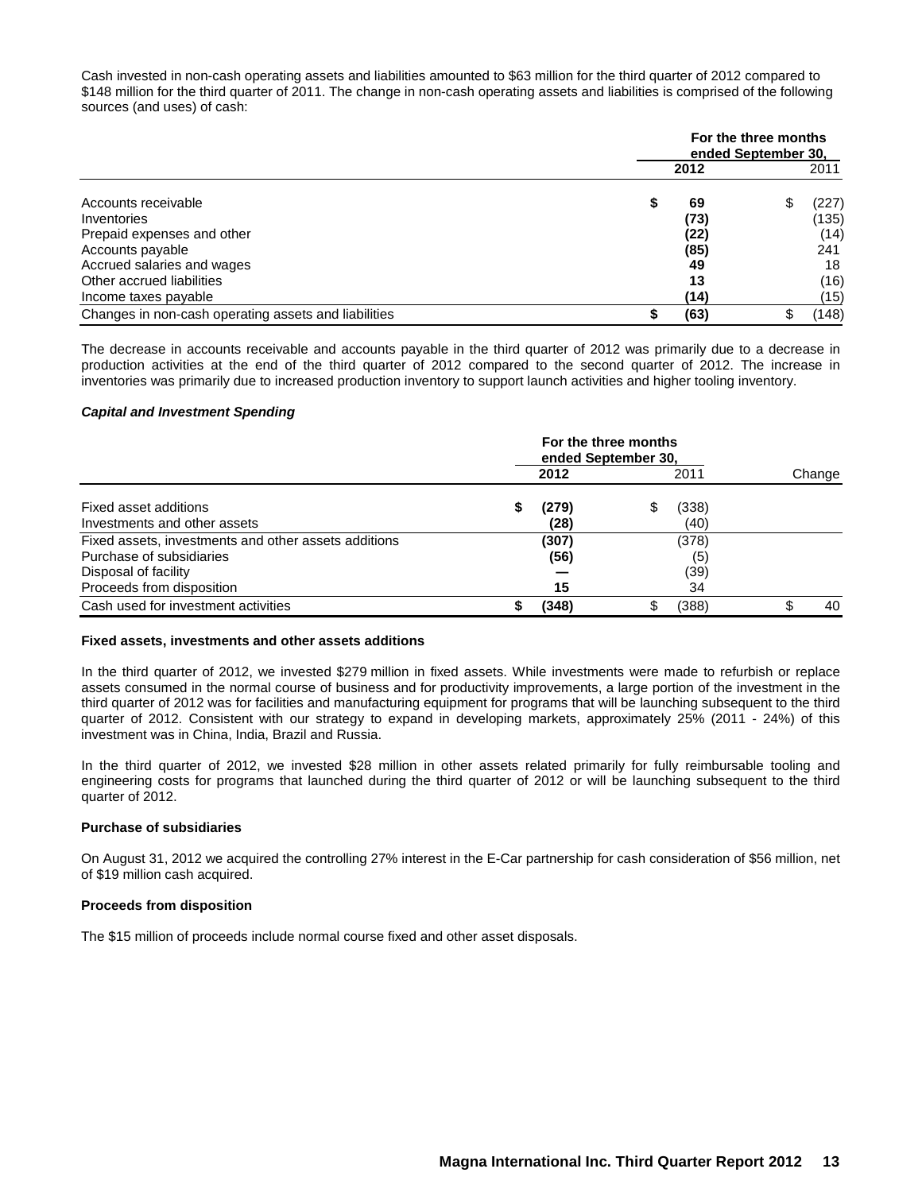Cash invested in non-cash operating assets and liabilities amounted to $63 million for the third quarter of 2012 compared to $148 million for the third quarter of 2011. The change in non-cash operating assets and liabilities is comprised of the following sources (and uses) of cash:

| | For the three months ended September 30, | |
|---|---|---|
| | **2012** | 2011 |
| Accounts receivable | **$ 69** | $ (227) |
| Inventories | **(73)** | (135) |
| Prepaid expenses and other | **(22)** | (14) |
| Accounts payable | **(85)** | 241 |
| Accrued salaries and wages | **49** | 18 |
| Other accrued liabilities | **13** | (16) |
| Income taxes payable | **(14)** | (15) |
| Changes in non-cash operating assets and liabilities | **$ (63)** | $ (148) |

The decrease in accounts receivable and accounts payable in the third quarter of 2012 was primarily due to a decrease in production activities at the end of the third quarter of 2012 compared to the second quarter of 2012. The increase in inventories was primarily due to increased production inventory to support launch activities and higher tooling inventory.

***Capital and Investment Spending***

| | For the three months ended September 30, | | |
|---|---|---|---|
| | **2012** | 2011 | Change |
| Fixed asset additions | **$ (279)** | $ (338) | |
| Investments and other assets | **(28)** | (40) | |
| Fixed assets, investments and other assets additions | **(307)** | (378) | |
| Purchase of subsidiaries | **(56)** | (5) | |
| Disposal of facility | **—** | (39) | |
| Proceeds from disposition | **15** | 34 | |
| Cash used for investment activities | **$ (348)** | $ (388) | $ 40 |

**Fixed assets, investments and other assets additions**

In the third quarter of 2012, we invested $279 million in fixed assets. While investments were made to refurbish or replace assets consumed in the normal course of business and for productivity improvements, a large portion of the investment in the third quarter of 2012 was for facilities and manufacturing equipment for programs that will be launching subsequent to the third quarter of 2012. Consistent with our strategy to expand in developing markets, approximately 25% (2011 - 24%) of this investment was in China, India, Brazil and Russia.

In the third quarter of 2012, we invested $28 million in other assets related primarily for fully reimbursable tooling and engineering costs for programs that launched during the third quarter of 2012 or will be launching subsequent to the third quarter of 2012.

**Purchase of subsidiaries**

On August 31, 2012 we acquired the controlling 27% interest in the E-Car partnership for cash consideration of $56 million, net of $19 million cash acquired.

**Proceeds from disposition**

The $15 million of proceeds include normal course fixed and other asset disposals.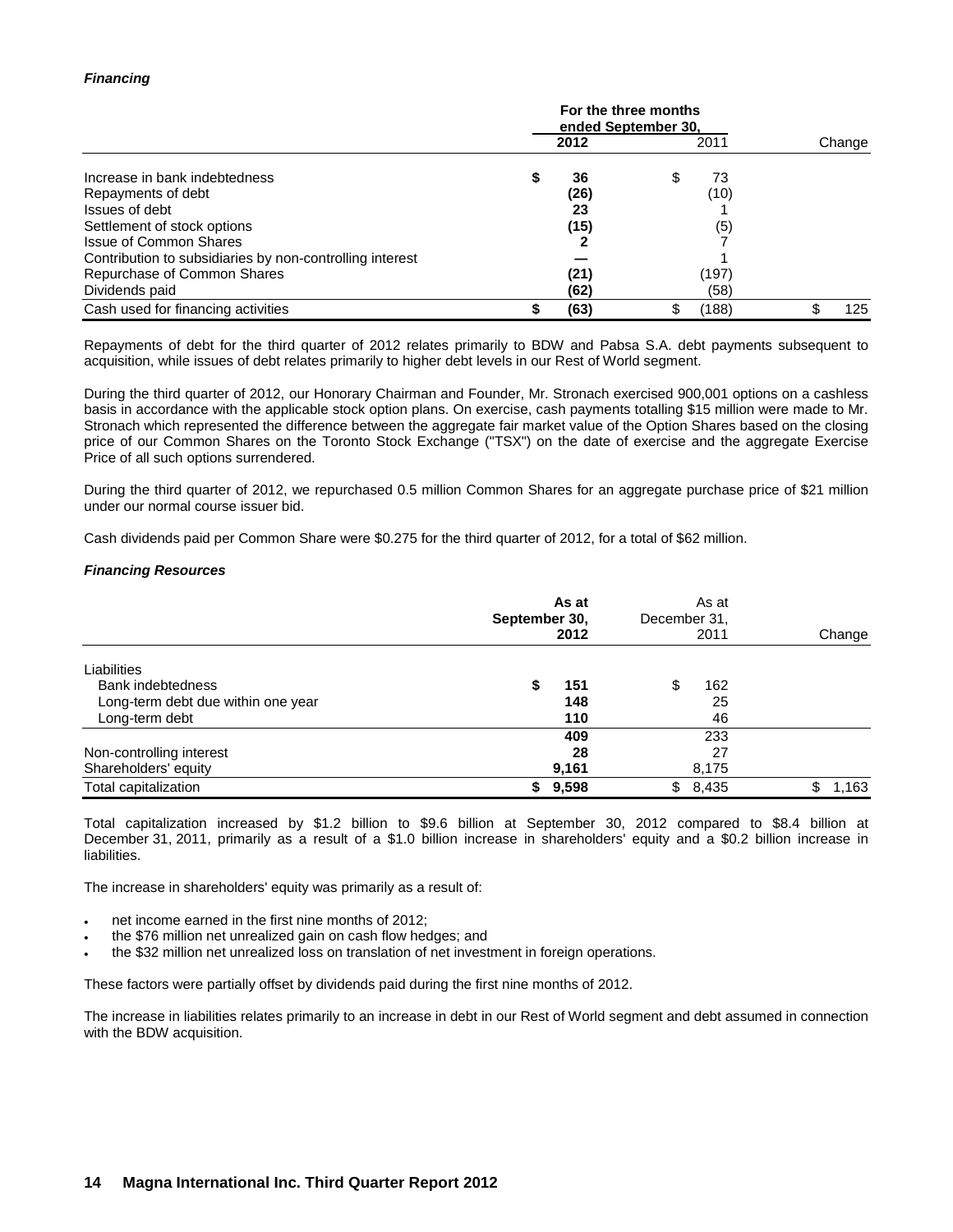***Financing***

| | For the three months ended September 30, | | |
|---|---|---|---|
| | **2012** | 2011 | Change |
| Increase in bank indebtedness | **$ 36** | $ 73 | |
| Repayments of debt | **(26)** | (10) | |
| Issues of debt | **23** | 1 | |
| Settlement of stock options | **(15)** | (5) | |
| Issue of Common Shares | **2** | 7 | |
| Contribution to subsidiaries by non-controlling interest | **—** | 1 | |
| Repurchase of Common Shares | **(21)** | (197) | |
| Dividends paid | **(62)** | (58) | |
| Cash used for financing activities | **$ (63)** | $ (188) | $ 125 |

Repayments of debt for the third quarter of 2012 relates primarily to BDW and Pabsa S.A. debt payments subsequent to acquisition, while issues of debt relates primarily to higher debt levels in our Rest of World segment.

During the third quarter of 2012, our Honorary Chairman and Founder, Mr. Stronach exercised 900,001 options on a cashless basis in accordance with the applicable stock option plans. On exercise, cash payments totalling $15 million were made to Mr. Stronach which represented the difference between the aggregate fair market value of the Option Shares based on the closing price of our Common Shares on the Toronto Stock Exchange ("TSX") on the date of exercise and the aggregate Exercise Price of all such options surrendered.

During the third quarter of 2012, we repurchased 0.5 million Common Shares for an aggregate purchase price of $21 million under our normal course issuer bid.

Cash dividends paid per Common Share were $0.275 for the third quarter of 2012, for a total of $62 million.

***Financing Resources***

| | **As at September 30, 2012** | As at December 31, 2011 | Change |
|---|---|---|---|
| Liabilities | | | |
| Bank indebtedness | **$ 151** | $ 162 | |
| Long-term debt due within one year | **148** | 25 | |
| Long-term debt | **110** | 46 | |
| | **409** | 233 | |
| Non-controlling interest | **28** | 27 | |
| Shareholders' equity | **9,161** | 8,175 | |
| Total capitalization | **$ 9,598** | $ 8,435 | $ 1,163 |

Total capitalization increased by $1.2 billion to $9.6 billion at September 30, 2012 compared to $8.4 billion at December 31, 2011, primarily as a result of a $1.0 billion increase in shareholders' equity and a $0.2 billion increase in liabilities.

The increase in shareholders' equity was primarily as a result of:

- net income earned in the first nine months of 2012;
- the $76 million net unrealized gain on cash flow hedges; and
- the $32 million net unrealized loss on translation of net investment in foreign operations.

These factors were partially offset by dividends paid during the first nine months of 2012.

The increase in liabilities relates primarily to an increase in debt in our Rest of World segment and debt assumed in connection with the BDW acquisition.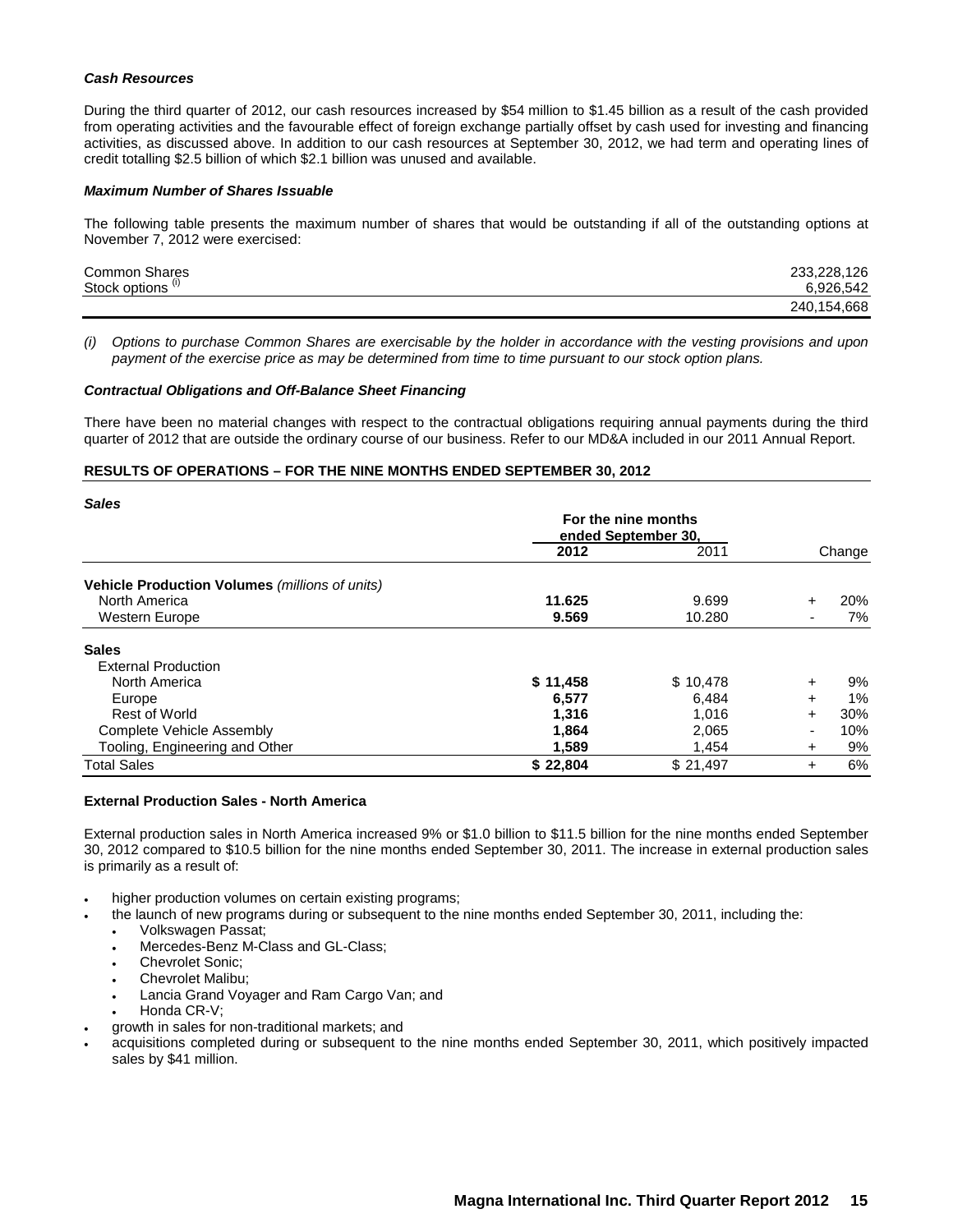***Cash Resources***

During the third quarter of 2012, our cash resources increased by $54 million to $1.45 billion as a result of the cash provided from operating activities and the favourable effect of foreign exchange partially offset by cash used for investing and financing activities, as discussed above. In addition to our cash resources at September 30, 2012, we had term and operating lines of credit totalling $2.5 billion of which $2.1 billion was unused and available.

***Maximum Number of Shares Issuable***

The following table presents the maximum number of shares that would be outstanding if all of the outstanding options at November 7, 2012 were exercised:

| | |
|---|---|
| Common Shares | 233,228,126 |
| Stock options [(i)] | 6,926,542 |
| | 240,154,668 |

*(i) Options to purchase Common Shares are exercisable by the holder in accordance with the vesting provisions and upon payment of the exercise price as may be determined from time to time pursuant to our stock option plans.*

***Contractual Obligations and Off-Balance Sheet Financing***

There have been no material changes with respect to the contractual obligations requiring annual payments during the third quarter of 2012 that are outside the ordinary course of our business. Refer to our MD&A included in our 2011 Annual Report.

**RESULTS OF OPERATIONS – FOR THE NINE MONTHS ENDED SEPTEMBER 30, 2012**

***Sales***

| | For the nine months ended September 30, | | | |
|---|---|---|---|---|
| | **2012** | 2011 | | Change |
| **Vehicle Production Volumes** *(millions of units)* | | | | |
| North America | **11.625** | 9.699 | + | 20% |
| Western Europe | **9.569** | 10.280 | - | 7% |
| **Sales** | | | | |
| External Production | | | | |
| North America | **$ 11,458** | $ 10,478 | + | 9% |
| Europe | **6,577** | 6,484 | + | 1% |
| Rest of World | **1,316** | 1,016 | + | 30% |
| Complete Vehicle Assembly | **1,864** | 2,065 | - | 10% |
| Tooling, Engineering and Other | **1,589** | 1,454 | + | 9% |
| Total Sales | **$ 22,804** | $ 21,497 | + | 6% |

**External Production Sales - North America**

External production sales in North America increased 9% or $1.0 billion to $11.5 billion for the nine months ended September 30, 2012 compared to $10.5 billion for the nine months ended September 30, 2011. The increase in external production sales is primarily as a result of:

- higher production volumes on certain existing programs;
- the launch of new programs during or subsequent to the nine months ended September 30, 2011, including the:
  - Volkswagen Passat;
  - Mercedes-Benz M-Class and GL-Class;
  - Chevrolet Sonic;
  - Chevrolet Malibu;
  - Lancia Grand Voyager and Ram Cargo Van; and
  - Honda CR-V;
- growth in sales for non-traditional markets; and
- acquisitions completed during or subsequent to the nine months ended September 30, 2011, which positively impacted sales by $41 million.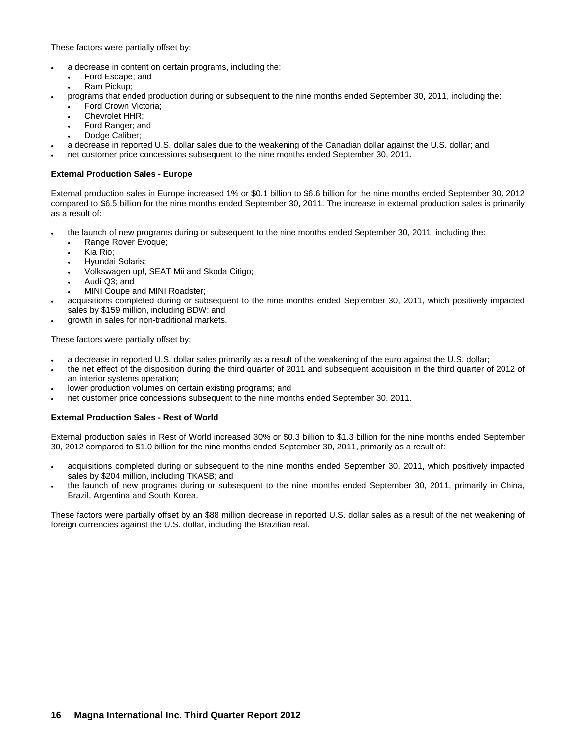These factors were partially offset by:

- a decrease in content on certain programs, including the:
  - Ford Escape; and
  - Ram Pickup;
- programs that ended production during or subsequent to the nine months ended September 30, 2011, including the:
  - Ford Crown Victoria;
  - Chevrolet HHR;
  - Ford Ranger; and
  - Dodge Caliber;
- a decrease in reported U.S. dollar sales due to the weakening of the Canadian dollar against the U.S. dollar; and
- net customer price concessions subsequent to the nine months ended September 30, 2011.

**External Production Sales - Europe**

External production sales in Europe increased 1% or $0.1 billion to $6.6 billion for the nine months ended September 30, 2012 compared to $6.5 billion for the nine months ended September 30, 2011. The increase in external production sales is primarily as a result of:

- the launch of new programs during or subsequent to the nine months ended September 30, 2011, including the:
  - Range Rover Evoque;
  - Kia Rio;
  - Hyundai Solaris;
  - Volkswagen up!, SEAT Mii and Skoda Citigo;
  - Audi Q3; and
  - MINI Coupe and MINI Roadster;
- acquisitions completed during or subsequent to the nine months ended September 30, 2011, which positively impacted sales by $159 million, including BDW; and
- growth in sales for non-traditional markets.

These factors were partially offset by:

- a decrease in reported U.S. dollar sales primarily as a result of the weakening of the euro against the U.S. dollar;
- the net effect of the disposition during the third quarter of 2011 and subsequent acquisition in the third quarter of 2012 of an interior systems operation;
- lower production volumes on certain existing programs; and
- net customer price concessions subsequent to the nine months ended September 30, 2011.

**External Production Sales - Rest of World**

External production sales in Rest of World increased 30% or $0.3 billion to $1.3 billion for the nine months ended September 30, 2012 compared to $1.0 billion for the nine months ended September 30, 2011, primarily as a result of:

- acquisitions completed during or subsequent to the nine months ended September 30, 2011, which positively impacted sales by $204 million, including TKASB; and
- the launch of new programs during or subsequent to the nine months ended September 30, 2011, primarily in China, Brazil, Argentina and South Korea.

These factors were partially offset by an $88 million decrease in reported U.S. dollar sales as a result of the net weakening of foreign currencies against the U.S. dollar, including the Brazilian real.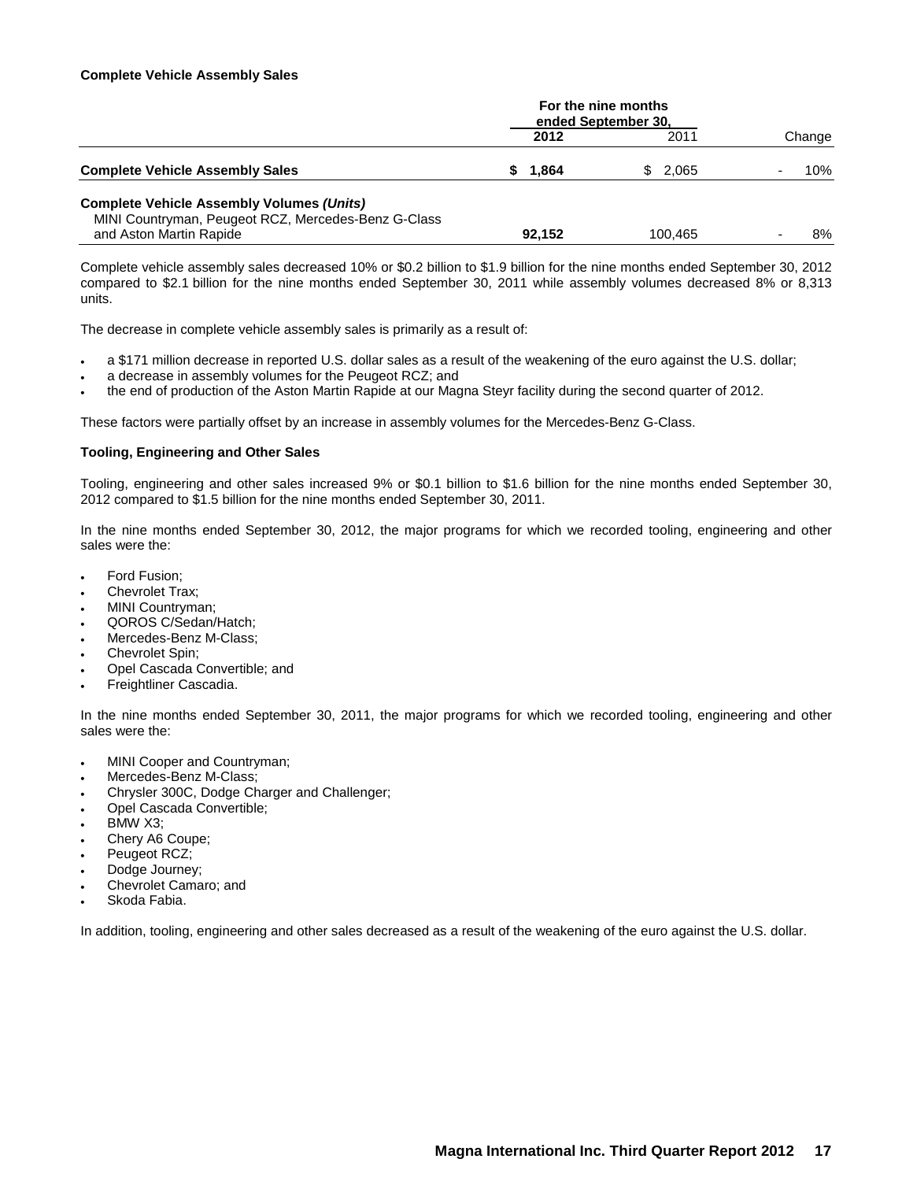**Complete Vehicle Assembly Sales**

| | For the nine months ended September 30, | | |
|---|---|---|---|
| | **2012** | 2011 | Change |
| **Complete Vehicle Assembly Sales** | **$ 1,864** | $ 2,065 | - 10% |
| **Complete Vehicle Assembly Volumes *(Units)*** | | | |
| MINI Countryman, Peugeot RCZ, Mercedes-Benz G-Class and Aston Martin Rapide | **92,152** | 100,465 | - 8% |

Complete vehicle assembly sales decreased 10% or $0.2 billion to $1.9 billion for the nine months ended September 30, 2012 compared to $2.1 billion for the nine months ended September 30, 2011 while assembly volumes decreased 8% or 8,313 units.

The decrease in complete vehicle assembly sales is primarily as a result of:

- a $171 million decrease in reported U.S. dollar sales as a result of the weakening of the euro against the U.S. dollar;
- a decrease in assembly volumes for the Peugeot RCZ; and
- the end of production of the Aston Martin Rapide at our Magna Steyr facility during the second quarter of 2012.

These factors were partially offset by an increase in assembly volumes for the Mercedes-Benz G-Class.

**Tooling, Engineering and Other Sales**

Tooling, engineering and other sales increased 9% or $0.1 billion to $1.6 billion for the nine months ended September 30, 2012 compared to $1.5 billion for the nine months ended September 30, 2011.

In the nine months ended September 30, 2012, the major programs for which we recorded tooling, engineering and other sales were the:

- Ford Fusion;
- Chevrolet Trax;
- MINI Countryman;
- QOROS C/Sedan/Hatch;
- Mercedes-Benz M-Class;
- Chevrolet Spin;
- Opel Cascada Convertible; and
- Freightliner Cascadia.

In the nine months ended September 30, 2011, the major programs for which we recorded tooling, engineering and other sales were the:

- MINI Cooper and Countryman;
- Mercedes-Benz M-Class;
- Chrysler 300C, Dodge Charger and Challenger;
- Opel Cascada Convertible;
- BMW X3;
- Chery A6 Coupe;
- Peugeot RCZ;
- Dodge Journey;
- Chevrolet Camaro; and
- Skoda Fabia.

In addition, tooling, engineering and other sales decreased as a result of the weakening of the euro against the U.S. dollar.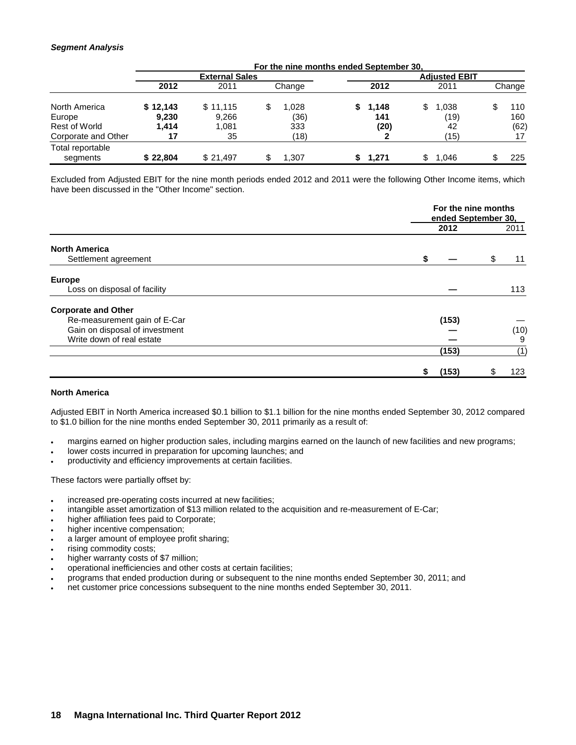***Segment Analysis***

| | For the nine months ended September 30, | | | | | |
|---|---|---|---|---|---|---|
| | External Sales | | | Adjusted EBIT | | |
| | **2012** | 2011 | Change | **2012** | 2011 | Change |
| North America | **$ 12,143** | $ 11,115 | $ 1,028 | **$ 1,148** | $ 1,038 | $ 110 |
| Europe | **9,230** | 9,266 | (36) | **141** | (19) | 160 |
| Rest of World | **1,414** | 1,081 | 333 | **(20)** | 42 | (62) |
| Corporate and Other | **17** | 35 | (18) | **2** | (15) | 17 |
| Total reportable segments | **$ 22,804** | $ 21,497 | $ 1,307 | **$ 1,271** | $ 1,046 | $ 225 |

Excluded from Adjusted EBIT for the nine month periods ended 2012 and 2011 were the following Other Income items, which have been discussed in the "Other Income" section.

| | For the nine months ended September 30, | |
|---|---|---|
| | **2012** | 2011 |
| **North America** | | |
| Settlement agreement | **$ —** | $ 11 |
| **Europe** | | |
| Loss on disposal of facility | **—** | 113 |
| **Corporate and Other** | | |
| Re-measurement gain of E-Car | **(153)** | — |
| Gain on disposal of investment | **—** | (10) |
| Write down of real estate | **—** | 9 |
| | **(153)** | (1) |
| | **$ (153)** | $ 123 |

**North America**

Adjusted EBIT in North America increased $0.1 billion to $1.1 billion for the nine months ended September 30, 2012 compared to $1.0 billion for the nine months ended September 30, 2011 primarily as a result of:

- margins earned on higher production sales, including margins earned on the launch of new facilities and new programs;
- lower costs incurred in preparation for upcoming launches; and
- productivity and efficiency improvements at certain facilities.

These factors were partially offset by:

- increased pre-operating costs incurred at new facilities;
- intangible asset amortization of $13 million related to the acquisition and re-measurement of E-Car;
- higher affiliation fees paid to Corporate;
- higher incentive compensation;
- a larger amount of employee profit sharing;
- rising commodity costs;
- higher warranty costs of $7 million;
- operational inefficiencies and other costs at certain facilities;
- programs that ended production during or subsequent to the nine months ended September 30, 2011; and
- net customer price concessions subsequent to the nine months ended September 30, 2011.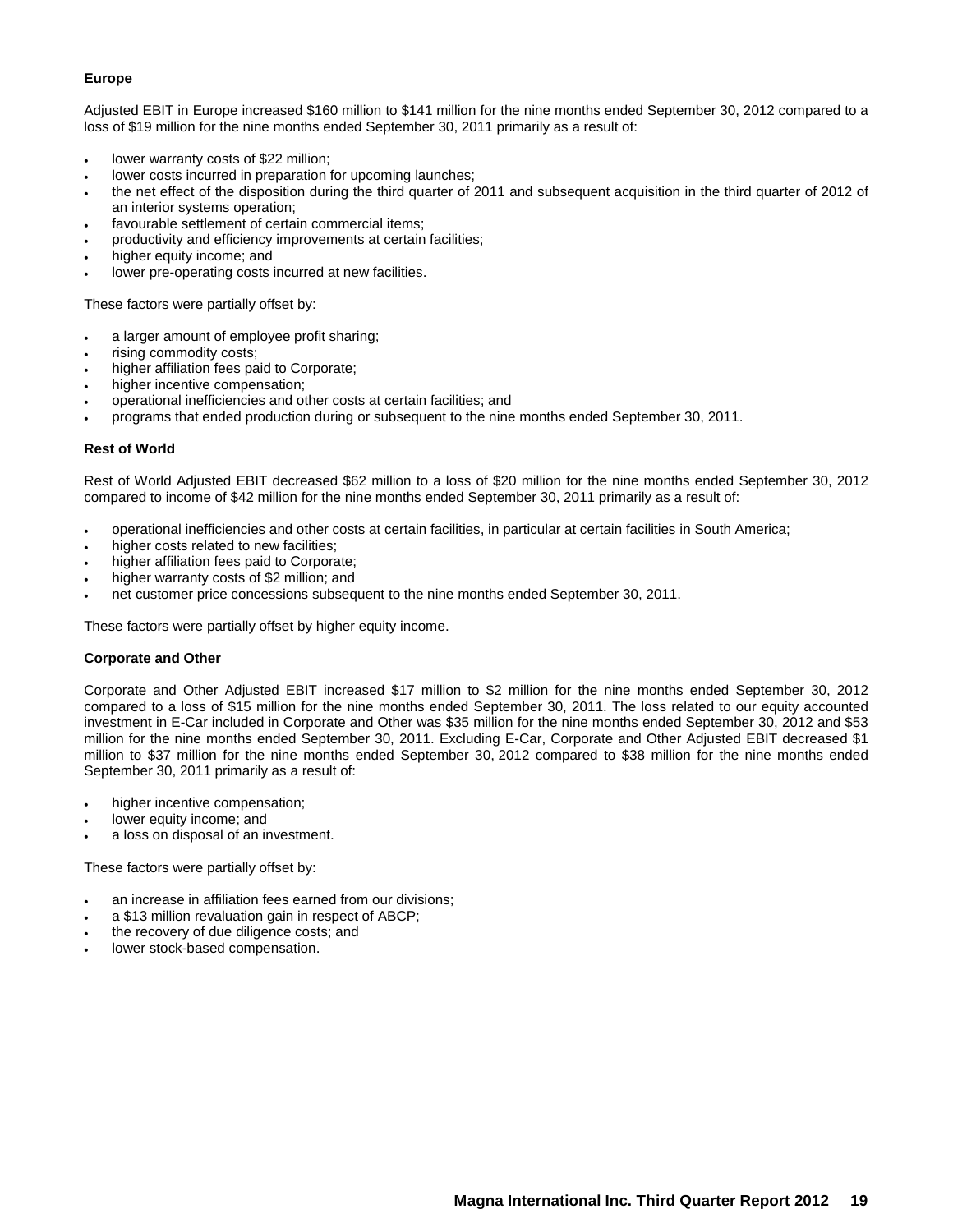**Europe**

Adjusted EBIT in Europe increased $160 million to $141 million for the nine months ended September 30, 2012 compared to a loss of $19 million for the nine months ended September 30, 2011 primarily as a result of:

- lower warranty costs of $22 million;
- lower costs incurred in preparation for upcoming launches;
- the net effect of the disposition during the third quarter of 2011 and subsequent acquisition in the third quarter of 2012 of an interior systems operation;
- favourable settlement of certain commercial items;
- productivity and efficiency improvements at certain facilities;
- higher equity income; and
- lower pre-operating costs incurred at new facilities.

These factors were partially offset by:

- a larger amount of employee profit sharing;
- rising commodity costs;
- higher affiliation fees paid to Corporate;
- higher incentive compensation;
- operational inefficiencies and other costs at certain facilities; and
- programs that ended production during or subsequent to the nine months ended September 30, 2011.

**Rest of World**

Rest of World Adjusted EBIT decreased $62 million to a loss of $20 million for the nine months ended September 30, 2012 compared to income of $42 million for the nine months ended September 30, 2011 primarily as a result of:

- operational inefficiencies and other costs at certain facilities, in particular at certain facilities in South America;
- higher costs related to new facilities;
- higher affiliation fees paid to Corporate;
- higher warranty costs of $2 million; and
- net customer price concessions subsequent to the nine months ended September 30, 2011.

These factors were partially offset by higher equity income.

**Corporate and Other**

Corporate and Other Adjusted EBIT increased $17 million to $2 million for the nine months ended September 30, 2012 compared to a loss of $15 million for the nine months ended September 30, 2011. The loss related to our equity accounted investment in E-Car included in Corporate and Other was $35 million for the nine months ended September 30, 2012 and $53 million for the nine months ended September 30, 2011. Excluding E-Car, Corporate and Other Adjusted EBIT decreased $1 million to $37 million for the nine months ended September 30, 2012 compared to $38 million for the nine months ended September 30, 2011 primarily as a result of:

- higher incentive compensation;
- lower equity income; and
- a loss on disposal of an investment.

These factors were partially offset by:

- an increase in affiliation fees earned from our divisions;
- a $13 million revaluation gain in respect of ABCP;
- the recovery of due diligence costs; and
- lower stock-based compensation.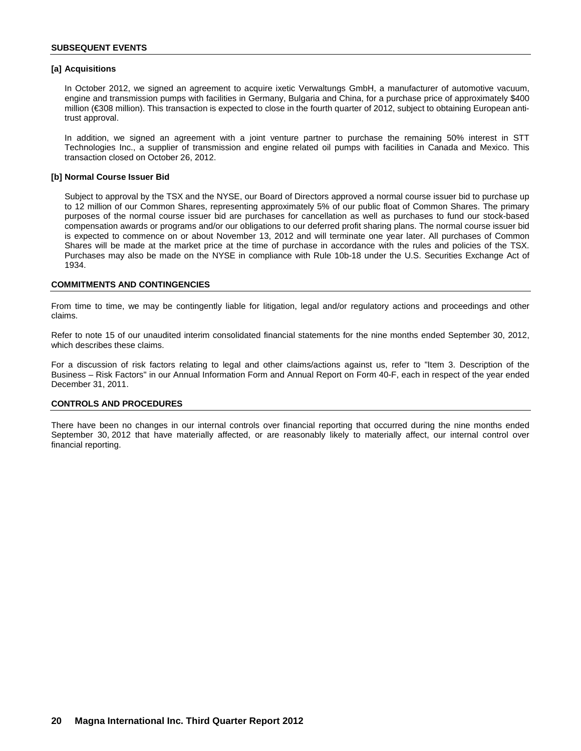## SUBSEQUENT EVENTS

### [a] Acquisitions

In October 2012, we signed an agreement to acquire ixetic Verwaltungs GmbH, a manufacturer of automotive vacuum, engine and transmission pumps with facilities in Germany, Bulgaria and China, for a purchase price of approximately $400 million (€308 million). This transaction is expected to close in the fourth quarter of 2012, subject to obtaining European anti-trust approval.

In addition, we signed an agreement with a joint venture partner to purchase the remaining 50% interest in STT Technologies Inc., a supplier of transmission and engine related oil pumps with facilities in Canada and Mexico. This transaction closed on October 26, 2012.

### [b] Normal Course Issuer Bid

Subject to approval by the TSX and the NYSE, our Board of Directors approved a normal course issuer bid to purchase up to 12 million of our Common Shares, representing approximately 5% of our public float of Common Shares. The primary purposes of the normal course issuer bid are purchases for cancellation as well as purchases to fund our stock-based compensation awards or programs and/or our obligations to our deferred profit sharing plans. The normal course issuer bid is expected to commence on or about November 13, 2012 and will terminate one year later. All purchases of Common Shares will be made at the market price at the time of purchase in accordance with the rules and policies of the TSX. Purchases may also be made on the NYSE in compliance with Rule 10b-18 under the U.S. Securities Exchange Act of 1934.

## COMMITMENTS AND CONTINGENCIES

From time to time, we may be contingently liable for litigation, legal and/or regulatory actions and proceedings and other claims.

Refer to note 15 of our unaudited interim consolidated financial statements for the nine months ended September 30, 2012, which describes these claims.

For a discussion of risk factors relating to legal and other claims/actions against us, refer to "Item 3. Description of the Business – Risk Factors" in our Annual Information Form and Annual Report on Form 40-F, each in respect of the year ended December 31, 2011.

## CONTROLS AND PROCEDURES

There have been no changes in our internal controls over financial reporting that occurred during the nine months ended September 30, 2012 that have materially affected, or are reasonably likely to materially affect, our internal control over financial reporting.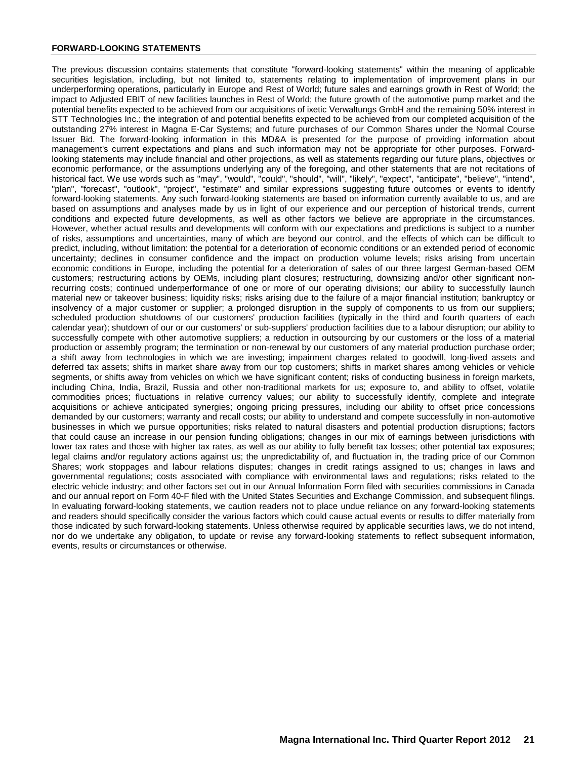## FORWARD-LOOKING STATEMENTS

The previous discussion contains statements that constitute "forward-looking statements" within the meaning of applicable securities legislation, including, but not limited to, statements relating to implementation of improvement plans in our underperforming operations, particularly in Europe and Rest of World; future sales and earnings growth in Rest of World; the impact to Adjusted EBIT of new facilities launches in Rest of World; the future growth of the automotive pump market and the potential benefits expected to be achieved from our acquisitions of ixetic Verwaltungs GmbH and the remaining 50% interest in STT Technologies Inc.; the integration of and potential benefits expected to be achieved from our completed acquisition of the outstanding 27% interest in Magna E-Car Systems; and future purchases of our Common Shares under the Normal Course Issuer Bid. The forward-looking information in this MD&A is presented for the purpose of providing information about management's current expectations and plans and such information may not be appropriate for other purposes. Forward-looking statements may include financial and other projections, as well as statements regarding our future plans, objectives or economic performance, or the assumptions underlying any of the foregoing, and other statements that are not recitations of historical fact. We use words such as "may", "would", "could", "should", "will", "likely", "expect", "anticipate", "believe", "intend", "plan", "forecast", "outlook", "project", "estimate" and similar expressions suggesting future outcomes or events to identify forward-looking statements. Any such forward-looking statements are based on information currently available to us, and are based on assumptions and analyses made by us in light of our experience and our perception of historical trends, current conditions and expected future developments, as well as other factors we believe are appropriate in the circumstances. However, whether actual results and developments will conform with our expectations and predictions is subject to a number of risks, assumptions and uncertainties, many of which are beyond our control, and the effects of which can be difficult to predict, including, without limitation: the potential for a deterioration of economic conditions or an extended period of economic uncertainty; declines in consumer confidence and the impact on production volume levels; risks arising from uncertain economic conditions in Europe, including the potential for a deterioration of sales of our three largest German-based OEM customers; restructuring actions by OEMs, including plant closures; restructuring, downsizing and/or other significant non-recurring costs; continued underperformance of one or more of our operating divisions; our ability to successfully launch material new or takeover business; liquidity risks; risks arising due to the failure of a major financial institution; bankruptcy or insolvency of a major customer or supplier; a prolonged disruption in the supply of components to us from our suppliers; scheduled production shutdowns of our customers' production facilities (typically in the third and fourth quarters of each calendar year); shutdown of our or our customers' or sub-suppliers' production facilities due to a labour disruption; our ability to successfully compete with other automotive suppliers; a reduction in outsourcing by our customers or the loss of a material production or assembly program; the termination or non-renewal by our customers of any material production purchase order; a shift away from technologies in which we are investing; impairment charges related to goodwill, long-lived assets and deferred tax assets; shifts in market share away from our top customers; shifts in market shares among vehicles or vehicle segments, or shifts away from vehicles on which we have significant content; risks of conducting business in foreign markets, including China, India, Brazil, Russia and other non-traditional markets for us; exposure to, and ability to offset, volatile commodities prices; fluctuations in relative currency values; our ability to successfully identify, complete and integrate acquisitions or achieve anticipated synergies; ongoing pricing pressures, including our ability to offset price concessions demanded by our customers; warranty and recall costs; our ability to understand and compete successfully in non-automotive businesses in which we pursue opportunities; risks related to natural disasters and potential production disruptions; factors that could cause an increase in our pension funding obligations; changes in our mix of earnings between jurisdictions with lower tax rates and those with higher tax rates, as well as our ability to fully benefit tax losses; other potential tax exposures; legal claims and/or regulatory actions against us; the unpredictability of, and fluctuation in, the trading price of our Common Shares; work stoppages and labour relations disputes; changes in credit ratings assigned to us; changes in laws and governmental regulations; costs associated with compliance with environmental laws and regulations; risks related to the electric vehicle industry; and other factors set out in our Annual Information Form filed with securities commissions in Canada and our annual report on Form 40-F filed with the United States Securities and Exchange Commission, and subsequent filings. In evaluating forward-looking statements, we caution readers not to place undue reliance on any forward-looking statements and readers should specifically consider the various factors which could cause actual events or results to differ materially from those indicated by such forward-looking statements. Unless otherwise required by applicable securities laws, we do not intend, nor do we undertake any obligation, to update or revise any forward-looking statements to reflect subsequent information, events, results or circumstances or otherwise.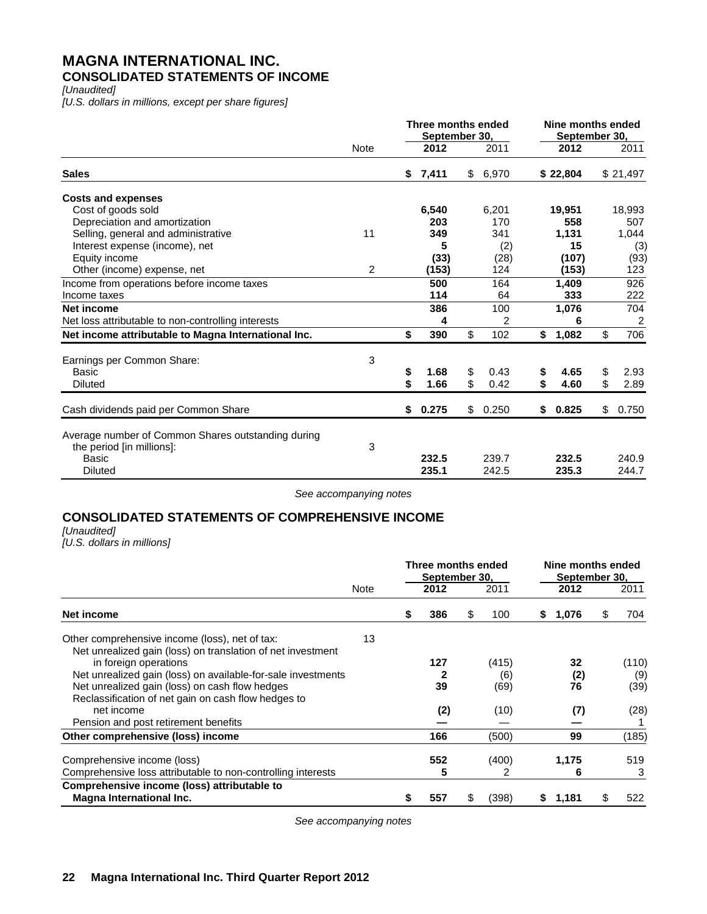# MAGNA INTERNATIONAL INC.

## CONSOLIDATED STATEMENTS OF INCOME

*[Unaudited]*

*[U.S. dollars in millions, except per share figures]*

| | Note | Three months ended September 30, 2012 | Three months ended September 30, 2011 | Nine months ended September 30, 2012 | Nine months ended September 30, 2011 |
|---|---|---|---|---|---|
| **Sales** | | **$ 7,411** | $ 6,970 | **$ 22,804** | $ 21,497 |
| **Costs and expenses** | | | | | |
| Cost of goods sold | | **6,540** | 6,201 | **19,951** | 18,993 |
| Depreciation and amortization | | **203** | 170 | **558** | 507 |
| Selling, general and administrative | 11 | **349** | 341 | **1,131** | 1,044 |
| Interest expense (income), net | | **5** | (2) | **15** | (3) |
| Equity income | | **(33)** | (28) | **(107)** | (93) |
| Other (income) expense, net | 2 | **(153)** | 124 | **(153)** | 123 |
| Income from operations before income taxes | | **500** | 164 | **1,409** | 926 |
| Income taxes | | **114** | 64 | **333** | 222 |
| **Net income** | | **386** | 100 | **1,076** | 704 |
| Net loss attributable to non-controlling interests | | **4** | 2 | **6** | 2 |
| **Net income attributable to Magna International Inc.** | | **$ 390** | $ 102 | **$ 1,082** | $ 706 |
| Earnings per Common Share: | 3 | | | | |
| Basic | | **$ 1.68** | $ 0.43 | **$ 4.65** | $ 2.93 |
| Diluted | | **$ 1.66** | $ 0.42 | **$ 4.60** | $ 2.89 |
| Cash dividends paid per Common Share | | **$ 0.275** | $ 0.250 | **$ 0.825** | $ 0.750 |
| Average number of Common Shares outstanding during the period [in millions]: | 3 | | | | |
| Basic | | **232.5** | 239.7 | **232.5** | 240.9 |
| Diluted | | **235.1** | 242.5 | **235.3** | 244.7 |

*See accompanying notes*

## CONSOLIDATED STATEMENTS OF COMPREHENSIVE INCOME

*[Unaudited]*

*[U.S. dollars in millions]*

| | Note | Three months ended September 30, 2012 | Three months ended September 30, 2011 | Nine months ended September 30, 2012 | Nine months ended September 30, 2011 |
|---|---|---|---|---|---|
| **Net income** | | **$ 386** | $ 100 | **$ 1,076** | $ 704 |
| Other comprehensive income (loss), net of tax: | 13 | | | | |
| Net unrealized gain (loss) on translation of net investment in foreign operations | | **127** | (415) | **32** | (110) |
| Net unrealized gain (loss) on available-for-sale investments | | **2** | (6) | **(2)** | (9) |
| Net unrealized gain (loss) on cash flow hedges | | **39** | (69) | **76** | (39) |
| Reclassification of net gain on cash flow hedges to net income | | **(2)** | (10) | **(7)** | (28) |
| Pension and post retirement benefits | | **—** | — | **—** | 1 |
| **Other comprehensive (loss) income** | | **166** | (500) | **99** | (185) |
| Comprehensive income (loss) | | **552** | (400) | **1,175** | 519 |
| Comprehensive loss attributable to non-controlling interests | | **5** | 2 | **6** | 3 |
| **Comprehensive income (loss) attributable to Magna International Inc.** | | **$ 557** | $ (398) | **$ 1,181** | $ 522 |

*See accompanying notes*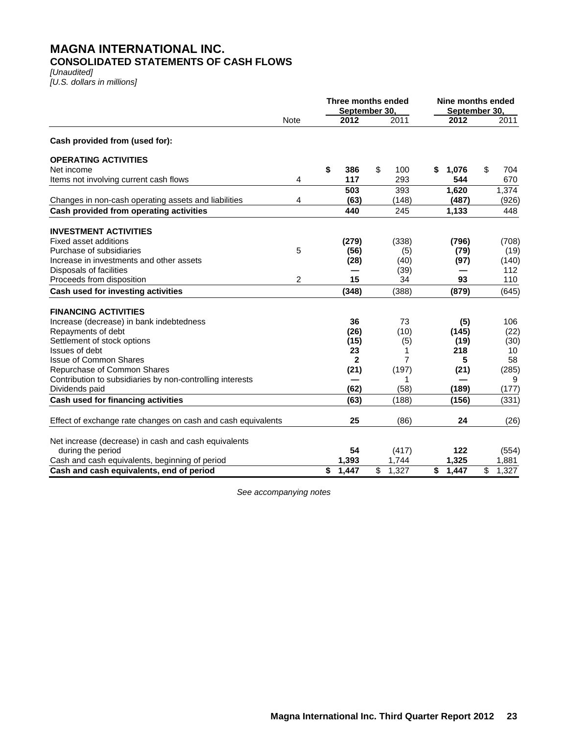# MAGNA INTERNATIONAL INC.
## CONSOLIDATED STATEMENTS OF CASH FLOWS

*[Unaudited]*
*[U.S. dollars in millions]*

| | Note | Three months ended September 30, 2012 | Three months ended September 30, 2011 | Nine months ended September 30, 2012 | Nine months ended September 30, 2011 |
|---|---|---|---|---|---|
| **Cash provided from (used for):** | | | | | |
| **OPERATING ACTIVITIES** | | | | | |
| Net income | | **$ 386** | $ 100 | **$ 1,076** | $ 704 |
| Items not involving current cash flows | 4 | **117** | 293 | **544** | 670 |
| | | **503** | 393 | **1,620** | 1,374 |
| Changes in non-cash operating assets and liabilities | 4 | **(63)** | (148) | **(487)** | (926) |
| **Cash provided from operating activities** | | **440** | 245 | **1,133** | 448 |
| **INVESTMENT ACTIVITIES** | | | | | |
| Fixed asset additions | | **(279)** | (338) | **(796)** | (708) |
| Purchase of subsidiaries | 5 | **(56)** | (5) | **(79)** | (19) |
| Increase in investments and other assets | | **(28)** | (40) | **(97)** | (140) |
| Disposals of facilities | | **—** | (39) | **—** | 112 |
| Proceeds from disposition | 2 | **15** | 34 | **93** | 110 |
| **Cash used for investing activities** | | **(348)** | (388) | **(879)** | (645) |
| **FINANCING ACTIVITIES** | | | | | |
| Increase (decrease) in bank indebtedness | | **36** | 73 | **(5)** | 106 |
| Repayments of debt | | **(26)** | (10) | **(145)** | (22) |
| Settlement of stock options | | **(15)** | (5) | **(19)** | (30) |
| Issues of debt | | **23** | 1 | **218** | 10 |
| Issue of Common Shares | | **2** | 7 | **5** | 58 |
| Repurchase of Common Shares | | **(21)** | (197) | **(21)** | (285) |
| Contribution to subsidiaries by non-controlling interests | | **—** | 1 | **—** | 9 |
| Dividends paid | | **(62)** | (58) | **(189)** | (177) |
| **Cash used for financing activities** | | **(63)** | (188) | **(156)** | (331) |
| Effect of exchange rate changes on cash and cash equivalents | | **25** | (86) | **24** | (26) |
| Net increase (decrease) in cash and cash equivalents during the period | | **54** | (417) | **122** | (554) |
| Cash and cash equivalents, beginning of period | | **1,393** | 1,744 | **1,325** | 1,881 |
| **Cash and cash equivalents, end of period** | | **$ 1,447** | $ 1,327 | **$ 1,447** | $ 1,327 |

*See accompanying notes*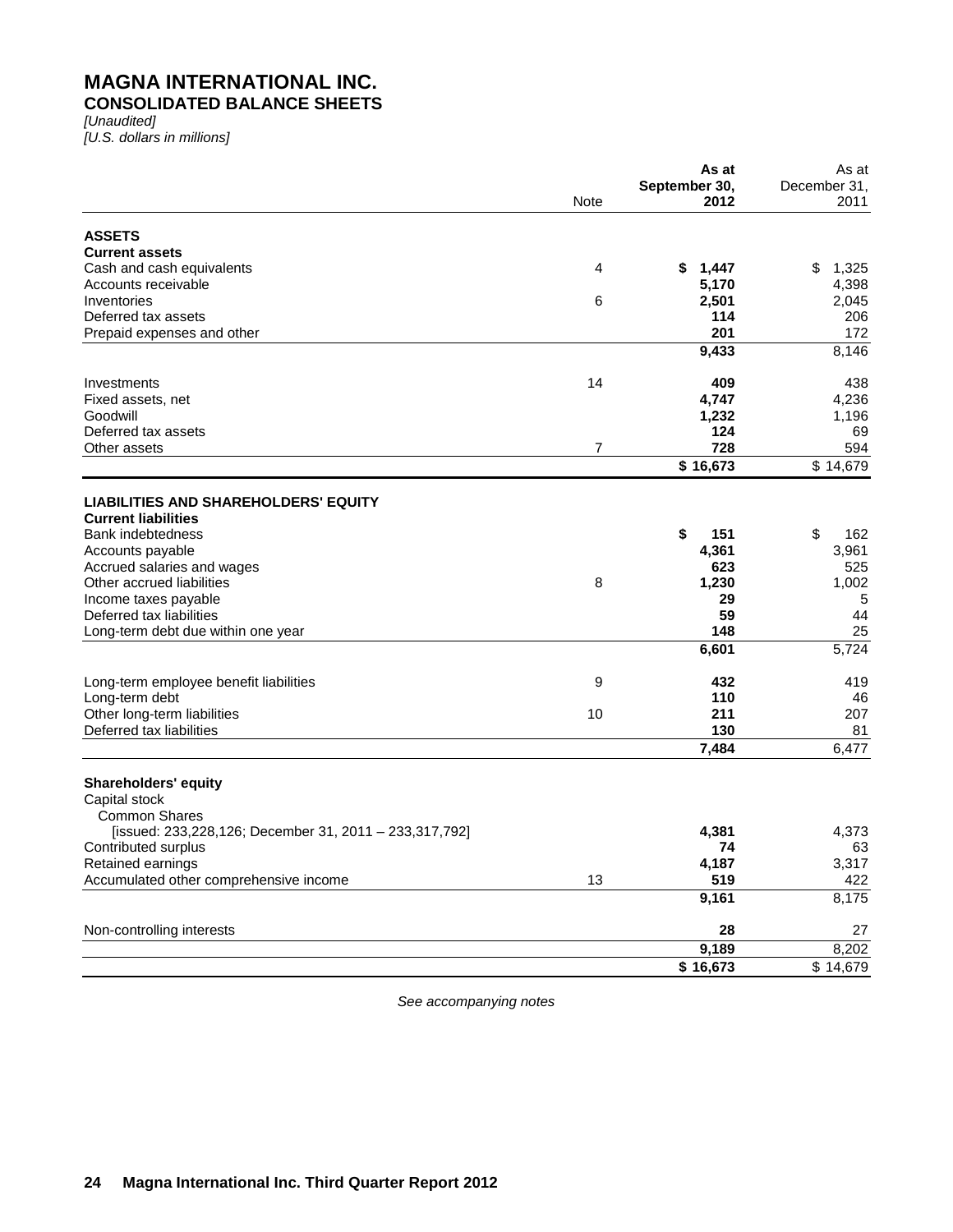# MAGNA INTERNATIONAL INC.

## CONSOLIDATED BALANCE SHEETS

*[Unaudited]*
*[U.S. dollars in millions]*

| | Note | As at September 30, 2012 | As at December 31, 2011 |
|---|---|---|---|
| **ASSETS** | | | |
| **Current assets** | | | |
| Cash and cash equivalents | 4 | **$ 1,447** | $ 1,325 |
| Accounts receivable | | **5,170** | 4,398 |
| Inventories | 6 | **2,501** | 2,045 |
| Deferred tax assets | | **114** | 206 |
| Prepaid expenses and other | | **201** | 172 |
| | | **9,433** | 8,146 |
| Investments | 14 | **409** | 438 |
| Fixed assets, net | | **4,747** | 4,236 |
| Goodwill | | **1,232** | 1,196 |
| Deferred tax assets | | **124** | 69 |
| Other assets | 7 | **728** | 594 |
| | | **$ 16,673** | $ 14,679 |
| **LIABILITIES AND SHAREHOLDERS' EQUITY** | | | |
| **Current liabilities** | | | |
| Bank indebtedness | | **$ 151** | $ 162 |
| Accounts payable | | **4,361** | 3,961 |
| Accrued salaries and wages | | **623** | 525 |
| Other accrued liabilities | 8 | **1,230** | 1,002 |
| Income taxes payable | | **29** | 5 |
| Deferred tax liabilities | | **59** | 44 |
| Long-term debt due within one year | | **148** | 25 |
| | | **6,601** | 5,724 |
| Long-term employee benefit liabilities | 9 | **432** | 419 |
| Long-term debt | | **110** | 46 |
| Other long-term liabilities | 10 | **211** | 207 |
| Deferred tax liabilities | | **130** | 81 |
| | | **7,484** | 6,477 |
| **Shareholders' equity** | | | |
| Capital stock | | | |
| Common Shares | | | |
| [issued: 233,228,126; December 31, 2011 – 233,317,792] | | **4,381** | 4,373 |
| Contributed surplus | | **74** | 63 |
| Retained earnings | | **4,187** | 3,317 |
| Accumulated other comprehensive income | 13 | **519** | 422 |
| | | **9,161** | 8,175 |
| Non-controlling interests | | **28** | 27 |
| | | **9,189** | 8,202 |
| | | **$ 16,673** | $ 14,679 |

*See accompanying notes*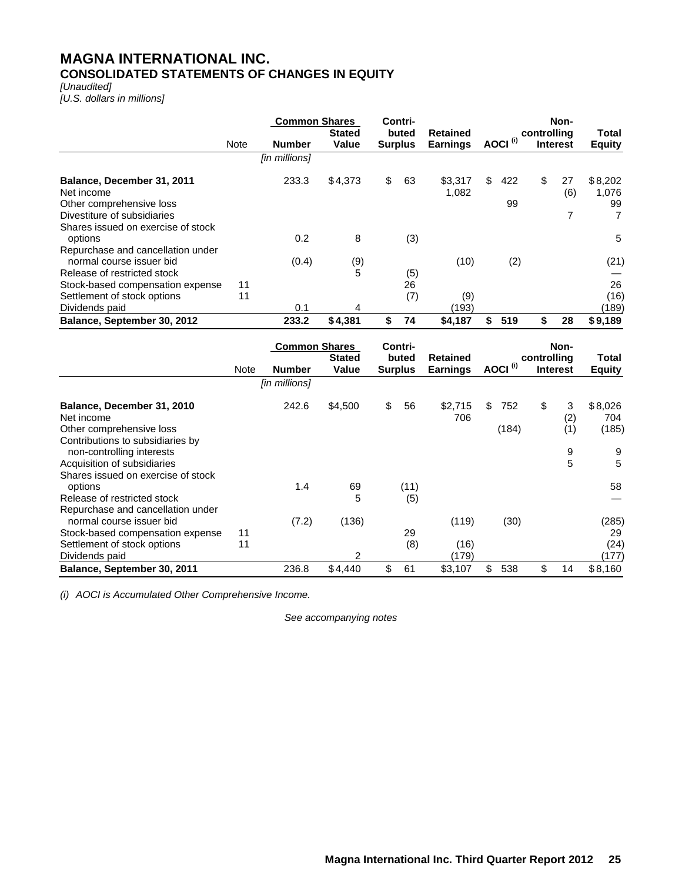# MAGNA INTERNATIONAL INC.

## CONSOLIDATED STATEMENTS OF CHANGES IN EQUITY

*[Unaudited]*
*[U.S. dollars in millions]*

| | Note | Common Shares Number | Common Shares Stated Value | Contributed Surplus | Retained Earnings | AOCI (i) | Non-controlling Interest | Total Equity |
|---|---|---|---|---|---|---|---|---|
| | | *[in millions]* | | | | | | |
| **Balance, December 31, 2011** | | 233.3 | $4,373 | $ 63 | $3,317 | $ 422 | $ 27 | $8,202 |
| Net income | | | | | 1,082 | | (6) | 1,076 |
| Other comprehensive loss | | | | | | 99 | | 99 |
| Divestiture of subsidiaries | | | | | | | 7 | 7 |
| Shares issued on exercise of stock options | | 0.2 | 8 | (3) | | | | 5 |
| Repurchase and cancellation under normal course issuer bid | | (0.4) | (9) | | (10) | (2) | | (21) |
| Release of restricted stock | | | 5 | (5) | | | | — |
| Stock-based compensation expense | 11 | | | 26 | | | | 26 |
| Settlement of stock options | 11 | | | (7) | (9) | | | (16) |
| Dividends paid | | 0.1 | 4 | | (193) | | | (189) |
| **Balance, September 30, 2012** | | **233.2** | **$4,381** | **$ 74** | **$4,187** | **$ 519** | **$ 28** | **$9,189** |

| | Note | Common Shares Number | Common Shares Stated Value | Contributed Surplus | Retained Earnings | AOCI (i) | Non-controlling Interest | Total Equity |
|---|---|---|---|---|---|---|---|---|
| | | *[in millions]* | | | | | | |
| **Balance, December 31, 2010** | | 242.6 | $4,500 | $ 56 | $2,715 | $ 752 | $ 3 | $8,026 |
| Net income | | | | | 706 | | (2) | 704 |
| Other comprehensive loss | | | | | | (184) | (1) | (185) |
| Contributions to subsidiaries by non-controlling interests | | | | | | | 9 | 9 |
| Acquisition of subsidiaries | | | | | | | 5 | 5 |
| Shares issued on exercise of stock options | | 1.4 | 69 | (11) | | | | 58 |
| Release of restricted stock | | | 5 | (5) | | | | — |
| Repurchase and cancellation under normal course issuer bid | | (7.2) | (136) | | (119) | (30) | | (285) |
| Stock-based compensation expense | 11 | | | 29 | | | | 29 |
| Settlement of stock options | 11 | | | (8) | (16) | | | (24) |
| Dividends paid | | | 2 | | (179) | | | (177) |
| **Balance, September 30, 2011** | | 236.8 | $4,440 | $ 61 | $3,107 | $ 538 | $ 14 | $8,160 |

*(i) AOCI is Accumulated Other Comprehensive Income.*

*See accompanying notes*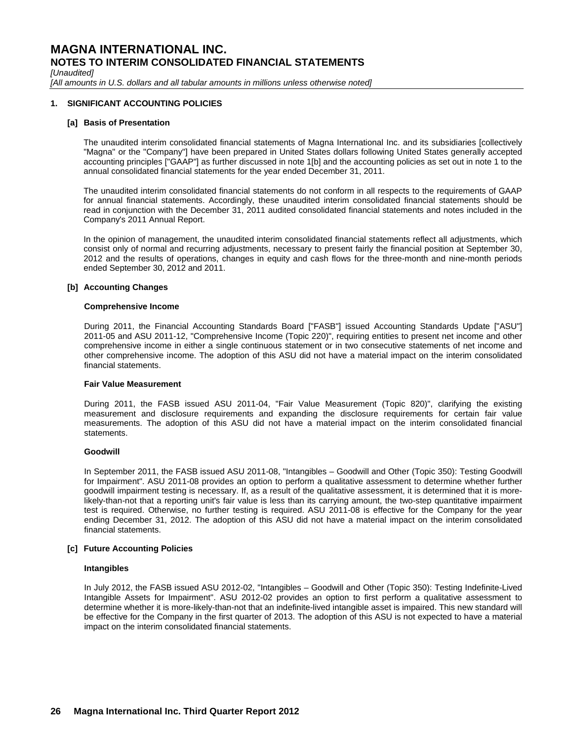# MAGNA INTERNATIONAL INC.

## NOTES TO INTERIM CONSOLIDATED FINANCIAL STATEMENTS

*[Unaudited]*

*[All amounts in U.S. dollars and all tabular amounts in millions unless otherwise noted]*

### 1. SIGNIFICANT ACCOUNTING POLICIES

#### [a] Basis of Presentation

The unaudited interim consolidated financial statements of Magna International Inc. and its subsidiaries [collectively "Magna" or the "Company"] have been prepared in United States dollars following United States generally accepted accounting principles ["GAAP"] as further discussed in note 1[b] and the accounting policies as set out in note 1 to the annual consolidated financial statements for the year ended December 31, 2011.

The unaudited interim consolidated financial statements do not conform in all respects to the requirements of GAAP for annual financial statements. Accordingly, these unaudited interim consolidated financial statements should be read in conjunction with the December 31, 2011 audited consolidated financial statements and notes included in the Company's 2011 Annual Report.

In the opinion of management, the unaudited interim consolidated financial statements reflect all adjustments, which consist only of normal and recurring adjustments, necessary to present fairly the financial position at September 30, 2012 and the results of operations, changes in equity and cash flows for the three-month and nine-month periods ended September 30, 2012 and 2011.

#### [b] Accounting Changes

**Comprehensive Income**

During 2011, the Financial Accounting Standards Board ["FASB"] issued Accounting Standards Update ["ASU"] 2011-05 and ASU 2011-12, "Comprehensive Income (Topic 220)", requiring entities to present net income and other comprehensive income in either a single continuous statement or in two consecutive statements of net income and other comprehensive income. The adoption of this ASU did not have a material impact on the interim consolidated financial statements.

**Fair Value Measurement**

During 2011, the FASB issued ASU 2011-04, "Fair Value Measurement (Topic 820)", clarifying the existing measurement and disclosure requirements and expanding the disclosure requirements for certain fair value measurements. The adoption of this ASU did not have a material impact on the interim consolidated financial statements.

**Goodwill**

In September 2011, the FASB issued ASU 2011-08, "Intangibles – Goodwill and Other (Topic 350): Testing Goodwill for Impairment". ASU 2011-08 provides an option to perform a qualitative assessment to determine whether further goodwill impairment testing is necessary. If, as a result of the qualitative assessment, it is determined that it is more-likely-than-not that a reporting unit's fair value is less than its carrying amount, the two-step quantitative impairment test is required. Otherwise, no further testing is required. ASU 2011-08 is effective for the Company for the year ending December 31, 2012. The adoption of this ASU did not have a material impact on the interim consolidated financial statements.

#### [c] Future Accounting Policies

**Intangibles**

In July 2012, the FASB issued ASU 2012-02, "Intangibles – Goodwill and Other (Topic 350): Testing Indefinite-Lived Intangible Assets for Impairment". ASU 2012-02 provides an option to first perform a qualitative assessment to determine whether it is more-likely-than-not that an indefinite-lived intangible asset is impaired. This new standard will be effective for the Company in the first quarter of 2013. The adoption of this ASU is not expected to have a material impact on the interim consolidated financial statements.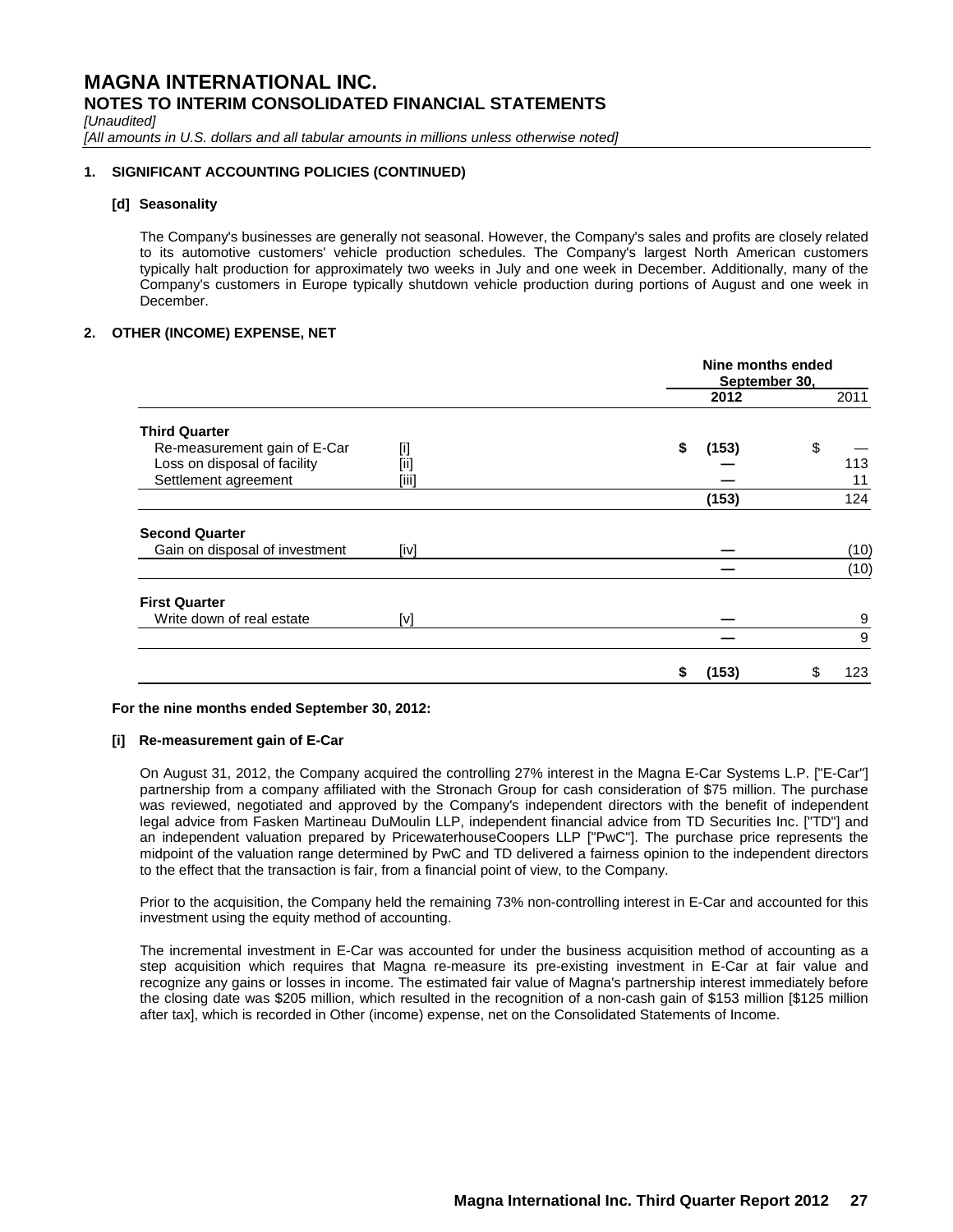# MAGNA INTERNATIONAL INC.
## NOTES TO INTERIM CONSOLIDATED FINANCIAL STATEMENTS

*[Unaudited]*
*[All amounts in U.S. dollars and all tabular amounts in millions unless otherwise noted]*

### 1. SIGNIFICANT ACCOUNTING POLICIES (CONTINUED)

#### [d] Seasonality

The Company's businesses are generally not seasonal. However, the Company's sales and profits are closely related to its automotive customers' vehicle production schedules. The Company's largest North American customers typically halt production for approximately two weeks in July and one week in December. Additionally, many of the Company's customers in Europe typically shutdown vehicle production during portions of August and one week in December.

### 2. OTHER (INCOME) EXPENSE, NET

| | | Nine months ended September 30, | |
|---|---|---|---|
| | | **2012** | 2011 |
| **Third Quarter** | | | |
| Re-measurement gain of E-Car | [i] | **$ (153)** | $ — |
| Loss on disposal of facility | [ii] | **—** | 113 |
| Settlement agreement | [iii] | **—** | 11 |
| | | **(153)** | 124 |
| **Second Quarter** | | | |
| Gain on disposal of investment | [iv] | **—** | (10) |
| | | **—** | (10) |
| **First Quarter** | | | |
| Write down of real estate | [v] | **—** | 9 |
| | | **—** | 9 |
| | | **$ (153)** | $ 123 |

**For the nine months ended September 30, 2012:**

**[i] Re-measurement gain of E-Car**

On August 31, 2012, the Company acquired the controlling 27% interest in the Magna E-Car Systems L.P. ["E-Car"] partnership from a company affiliated with the Stronach Group for cash consideration of $75 million. The purchase was reviewed, negotiated and approved by the Company's independent directors with the benefit of independent legal advice from Fasken Martineau DuMoulin LLP, independent financial advice from TD Securities Inc. ["TD"] and an independent valuation prepared by PricewaterhouseCoopers LLP ["PwC"]. The purchase price represents the midpoint of the valuation range determined by PwC and TD delivered a fairness opinion to the independent directors to the effect that the transaction is fair, from a financial point of view, to the Company.

Prior to the acquisition, the Company held the remaining 73% non-controlling interest in E-Car and accounted for this investment using the equity method of accounting.

The incremental investment in E-Car was accounted for under the business acquisition method of accounting as a step acquisition which requires that Magna re-measure its pre-existing investment in E-Car at fair value and recognize any gains or losses in income. The estimated fair value of Magna's partnership interest immediately before the closing date was $205 million, which resulted in the recognition of a non-cash gain of $153 million [$125 million after tax], which is recorded in Other (income) expense, net on the Consolidated Statements of Income.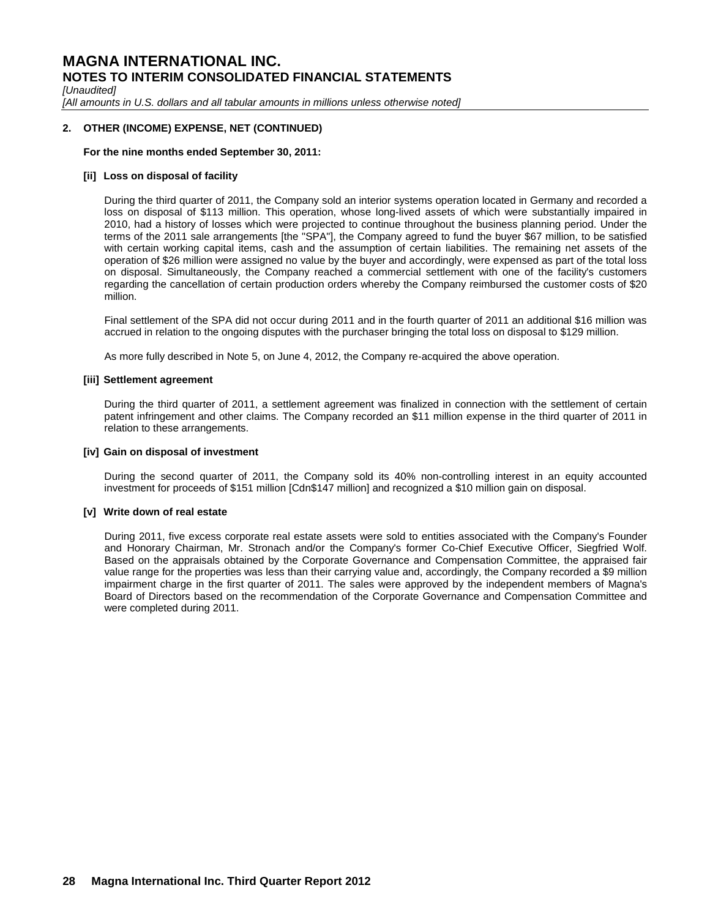## 2. OTHER (INCOME) EXPENSE, NET (CONTINUED)

**For the nine months ended September 30, 2011:**

**[ii] Loss on disposal of facility**

During the third quarter of 2011, the Company sold an interior systems operation located in Germany and recorded a loss on disposal of $113 million. This operation, whose long-lived assets of which were substantially impaired in 2010, had a history of losses which were projected to continue throughout the business planning period. Under the terms of the 2011 sale arrangements [the "SPA"], the Company agreed to fund the buyer $67 million, to be satisfied with certain working capital items, cash and the assumption of certain liabilities. The remaining net assets of the operation of $26 million were assigned no value by the buyer and accordingly, were expensed as part of the total loss on disposal. Simultaneously, the Company reached a commercial settlement with one of the facility's customers regarding the cancellation of certain production orders whereby the Company reimbursed the customer costs of $20 million.

Final settlement of the SPA did not occur during 2011 and in the fourth quarter of 2011 an additional $16 million was accrued in relation to the ongoing disputes with the purchaser bringing the total loss on disposal to $129 million.

As more fully described in Note 5, on June 4, 2012, the Company re-acquired the above operation.

**[iii] Settlement agreement**

During the third quarter of 2011, a settlement agreement was finalized in connection with the settlement of certain patent infringement and other claims. The Company recorded an $11 million expense in the third quarter of 2011 in relation to these arrangements.

**[iv] Gain on disposal of investment**

During the second quarter of 2011, the Company sold its 40% non-controlling interest in an equity accounted investment for proceeds of $151 million [Cdn$147 million] and recognized a $10 million gain on disposal.

**[v] Write down of real estate**

During 2011, five excess corporate real estate assets were sold to entities associated with the Company's Founder and Honorary Chairman, Mr. Stronach and/or the Company's former Co-Chief Executive Officer, Siegfried Wolf. Based on the appraisals obtained by the Corporate Governance and Compensation Committee, the appraised fair value range for the properties was less than their carrying value and, accordingly, the Company recorded a $9 million impairment charge in the first quarter of 2011. The sales were approved by the independent members of Magna's Board of Directors based on the recommendation of the Corporate Governance and Compensation Committee and were completed during 2011.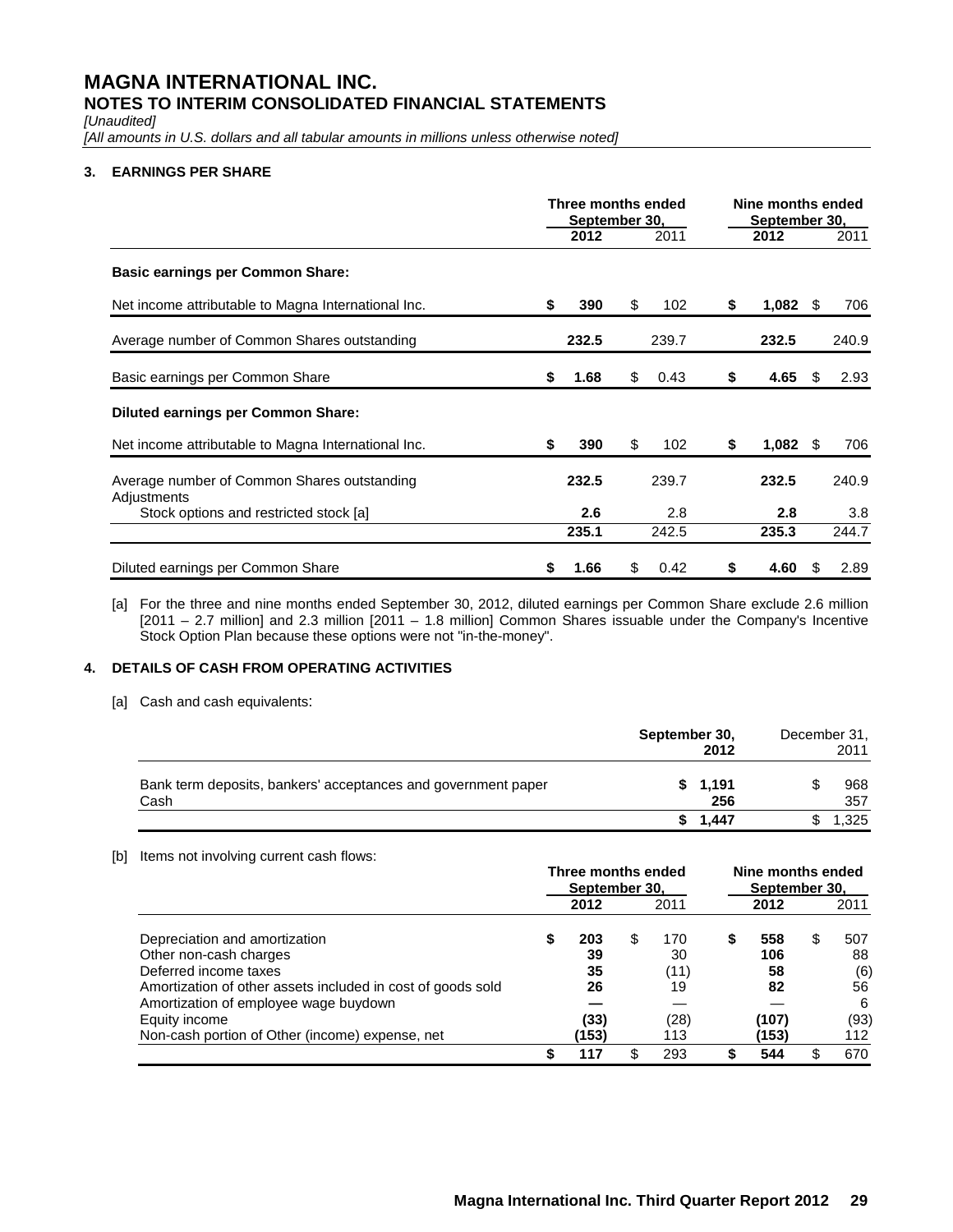# MAGNA INTERNATIONAL INC.
## NOTES TO INTERIM CONSOLIDATED FINANCIAL STATEMENTS

*[Unaudited]*

*[All amounts in U.S. dollars and all tabular amounts in millions unless otherwise noted]*

### 3. EARNINGS PER SHARE

| | Three months ended September 30, | | Nine months ended September 30, | |
|---|---|---|---|---|
| | **2012** | 2011 | **2012** | 2011 |
| **Basic earnings per Common Share:** | | | | |
| Net income attributable to Magna International Inc. | **$ 390** | $ 102 | **$ 1,082** | $ 706 |
| Average number of Common Shares outstanding | **232.5** | 239.7 | **232.5** | 240.9 |
| Basic earnings per Common Share | **$ 1.68** | $ 0.43 | **$ 4.65** | $ 2.93 |
| **Diluted earnings per Common Share:** | | | | |
| Net income attributable to Magna International Inc. | **$ 390** | $ 102 | **$ 1,082** | $ 706 |
| Average number of Common Shares outstanding | **232.5** | 239.7 | **232.5** | 240.9 |
| Adjustments | | | | |
| Stock options and restricted stock [a] | **2.6** | 2.8 | **2.8** | 3.8 |
| | **235.1** | 242.5 | **235.3** | 244.7 |
| Diluted earnings per Common Share | **$ 1.66** | $ 0.42 | **$ 4.60** | $ 2.89 |

[a] For the three and nine months ended September 30, 2012, diluted earnings per Common Share exclude 2.6 million [2011 – 2.7 million] and 2.3 million [2011 – 1.8 million] Common Shares issuable under the Company's Incentive Stock Option Plan because these options were not "in-the-money".

### 4. DETAILS OF CASH FROM OPERATING ACTIVITIES

[a] Cash and cash equivalents:

| | September 30, 2012 | December 31, 2011 |
|---|---|---|
| Bank term deposits, bankers' acceptances and government paper | **$ 1,191** | $ 968 |
| Cash | **256** | 357 |
| | **$ 1,447** | $ 1,325 |

[b] Items not involving current cash flows:

| | Three months ended September 30, | | Nine months ended September 30, | |
|---|---|---|---|---|
| | **2012** | 2011 | **2012** | 2011 |
| Depreciation and amortization | **$ 203** | $ 170 | **$ 558** | $ 507 |
| Other non-cash charges | **39** | 30 | **106** | 88 |
| Deferred income taxes | **35** | (11) | **58** | (6) |
| Amortization of other assets included in cost of goods sold | **26** | 19 | **82** | 56 |
| Amortization of employee wage buydown | **—** | — | **—** | 6 |
| Equity income | **(33)** | (28) | **(107)** | (93) |
| Non-cash portion of Other (income) expense, net | **(153)** | 113 | **(153)** | 112 |
| | **$ 117** | $ 293 | **$ 544** | $ 670 |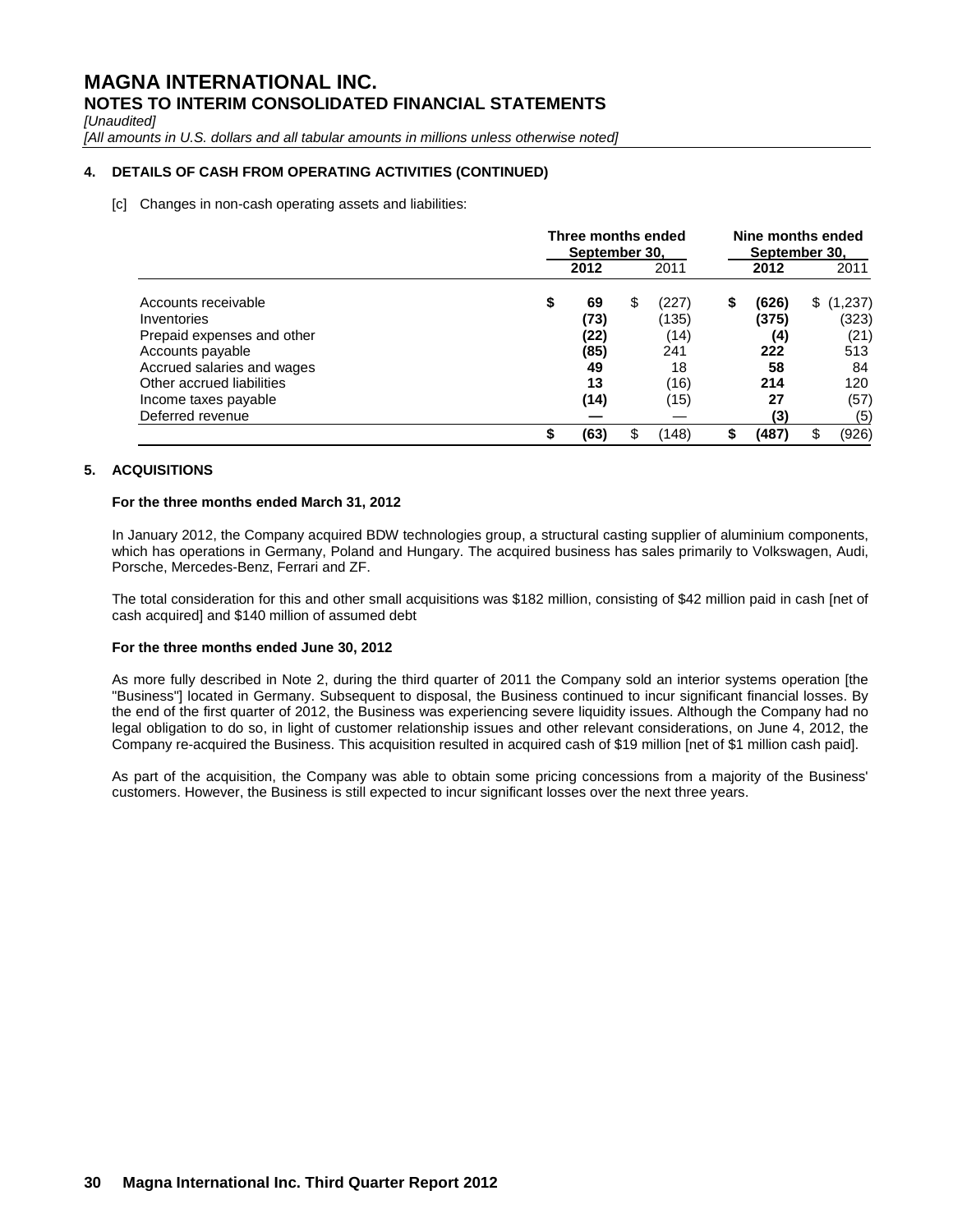# MAGNA INTERNATIONAL INC.
## NOTES TO INTERIM CONSOLIDATED FINANCIAL STATEMENTS

*[Unaudited]*

*[All amounts in U.S. dollars and all tabular amounts in millions unless otherwise noted]*

### 4. DETAILS OF CASH FROM OPERATING ACTIVITIES (CONTINUED)

[c] Changes in non-cash operating assets and liabilities:

| | Three months ended September 30, | | Nine months ended September 30, | |
|---|---|---|---|---|
| | **2012** | 2011 | **2012** | 2011 |
| Accounts receivable | **$ 69** | $ (227) | **$ (626)** | $ (1,237) |
| Inventories | **(73)** | (135) | **(375)** | (323) |
| Prepaid expenses and other | **(22)** | (14) | **(4)** | (21) |
| Accounts payable | **(85)** | 241 | **222** | 513 |
| Accrued salaries and wages | **49** | 18 | **58** | 84 |
| Other accrued liabilities | **13** | (16) | **214** | 120 |
| Income taxes payable | **(14)** | (15) | **27** | (57) |
| Deferred revenue | **—** | — | **(3)** | (5) |
| | **$ (63)** | $ (148) | **$ (487)** | $ (926) |

### 5. ACQUISITIONS

**For the three months ended March 31, 2012**

In January 2012, the Company acquired BDW technologies group, a structural casting supplier of aluminium components, which has operations in Germany, Poland and Hungary. The acquired business has sales primarily to Volkswagen, Audi, Porsche, Mercedes-Benz, Ferrari and ZF.

The total consideration for this and other small acquisitions was $182 million, consisting of $42 million paid in cash [net of cash acquired] and $140 million of assumed debt

**For the three months ended June 30, 2012**

As more fully described in Note 2, during the third quarter of 2011 the Company sold an interior systems operation [the "Business"] located in Germany. Subsequent to disposal, the Business continued to incur significant financial losses. By the end of the first quarter of 2012, the Business was experiencing severe liquidity issues. Although the Company had no legal obligation to do so, in light of customer relationship issues and other relevant considerations, on June 4, 2012, the Company re-acquired the Business. This acquisition resulted in acquired cash of $19 million [net of $1 million cash paid].

As part of the acquisition, the Company was able to obtain some pricing concessions from a majority of the Business' customers. However, the Business is still expected to incur significant losses over the next three years.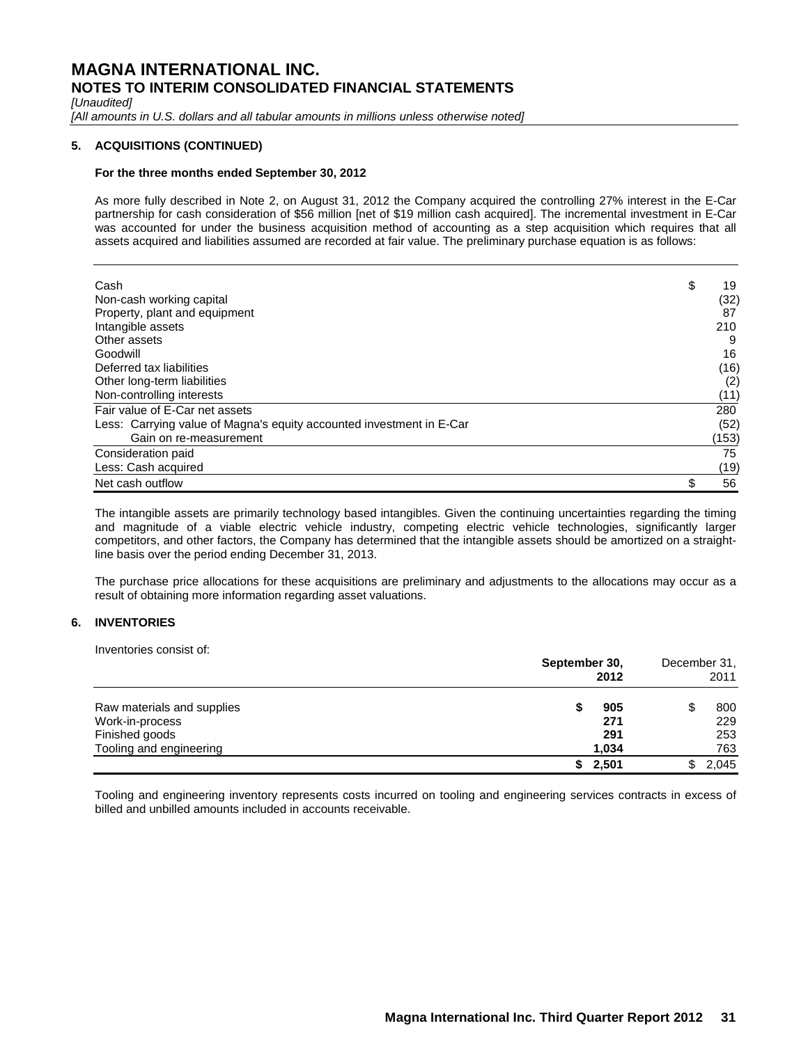# MAGNA INTERNATIONAL INC.

## NOTES TO INTERIM CONSOLIDATED FINANCIAL STATEMENTS

*[Unaudited]*

*[All amounts in U.S. dollars and all tabular amounts in millions unless otherwise noted]*

### 5. ACQUISITIONS (CONTINUED)

**For the three months ended September 30, 2012**

As more fully described in Note 2, on August 31, 2012 the Company acquired the controlling 27% interest in the E-Car partnership for cash consideration of $56 million [net of $19 million cash acquired]. The incremental investment in E-Car was accounted for under the business acquisition method of accounting as a step acquisition which requires that all assets acquired and liabilities assumed are recorded at fair value. The preliminary purchase equation is as follows:

| | |
|---|---|
| Cash | $ 19 |
| Non-cash working capital | (32) |
| Property, plant and equipment | 87 |
| Intangible assets | 210 |
| Other assets | 9 |
| Goodwill | 16 |
| Deferred tax liabilities | (16) |
| Other long-term liabilities | (2) |
| Non-controlling interests | (11) |
| Fair value of E-Car net assets | 280 |
| Less: Carrying value of Magna's equity accounted investment in E-Car | (52) |
| Gain on re-measurement | (153) |
| Consideration paid | 75 |
| Less: Cash acquired | (19) |
| Net cash outflow | $ 56 |

The intangible assets are primarily technology based intangibles. Given the continuing uncertainties regarding the timing and magnitude of a viable electric vehicle industry, competing electric vehicle technologies, significantly larger competitors, and other factors, the Company has determined that the intangible assets should be amortized on a straight-line basis over the period ending December 31, 2013.

The purchase price allocations for these acquisitions are preliminary and adjustments to the allocations may occur as a result of obtaining more information regarding asset valuations.

### 6. INVENTORIES

Inventories consist of:

| | **September 30, 2012** | December 31, 2011 |
|---|---|---|
| Raw materials and supplies | **$ 905** | $ 800 |
| Work-in-process | **271** | 229 |
| Finished goods | **291** | 253 |
| Tooling and engineering | **1,034** | 763 |
| | **$ 2,501** | $ 2,045 |

Tooling and engineering inventory represents costs incurred on tooling and engineering services contracts in excess of billed and unbilled amounts included in accounts receivable.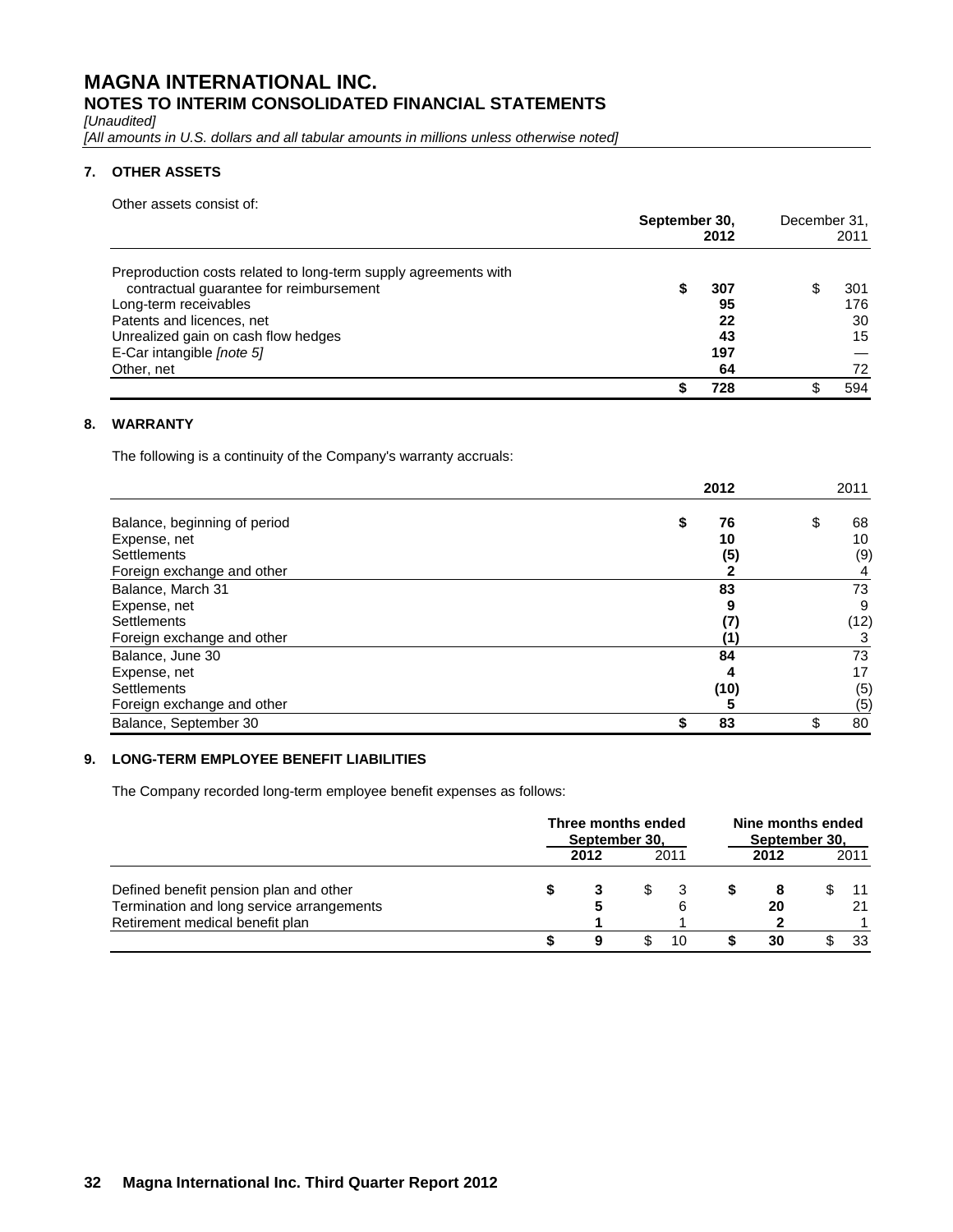# MAGNA INTERNATIONAL INC.

## NOTES TO INTERIM CONSOLIDATED FINANCIAL STATEMENTS

*[Unaudited]*

*[All amounts in U.S. dollars and all tabular amounts in millions unless otherwise noted]*

### 7. OTHER ASSETS

Other assets consist of:

| | September 30, 2012 | December 31, 2011 |
|---|---|---|
| Preproduction costs related to long-term supply agreements with contractual guarantee for reimbursement | **$ 307** | $ 301 |
| Long-term receivables | **95** | 176 |
| Patents and licences, net | **22** | 30 |
| Unrealized gain on cash flow hedges | **43** | 15 |
| E-Car intangible *[note 5]* | **197** | — |
| Other, net | **64** | 72 |
| | **$ 728** | $ 594 |

### 8. WARRANTY

The following is a continuity of the Company's warranty accruals:

| | 2012 | 2011 |
|---|---|---|
| Balance, beginning of period | **$ 76** | $ 68 |
| Expense, net | **10** | 10 |
| Settlements | **(5)** | (9) |
| Foreign exchange and other | **2** | 4 |
| Balance, March 31 | **83** | 73 |
| Expense, net | **9** | 9 |
| Settlements | **(7)** | (12) |
| Foreign exchange and other | **(1)** | 3 |
| Balance, June 30 | **84** | 73 |
| Expense, net | **4** | 17 |
| Settlements | **(10)** | (5) |
| Foreign exchange and other | **5** | (5) |
| Balance, September 30 | **$ 83** | $ 80 |

### 9. LONG-TERM EMPLOYEE BENEFIT LIABILITIES

The Company recorded long-term employee benefit expenses as follows:

| | Three months ended September 30, | | Nine months ended September 30, | |
|---|---|---|---|---|
| | 2012 | 2011 | 2012 | 2011 |
| Defined benefit pension plan and other | **$ 3** | $ 3 | **$ 8** | $ 11 |
| Termination and long service arrangements | **5** | 6 | **20** | 21 |
| Retirement medical benefit plan | **1** | 1 | **2** | 1 |
| | **$ 9** | $ 10 | **$ 30** | $ 33 |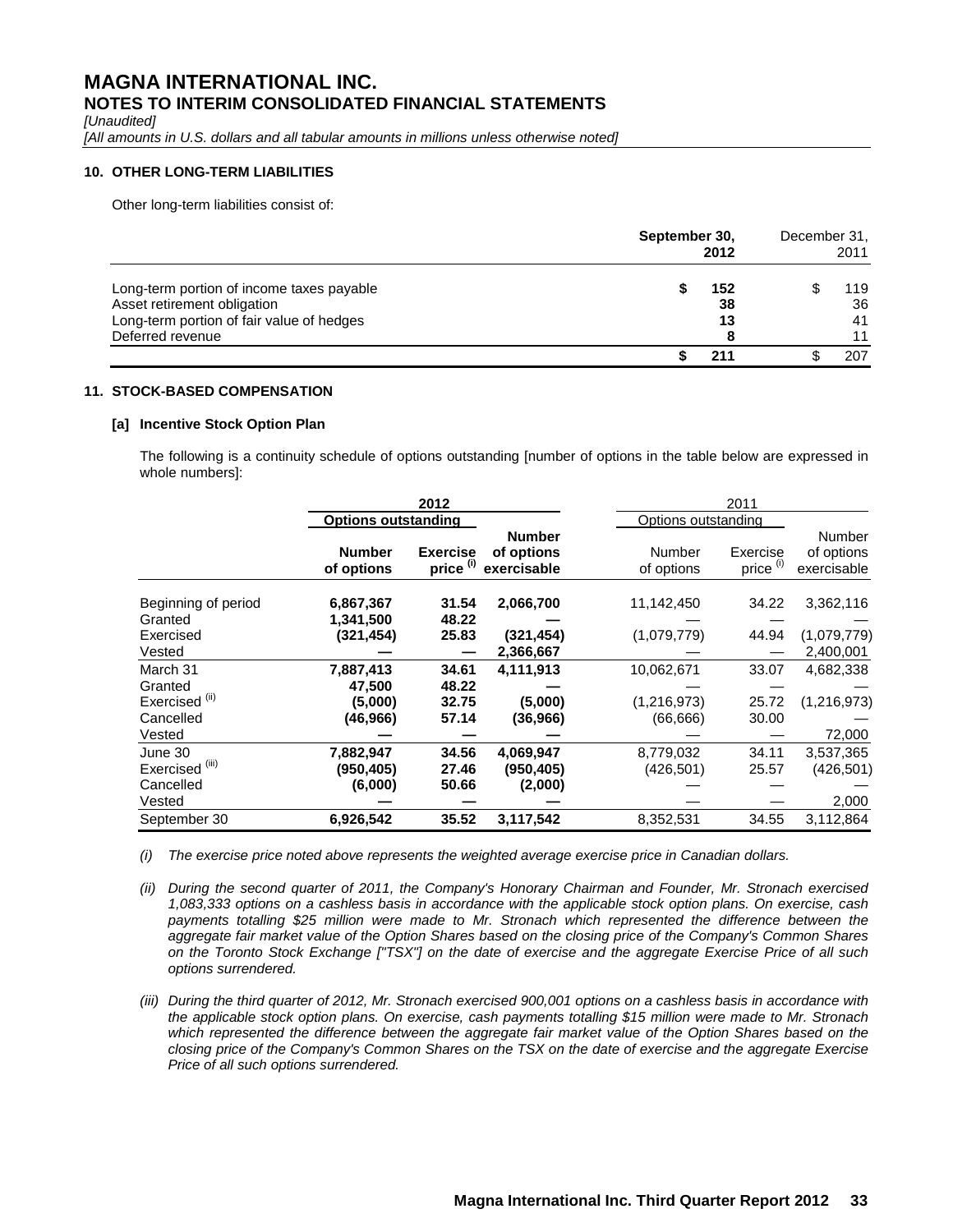# MAGNA INTERNATIONAL INC.

## NOTES TO INTERIM CONSOLIDATED FINANCIAL STATEMENTS

*[Unaudited]*

*[All amounts in U.S. dollars and all tabular amounts in millions unless otherwise noted]*

### 10. OTHER LONG-TERM LIABILITIES

Other long-term liabilities consist of:

| | September 30, 2012 | December 31, 2011 |
|---|---|---|
| Long-term portion of income taxes payable | $ 152 | $ 119 |
| Asset retirement obligation | 38 | 36 |
| Long-term portion of fair value of hedges | 13 | 41 |
| Deferred revenue | 8 | 11 |
| | $ 211 | $ 207 |

### 11. STOCK-BASED COMPENSATION

#### [a] Incentive Stock Option Plan

The following is a continuity schedule of options outstanding [number of options in the table below are expressed in whole numbers]:

| | 2012 | | | 2011 | | |
|---|---|---|---|---|---|---|
| | Options outstanding | | | Options outstanding | | |
| | Number of options | Exercise price [(i)] | Number of options exercisable | Number of options | Exercise price [(i)] | Number of options exercisable |
| Beginning of period | 6,867,367 | 31.54 | 2,066,700 | 11,142,450 | 34.22 | 3,362,116 |
| Granted | 1,341,500 | 48.22 | — | — | — | — |
| Exercised | (321,454) | 25.83 | (321,454) | (1,079,779) | 44.94 | (1,079,779) |
| Vested | — | — | 2,366,667 | — | — | 2,400,001 |
| March 31 | 7,887,413 | 34.61 | 4,111,913 | 10,062,671 | 33.07 | 4,682,338 |
| Granted | 47,500 | 48.22 | — | — | — | — |
| Exercised [(ii)] | (5,000) | 32.75 | (5,000) | (1,216,973) | 25.72 | (1,216,973) |
| Cancelled | (46,966) | 57.14 | (36,966) | (66,666) | 30.00 | — |
| Vested | — | — | — | — | — | 72,000 |
| June 30 | 7,882,947 | 34.56 | 4,069,947 | 8,779,032 | 34.11 | 3,537,365 |
| Exercised [(iii)] | (950,405) | 27.46 | (950,405) | (426,501) | 25.57 | (426,501) |
| Cancelled | (6,000) | 50.66 | (2,000) | — | — | — |
| Vested | — | — | — | — | — | 2,000 |
| September 30 | 6,926,542 | 35.52 | 3,117,542 | 8,352,531 | 34.55 | 3,112,864 |

*(i) The exercise price noted above represents the weighted average exercise price in Canadian dollars.*

*(ii) During the second quarter of 2011, the Company's Honorary Chairman and Founder, Mr. Stronach exercised 1,083,333 options on a cashless basis in accordance with the applicable stock option plans. On exercise, cash payments totalling $25 million were made to Mr. Stronach which represented the difference between the aggregate fair market value of the Option Shares based on the closing price of the Company's Common Shares on the Toronto Stock Exchange ["TSX"] on the date of exercise and the aggregate Exercise Price of all such options surrendered.*

*(iii) During the third quarter of 2012, Mr. Stronach exercised 900,001 options on a cashless basis in accordance with the applicable stock option plans. On exercise, cash payments totalling $15 million were made to Mr. Stronach which represented the difference between the aggregate fair market value of the Option Shares based on the closing price of the Company's Common Shares on the TSX on the date of exercise and the aggregate Exercise Price of all such options surrendered.*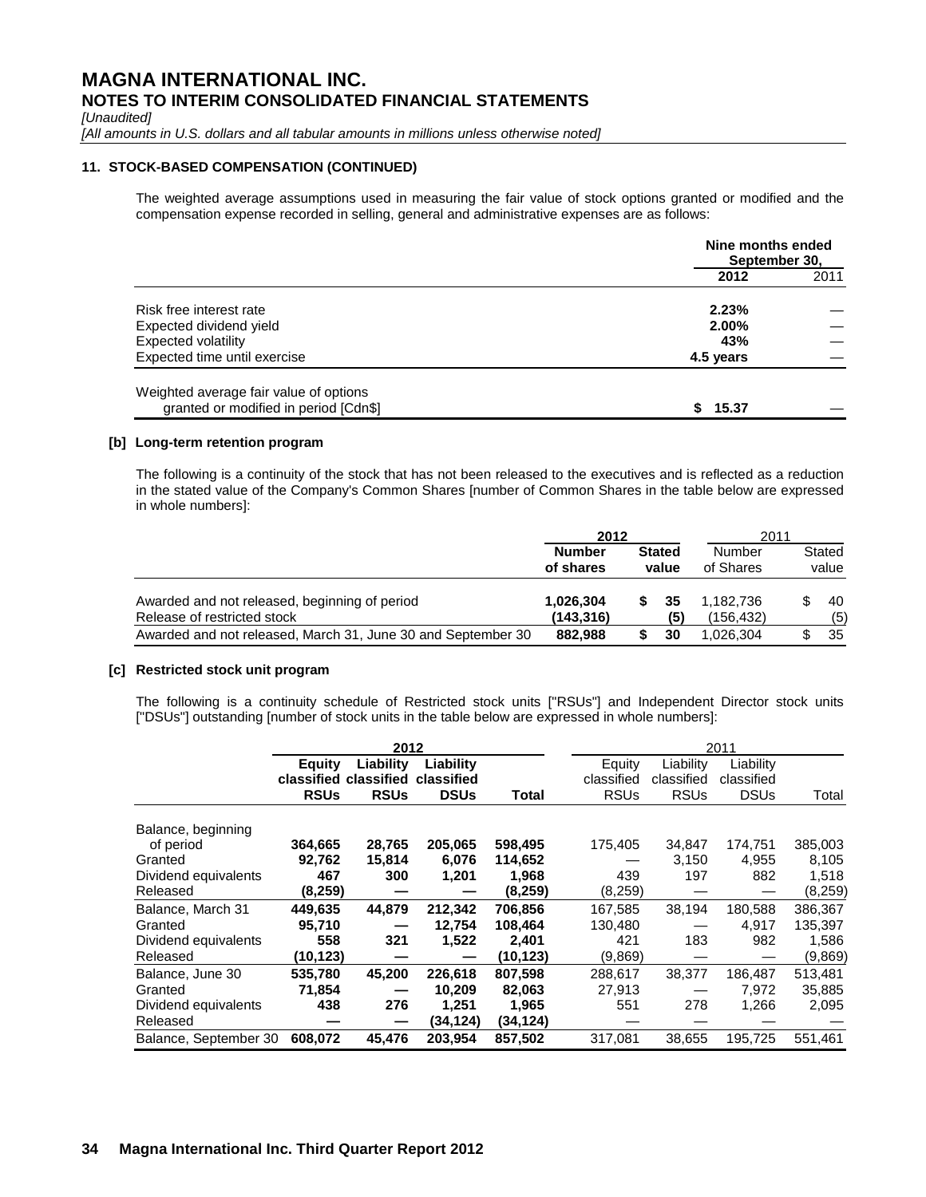# MAGNA INTERNATIONAL INC.
## NOTES TO INTERIM CONSOLIDATED FINANCIAL STATEMENTS

*[Unaudited]*

*[All amounts in U.S. dollars and all tabular amounts in millions unless otherwise noted]*

### 11. STOCK-BASED COMPENSATION (CONTINUED)

The weighted average assumptions used in measuring the fair value of stock options granted or modified and the compensation expense recorded in selling, general and administrative expenses are as follows:

| | Nine months ended September 30, | |
|---|---|---|
| | **2012** | 2011 |
| Risk free interest rate | **2.23%** | — |
| Expected dividend yield | **2.00%** | — |
| Expected volatility | **43%** | — |
| Expected time until exercise | **4.5 years** | — |
| Weighted average fair value of options granted or modified in period [Cdn$] | **$ 15.37** | — |

#### [b] Long-term retention program

The following is a continuity of the stock that has not been released to the executives and is reflected as a reduction in the stated value of the Company's Common Shares [number of Common Shares in the table below are expressed in whole numbers]:

| | **2012** | | 2011 | |
|---|---|---|---|---|
| | **Number of shares** | **Stated value** | Number of Shares | Stated value |
| Awarded and not released, beginning of period | **1,026,304** | **$ 35** | 1,182,736 | $ 40 |
| Release of restricted stock | **(143,316)** | **(5)** | (156,432) | (5) |
| Awarded and not released, March 31, June 30 and September 30 | **882,988** | **$ 30** | 1,026,304 | $ 35 |

#### [c] Restricted stock unit program

The following is a continuity schedule of Restricted stock units ["RSUs"] and Independent Director stock units ["DSUs"] outstanding [number of stock units in the table below are expressed in whole numbers]:

| | **2012** | | | | 2011 | | | |
|---|---|---|---|---|---|---|---|---|
| | **Equity classified RSUs** | **Liability classified RSUs** | **Liability classified DSUs** | **Total** | Equity classified RSUs | Liability classified RSUs | Liability classified DSUs | Total |
| Balance, beginning of period | **364,665** | **28,765** | **205,065** | **598,495** | 175,405 | 34,847 | 174,751 | 385,003 |
| Granted | **92,762** | **15,814** | **6,076** | **114,652** | — | 3,150 | 4,955 | 8,105 |
| Dividend equivalents | **467** | **300** | **1,201** | **1,968** | 439 | 197 | 882 | 1,518 |
| Released | **(8,259)** | **—** | **—** | **(8,259)** | (8,259) | — | — | (8,259) |
| Balance, March 31 | **449,635** | **44,879** | **212,342** | **706,856** | 167,585 | 38,194 | 180,588 | 386,367 |
| Granted | **95,710** | **—** | **12,754** | **108,464** | 130,480 | — | 4,917 | 135,397 |
| Dividend equivalents | **558** | **321** | **1,522** | **2,401** | 421 | 183 | 982 | 1,586 |
| Released | **(10,123)** | **—** | **—** | **(10,123)** | (9,869) | — | — | (9,869) |
| Balance, June 30 | **535,780** | **45,200** | **226,618** | **807,598** | 288,617 | 38,377 | 186,487 | 513,481 |
| Granted | **71,854** | **—** | **10,209** | **82,063** | 27,913 | — | 7,972 | 35,885 |
| Dividend equivalents | **438** | **276** | **1,251** | **1,965** | 551 | 278 | 1,266 | 2,095 |
| Released | **—** | **—** | **(34,124)** | **(34,124)** | — | — | — | — |
| Balance, September 30 | **608,072** | **45,476** | **203,954** | **857,502** | 317,081 | 38,655 | 195,725 | 551,461 |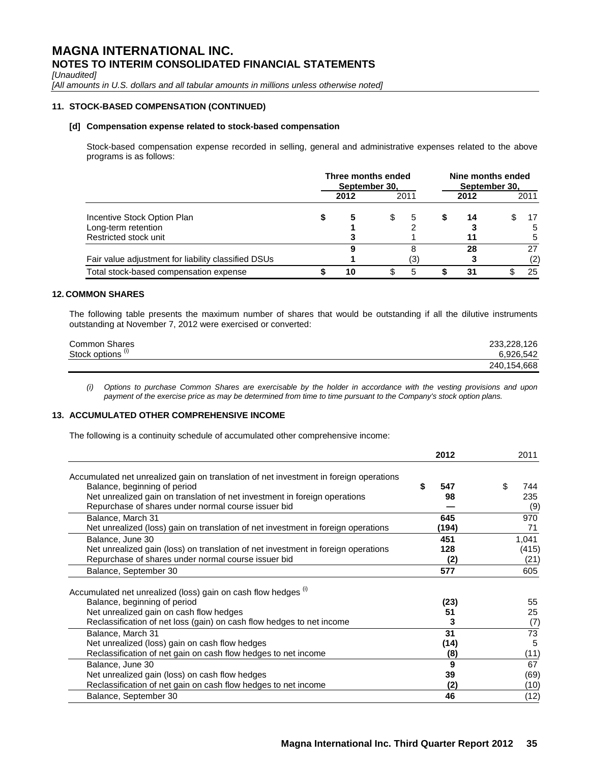# MAGNA INTERNATIONAL INC.
## NOTES TO INTERIM CONSOLIDATED FINANCIAL STATEMENTS

*[Unaudited]*

*[All amounts in U.S. dollars and all tabular amounts in millions unless otherwise noted]*

### 11. STOCK-BASED COMPENSATION (CONTINUED)

**[d] Compensation expense related to stock-based compensation**

Stock-based compensation expense recorded in selling, general and administrative expenses related to the above programs is as follows:

| | Three months ended September 30, | | Nine months ended September 30, | |
|---|---|---|---|---|
| | **2012** | 2011 | **2012** | 2011 |
| Incentive Stock Option Plan | **$ 5** | $ 5 | **$ 14** | $ 17 |
| Long-term retention | **1** | 2 | **3** | 5 |
| Restricted stock unit | **3** | 1 | **11** | 5 |
| | **9** | 8 | **28** | 27 |
| Fair value adjustment for liability classified DSUs | **1** | (3) | **3** | (2) |
| Total stock-based compensation expense | **$ 10** | $ 5 | **$ 31** | $ 25 |

### 12. COMMON SHARES

The following table presents the maximum number of shares that would be outstanding if all the dilutive instruments outstanding at November 7, 2012 were exercised or converted:

| | |
|---|---|
| Common Shares | 233,228,126 |
| Stock options [(i)] | 6,926,542 |
| | 240,154,668 |

*(i) Options to purchase Common Shares are exercisable by the holder in accordance with the vesting provisions and upon payment of the exercise price as may be determined from time to time pursuant to the Company's stock option plans.*

### 13. ACCUMULATED OTHER COMPREHENSIVE INCOME

The following is a continuity schedule of accumulated other comprehensive income:

| | **2012** | 2011 |
|---|---|---|
| Accumulated net unrealized gain on translation of net investment in foreign operations | | |
| Balance, beginning of period | **$ 547** | $ 744 |
| Net unrealized gain on translation of net investment in foreign operations | **98** | 235 |
| Repurchase of shares under normal course issuer bid | **—** | (9) |
| Balance, March 31 | **645** | 970 |
| Net unrealized (loss) gain on translation of net investment in foreign operations | **(194)** | 71 |
| Balance, June 30 | **451** | 1,041 |
| Net unrealized gain (loss) on translation of net investment in foreign operations | **128** | (415) |
| Repurchase of shares under normal course issuer bid | **(2)** | (21) |
| Balance, September 30 | **577** | 605 |
| Accumulated net unrealized (loss) gain on cash flow hedges [(i)] | | |
| Balance, beginning of period | **(23)** | 55 |
| Net unrealized gain on cash flow hedges | **51** | 25 |
| Reclassification of net loss (gain) on cash flow hedges to net income | **3** | (7) |
| Balance, March 31 | **31** | 73 |
| Net unrealized (loss) gain on cash flow hedges | **(14)** | 5 |
| Reclassification of net gain on cash flow hedges to net income | **(8)** | (11) |
| Balance, June 30 | **9** | 67 |
| Net unrealized gain (loss) on cash flow hedges | **39** | (69) |
| Reclassification of net gain on cash flow hedges to net income | **(2)** | (10) |
| Balance, September 30 | **46** | (12) |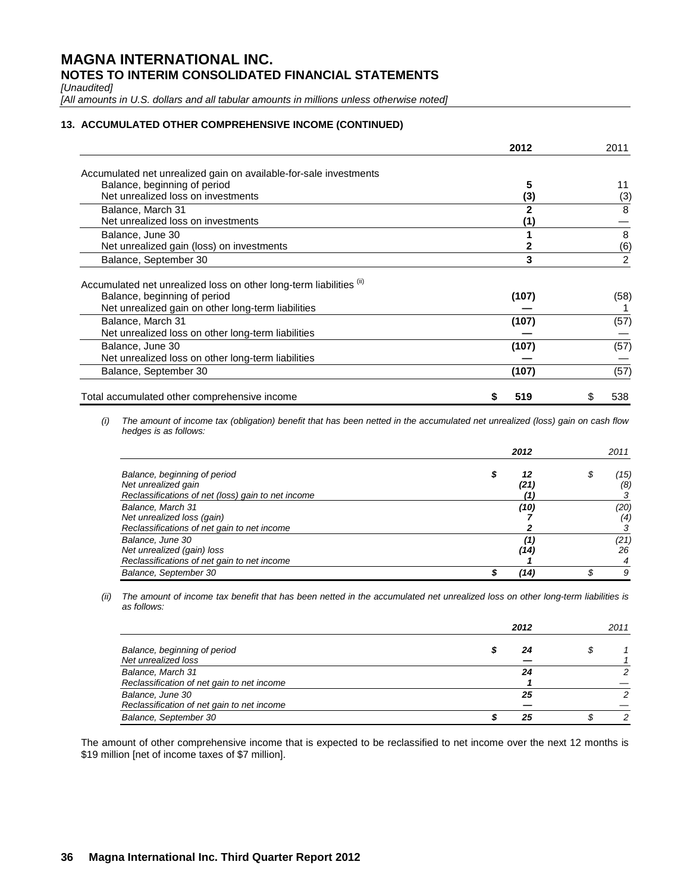# MAGNA INTERNATIONAL INC.
## NOTES TO INTERIM CONSOLIDATED FINANCIAL STATEMENTS

*[Unaudited]*

*[All amounts in U.S. dollars and all tabular amounts in millions unless otherwise noted]*

### 13. ACCUMULATED OTHER COMPREHENSIVE INCOME (CONTINUED)

| | **2012** | 2011 |
|---|---|---|
| Accumulated net unrealized gain on available-for-sale investments | | |
| Balance, beginning of period | **5** | 11 |
| Net unrealized loss on investments | **(3)** | (3) |
| Balance, March 31 | **2** | 8 |
| Net unrealized loss on investments | **(1)** | — |
| Balance, June 30 | **1** | 8 |
| Net unrealized gain (loss) on investments | **2** | (6) |
| Balance, September 30 | **3** | 2 |
| Accumulated net unrealized loss on other long-term liabilities (ii) | | |
| Balance, beginning of period | **(107)** | (58) |
| Net unrealized gain on other long-term liabilities | **—** | 1 |
| Balance, March 31 | **(107)** | (57) |
| Net unrealized loss on other long-term liabilities | **—** | — |
| Balance, June 30 | **(107)** | (57) |
| Net unrealized loss on other long-term liabilities | **—** | — |
| Balance, September 30 | **(107)** | (57) |
| Total accumulated other comprehensive income | **$ 519** | $ 538 |

*(i) The amount of income tax (obligation) benefit that has been netted in the accumulated net unrealized (loss) gain on cash flow hedges is as follows:*

| | ***2012*** | *2011* |
|---|---|---|
| *Balance, beginning of period* | ***$ 12*** | *$ (15)* |
| *Net unrealized gain* | ***(21)*** | *(8)* |
| *Reclassifications of net (loss) gain to net income* | ***(1)*** | *3* |
| *Balance, March 31* | ***(10)*** | *(20)* |
| *Net unrealized loss (gain)* | ***7*** | *(4)* |
| *Reclassifications of net gain to net income* | ***2*** | *3* |
| *Balance, June 30* | ***(1)*** | *(21)* |
| *Net unrealized (gain) loss* | ***(14)*** | *26* |
| *Reclassifications of net gain to net income* | ***1*** | *4* |
| *Balance, September 30* | ***$ (14)*** | *$ 9* |

*(ii) The amount of income tax benefit that has been netted in the accumulated net unrealized loss on other long-term liabilities is as follows:*

| | ***2012*** | *2011* |
|---|---|---|
| *Balance, beginning of period* | ***$ 24*** | *$ 1* |
| *Net unrealized loss* | ***—*** | *1* |
| *Balance, March 31* | ***24*** | *2* |
| *Reclassification of net gain to net income* | ***1*** | *—* |
| *Balance, June 30* | ***25*** | *2* |
| *Reclassification of net gain to net income* | ***—*** | *—* |
| *Balance, September 30* | ***$ 25*** | *$ 2* |

The amount of other comprehensive income that is expected to be reclassified to net income over the next 12 months is $19 million [net of income taxes of $7 million].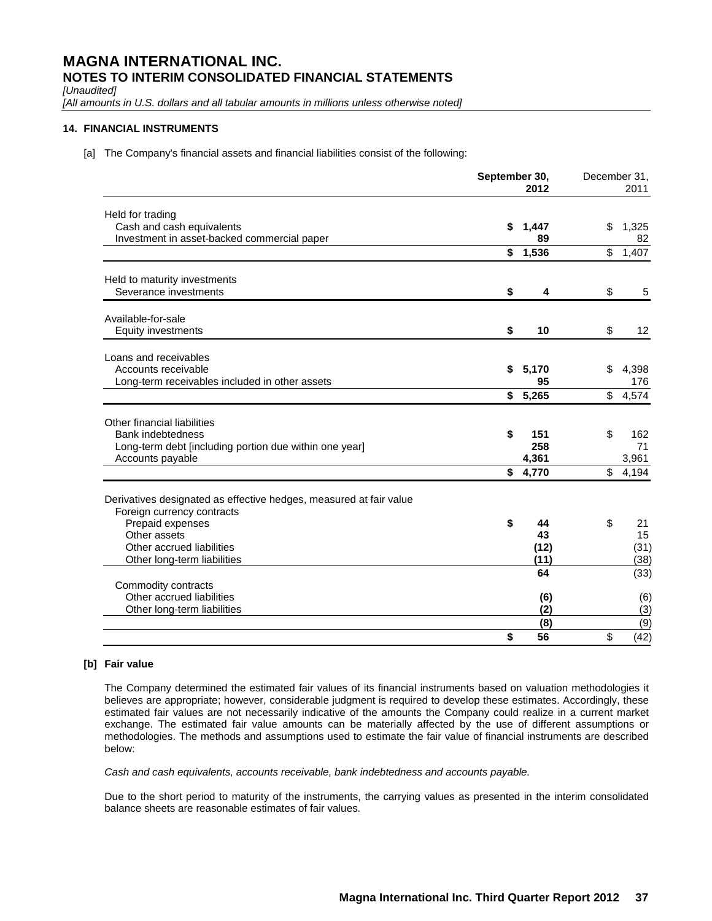# MAGNA INTERNATIONAL INC.
## NOTES TO INTERIM CONSOLIDATED FINANCIAL STATEMENTS

*[Unaudited]*

*[All amounts in U.S. dollars and all tabular amounts in millions unless otherwise noted]*

### 14. FINANCIAL INSTRUMENTS

[a] The Company's financial assets and financial liabilities consist of the following:

| | September 30, 2012 | December 31, 2011 |
|---|---|---|
| **Held for trading** | | |
| Cash and cash equivalents | **$ 1,447** | $ 1,325 |
| Investment in asset-backed commercial paper | **89** | 82 |
| | **$ 1,536** | $ 1,407 |
| **Held to maturity investments** | | |
| Severance investments | **$ 4** | $ 5 |
| **Available-for-sale** | | |
| Equity investments | **$ 10** | $ 12 |
| **Loans and receivables** | | |
| Accounts receivable | **$ 5,170** | $ 4,398 |
| Long-term receivables included in other assets | **95** | 176 |
| | **$ 5,265** | $ 4,574 |
| **Other financial liabilities** | | |
| Bank indebtedness | **$ 151** | $ 162 |
| Long-term debt [including portion due within one year] | **258** | 71 |
| Accounts payable | **4,361** | 3,961 |
| | **$ 4,770** | $ 4,194 |
| **Derivatives designated as effective hedges, measured at fair value** | | |
| Foreign currency contracts | | |
| Prepaid expenses | **$ 44** | $ 21 |
| Other assets | **43** | 15 |
| Other accrued liabilities | **(12)** | (31) |
| Other long-term liabilities | **(11)** | (38) |
| | **64** | (33) |
| Commodity contracts | | |
| Other accrued liabilities | **(6)** | (6) |
| Other long-term liabilities | **(2)** | (3) |
| | **(8)** | (9) |
| | **$ 56** | $ (42) |

**[b] Fair value**

The Company determined the estimated fair values of its financial instruments based on valuation methodologies it believes are appropriate; however, considerable judgment is required to develop these estimates. Accordingly, these estimated fair values are not necessarily indicative of the amounts the Company could realize in a current market exchange. The estimated fair value amounts can be materially affected by the use of different assumptions or methodologies. The methods and assumptions used to estimate the fair value of financial instruments are described below:

*Cash and cash equivalents, accounts receivable, bank indebtedness and accounts payable.*

Due to the short period to maturity of the instruments, the carrying values as presented in the interim consolidated balance sheets are reasonable estimates of fair values.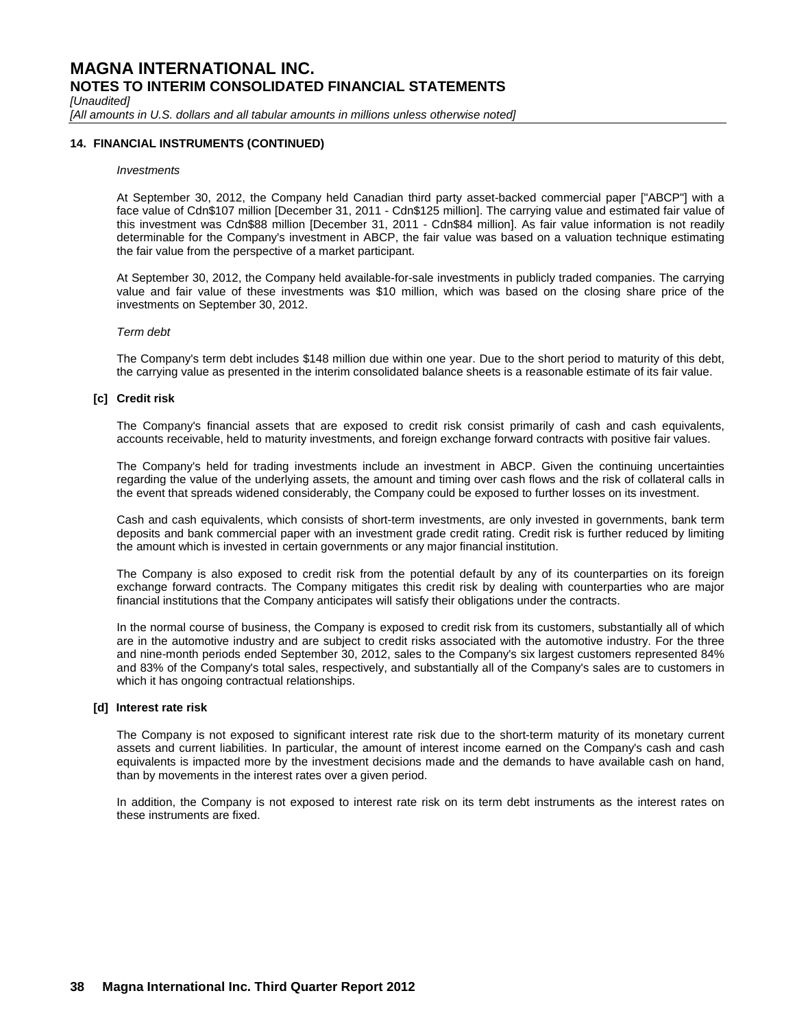## 14. FINANCIAL INSTRUMENTS (CONTINUED)

*Investments*

At September 30, 2012, the Company held Canadian third party asset-backed commercial paper ["ABCP"] with a face value of Cdn$107 million [December 31, 2011 - Cdn$125 million]. The carrying value and estimated fair value of this investment was Cdn$88 million [December 31, 2011 - Cdn$84 million]. As fair value information is not readily determinable for the Company's investment in ABCP, the fair value was based on a valuation technique estimating the fair value from the perspective of a market participant.

At September 30, 2012, the Company held available-for-sale investments in publicly traded companies. The carrying value and fair value of these investments was $10 million, which was based on the closing share price of the investments on September 30, 2012.

*Term debt*

The Company's term debt includes $148 million due within one year. Due to the short period to maturity of this debt, the carrying value as presented in the interim consolidated balance sheets is a reasonable estimate of its fair value.

### [c] Credit risk

The Company's financial assets that are exposed to credit risk consist primarily of cash and cash equivalents, accounts receivable, held to maturity investments, and foreign exchange forward contracts with positive fair values.

The Company's held for trading investments include an investment in ABCP. Given the continuing uncertainties regarding the value of the underlying assets, the amount and timing over cash flows and the risk of collateral calls in the event that spreads widened considerably, the Company could be exposed to further losses on its investment.

Cash and cash equivalents, which consists of short-term investments, are only invested in governments, bank term deposits and bank commercial paper with an investment grade credit rating. Credit risk is further reduced by limiting the amount which is invested in certain governments or any major financial institution.

The Company is also exposed to credit risk from the potential default by any of its counterparties on its foreign exchange forward contracts. The Company mitigates this credit risk by dealing with counterparties who are major financial institutions that the Company anticipates will satisfy their obligations under the contracts.

In the normal course of business, the Company is exposed to credit risk from its customers, substantially all of which are in the automotive industry and are subject to credit risks associated with the automotive industry. For the three and nine-month periods ended September 30, 2012, sales to the Company's six largest customers represented 84% and 83% of the Company's total sales, respectively, and substantially all of the Company's sales are to customers in which it has ongoing contractual relationships.

### [d] Interest rate risk

The Company is not exposed to significant interest rate risk due to the short-term maturity of its monetary current assets and current liabilities. In particular, the amount of interest income earned on the Company's cash and cash equivalents is impacted more by the investment decisions made and the demands to have available cash on hand, than by movements in the interest rates over a given period.

In addition, the Company is not exposed to interest rate risk on its term debt instruments as the interest rates on these instruments are fixed.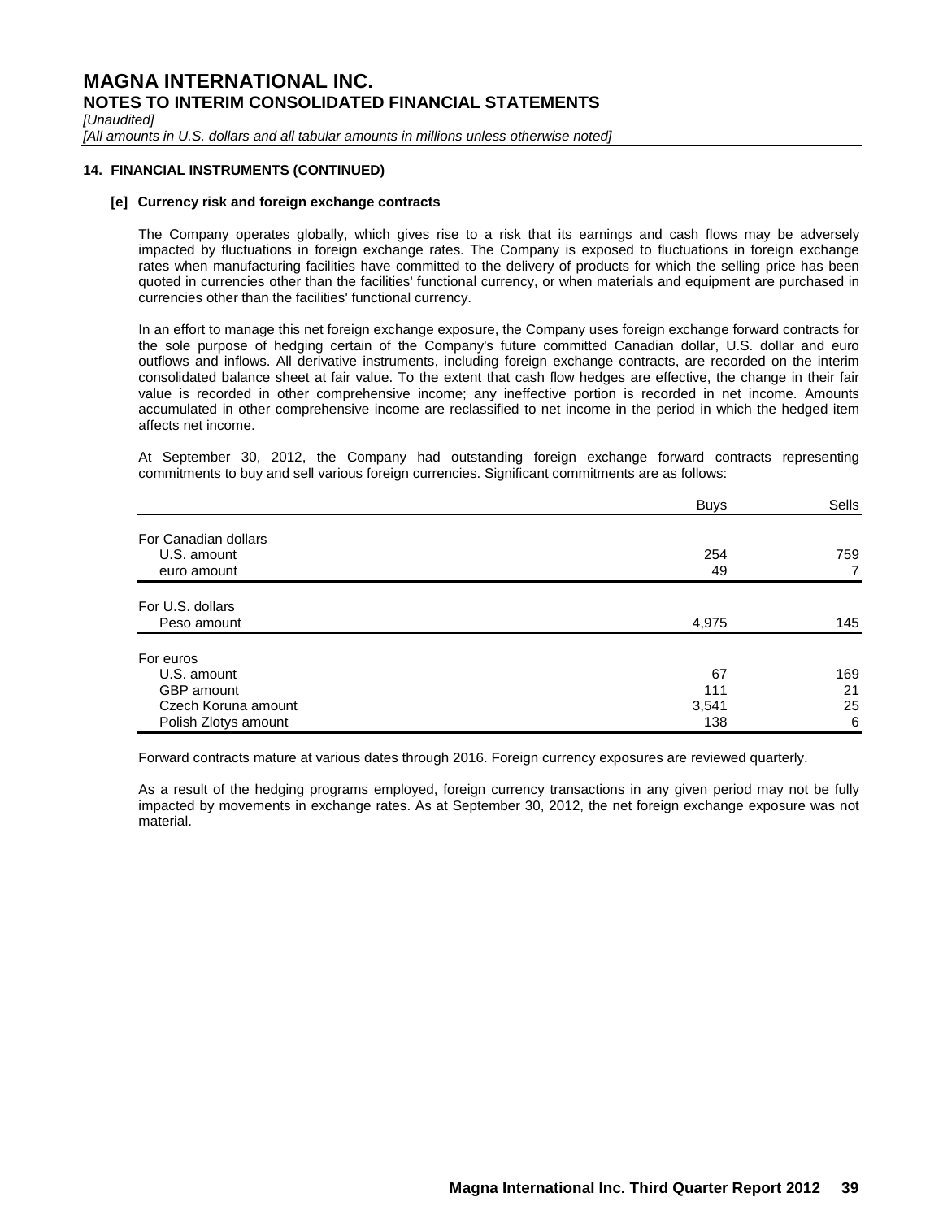# MAGNA INTERNATIONAL INC.
## NOTES TO INTERIM CONSOLIDATED FINANCIAL STATEMENTS

*[Unaudited]*

*[All amounts in U.S. dollars and all tabular amounts in millions unless otherwise noted]*

### 14. FINANCIAL INSTRUMENTS (CONTINUED)

#### [e] Currency risk and foreign exchange contracts

The Company operates globally, which gives rise to a risk that its earnings and cash flows may be adversely impacted by fluctuations in foreign exchange rates. The Company is exposed to fluctuations in foreign exchange rates when manufacturing facilities have committed to the delivery of products for which the selling price has been quoted in currencies other than the facilities' functional currency, or when materials and equipment are purchased in currencies other than the facilities' functional currency.

In an effort to manage this net foreign exchange exposure, the Company uses foreign exchange forward contracts for the sole purpose of hedging certain of the Company's future committed Canadian dollar, U.S. dollar and euro outflows and inflows. All derivative instruments, including foreign exchange contracts, are recorded on the interim consolidated balance sheet at fair value. To the extent that cash flow hedges are effective, the change in their fair value is recorded in other comprehensive income; any ineffective portion is recorded in net income. Amounts accumulated in other comprehensive income are reclassified to net income in the period in which the hedged item affects net income.

At September 30, 2012, the Company had outstanding foreign exchange forward contracts representing commitments to buy and sell various foreign currencies. Significant commitments are as follows:

| | Buys | Sells |
|---|---|---|
| For Canadian dollars | | |
| U.S. amount | 254 | 759 |
| euro amount | 49 | 7 |
| For U.S. dollars | | |
| Peso amount | 4,975 | 145 |
| For euros | | |
| U.S. amount | 67 | 169 |
| GBP amount | 111 | 21 |
| Czech Koruna amount | 3,541 | 25 |
| Polish Zlotys amount | 138 | 6 |

Forward contracts mature at various dates through 2016. Foreign currency exposures are reviewed quarterly.

As a result of the hedging programs employed, foreign currency transactions in any given period may not be fully impacted by movements in exchange rates. As at September 30, 2012, the net foreign exchange exposure was not material.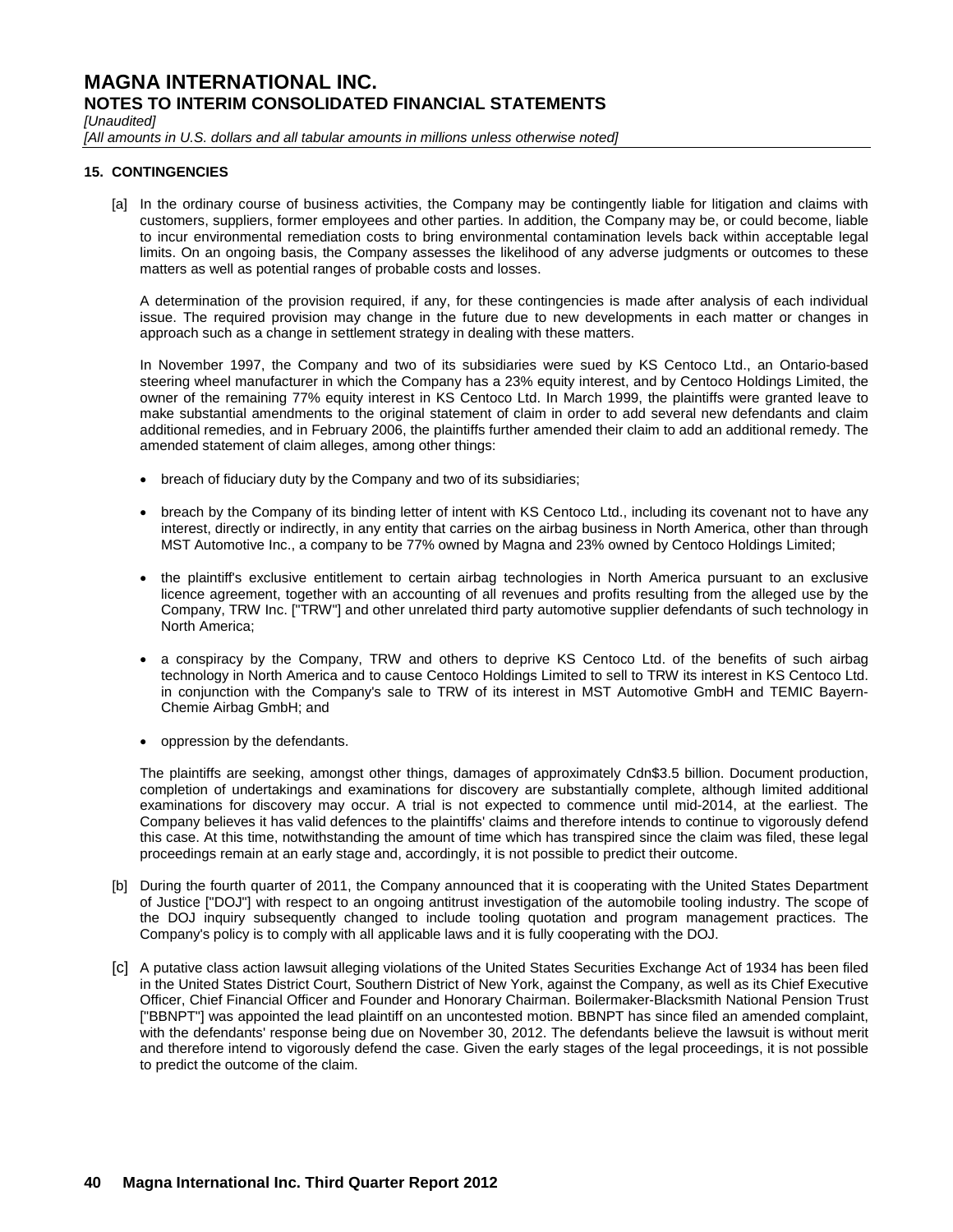## 15. CONTINGENCIES

[a] In the ordinary course of business activities, the Company may be contingently liable for litigation and claims with customers, suppliers, former employees and other parties. In addition, the Company may be, or could become, liable to incur environmental remediation costs to bring environmental contamination levels back within acceptable legal limits. On an ongoing basis, the Company assesses the likelihood of any adverse judgments or outcomes to these matters as well as potential ranges of probable costs and losses.

A determination of the provision required, if any, for these contingencies is made after analysis of each individual issue. The required provision may change in the future due to new developments in each matter or changes in approach such as a change in settlement strategy in dealing with these matters.

In November 1997, the Company and two of its subsidiaries were sued by KS Centoco Ltd., an Ontario-based steering wheel manufacturer in which the Company has a 23% equity interest, and by Centoco Holdings Limited, the owner of the remaining 77% equity interest in KS Centoco Ltd. In March 1999, the plaintiffs were granted leave to make substantial amendments to the original statement of claim in order to add several new defendants and claim additional remedies, and in February 2006, the plaintiffs further amended their claim to add an additional remedy. The amended statement of claim alleges, among other things:

- breach of fiduciary duty by the Company and two of its subsidiaries;
- breach by the Company of its binding letter of intent with KS Centoco Ltd., including its covenant not to have any interest, directly or indirectly, in any entity that carries on the airbag business in North America, other than through MST Automotive Inc., a company to be 77% owned by Magna and 23% owned by Centoco Holdings Limited;
- the plaintiff's exclusive entitlement to certain airbag technologies in North America pursuant to an exclusive licence agreement, together with an accounting of all revenues and profits resulting from the alleged use by the Company, TRW Inc. ["TRW"] and other unrelated third party automotive supplier defendants of such technology in North America;
- a conspiracy by the Company, TRW and others to deprive KS Centoco Ltd. of the benefits of such airbag technology in North America and to cause Centoco Holdings Limited to sell to TRW its interest in KS Centoco Ltd. in conjunction with the Company's sale to TRW of its interest in MST Automotive GmbH and TEMIC Bayern-Chemie Airbag GmbH; and
- oppression by the defendants.

The plaintiffs are seeking, amongst other things, damages of approximately Cdn$3.5 billion. Document production, completion of undertakings and examinations for discovery are substantially complete, although limited additional examinations for discovery may occur. A trial is not expected to commence until mid-2014, at the earliest. The Company believes it has valid defences to the plaintiffs' claims and therefore intends to continue to vigorously defend this case. At this time, notwithstanding the amount of time which has transpired since the claim was filed, these legal proceedings remain at an early stage and, accordingly, it is not possible to predict their outcome.

[b] During the fourth quarter of 2011, the Company announced that it is cooperating with the United States Department of Justice ["DOJ"] with respect to an ongoing antitrust investigation of the automobile tooling industry. The scope of the DOJ inquiry subsequently changed to include tooling quotation and program management practices. The Company's policy is to comply with all applicable laws and it is fully cooperating with the DOJ.

[c] A putative class action lawsuit alleging violations of the United States Securities Exchange Act of 1934 has been filed in the United States District Court, Southern District of New York, against the Company, as well as its Chief Executive Officer, Chief Financial Officer and Founder and Honorary Chairman. Boilermaker-Blacksmith National Pension Trust ["BBNPT"] was appointed the lead plaintiff on an uncontested motion. BBNPT has since filed an amended complaint, with the defendants' response being due on November 30, 2012. The defendants believe the lawsuit is without merit and therefore intend to vigorously defend the case. Given the early stages of the legal proceedings, it is not possible to predict the outcome of the claim.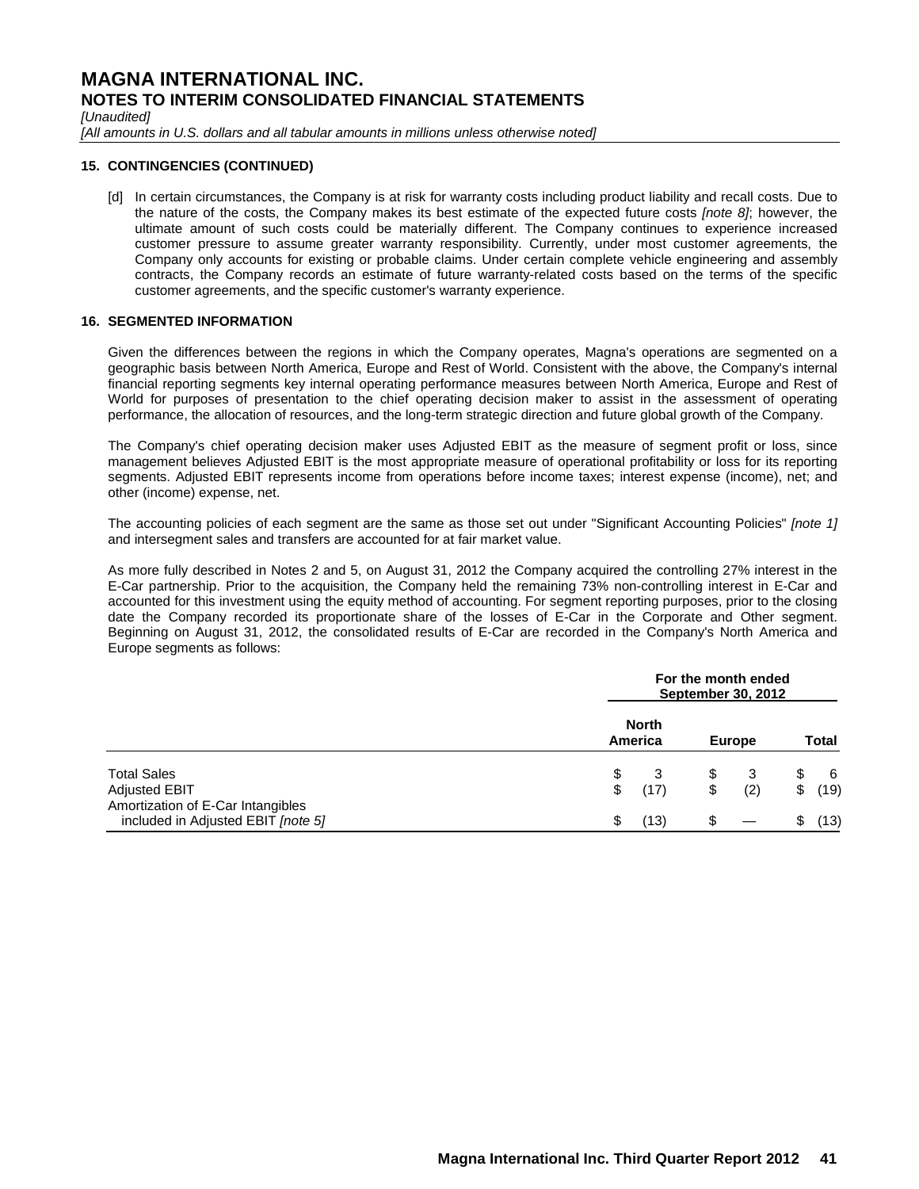# MAGNA INTERNATIONAL INC.

## NOTES TO INTERIM CONSOLIDATED FINANCIAL STATEMENTS

*[Unaudited]*

*[All amounts in U.S. dollars and all tabular amounts in millions unless otherwise noted]*

### 15. CONTINGENCIES (CONTINUED)

[d] In certain circumstances, the Company is at risk for warranty costs including product liability and recall costs. Due to the nature of the costs, the Company makes its best estimate of the expected future costs *[note 8]*; however, the ultimate amount of such costs could be materially different. The Company continues to experience increased customer pressure to assume greater warranty responsibility. Currently, under most customer agreements, the Company only accounts for existing or probable claims. Under certain complete vehicle engineering and assembly contracts, the Company records an estimate of future warranty-related costs based on the terms of the specific customer agreements, and the specific customer's warranty experience.

### 16. SEGMENTED INFORMATION

Given the differences between the regions in which the Company operates, Magna's operations are segmented on a geographic basis between North America, Europe and Rest of World. Consistent with the above, the Company's internal financial reporting segments key internal operating performance measures between North America, Europe and Rest of World for purposes of presentation to the chief operating decision maker to assist in the assessment of operating performance, the allocation of resources, and the long-term strategic direction and future global growth of the Company.

The Company's chief operating decision maker uses Adjusted EBIT as the measure of segment profit or loss, since management believes Adjusted EBIT is the most appropriate measure of operational profitability or loss for its reporting segments. Adjusted EBIT represents income from operations before income taxes; interest expense (income), net; and other (income) expense, net.

The accounting policies of each segment are the same as those set out under "Significant Accounting Policies" *[note 1]* and intersegment sales and transfers are accounted for at fair market value.

As more fully described in Notes 2 and 5, on August 31, 2012 the Company acquired the controlling 27% interest in the E-Car partnership. Prior to the acquisition, the Company held the remaining 73% non-controlling interest in E-Car and accounted for this investment using the equity method of accounting. For segment reporting purposes, prior to the closing date the Company recorded its proportionate share of the losses of E-Car in the Corporate and Other segment. Beginning on August 31, 2012, the consolidated results of E-Car are recorded in the Company's North America and Europe segments as follows:

| | For the month ended September 30, 2012 | | |
|---|---|---|---|
| | North America | Europe | Total |
| Total Sales | $ 3 | $ 3 | $ 6 |
| Adjusted EBIT | $ (17) | $ (2) | $ (19) |
| Amortization of E-Car Intangibles included in Adjusted EBIT *[note 5]* | $ (13) | $ — | $ (13) |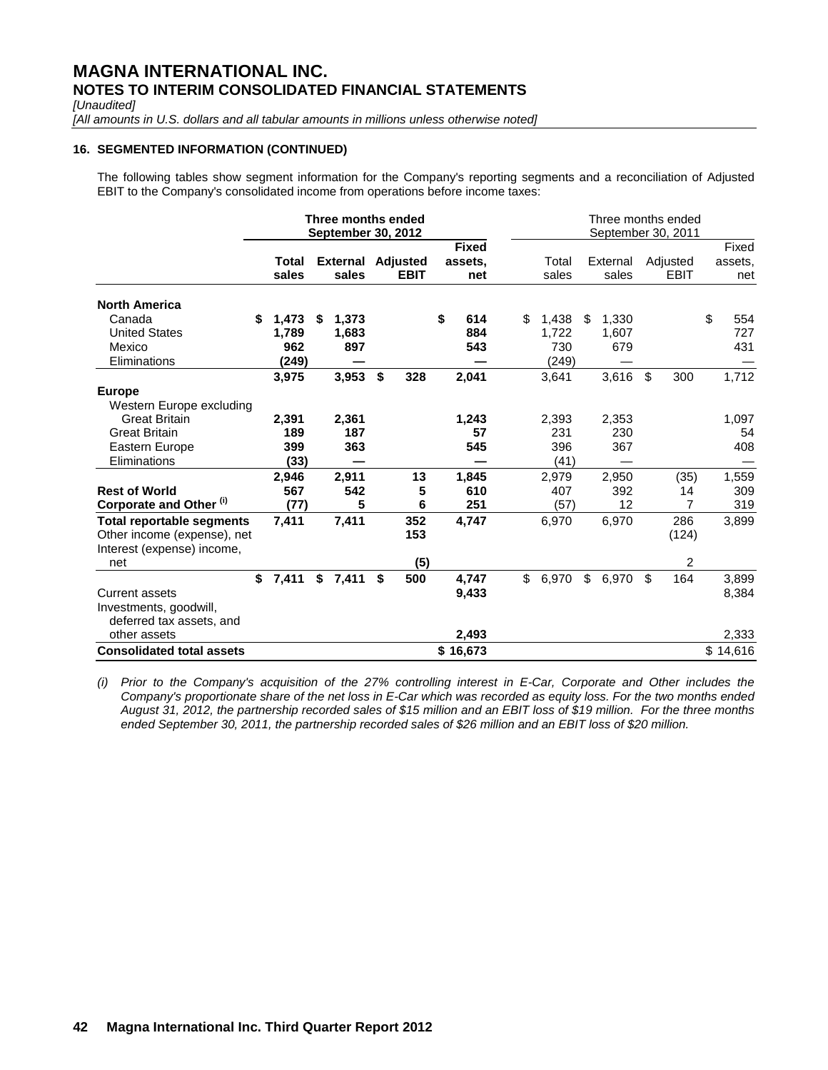# MAGNA INTERNATIONAL INC.

## NOTES TO INTERIM CONSOLIDATED FINANCIAL STATEMENTS

*[Unaudited]*

*[All amounts in U.S. dollars and all tabular amounts in millions unless otherwise noted]*

### 16. SEGMENTED INFORMATION (CONTINUED)

The following tables show segment information for the Company's reporting segments and a reconciliation of Adjusted EBIT to the Company's consolidated income from operations before income taxes:

| | **Three months ended September 30, 2012** | | | | Three months ended September 30, 2011 | | | |
|---|---|---|---|---|---|---|---|---|
| | **Total sales** | **External sales** | **Adjusted EBIT** | **Fixed assets, net** | Total sales | External sales | Adjusted EBIT | Fixed assets, net |
| **North America** | | | | | | | | |
| Canada | **$ 1,473** | **$ 1,373** | | **$ 614** | $ 1,438 | $ 1,330 | | $ 554 |
| United States | **1,789** | **1,683** | | **884** | 1,722 | 1,607 | | 727 |
| Mexico | **962** | **897** | | **543** | 730 | 679 | | 431 |
| Eliminations | **(249)** | **—** | | **—** | (249) | — | | — |
| | **3,975** | **3,953** | **$ 328** | **2,041** | 3,641 | 3,616 | $ 300 | 1,712 |
| **Europe** | | | | | | | | |
| Western Europe excluding Great Britain | **2,391** | **2,361** | | **1,243** | 2,393 | 2,353 | | 1,097 |
| Great Britain | **189** | **187** | | **57** | 231 | 230 | | 54 |
| Eastern Europe | **399** | **363** | | **545** | 396 | 367 | | 408 |
| Eliminations | **(33)** | **—** | | **—** | (41) | — | | — |
| | **2,946** | **2,911** | **13** | **1,845** | 2,979 | 2,950 | (35) | 1,559 |
| **Rest of World** | **567** | **542** | **5** | **610** | 407 | 392 | 14 | 309 |
| **Corporate and Other [(i)]** | **(77)** | **5** | **6** | **251** | (57) | 12 | 7 | 319 |
| **Total reportable segments** | **7,411** | **7,411** | **352** | **4,747** | 6,970 | 6,970 | 286 | 3,899 |
| Other income (expense), net | | | **153** | | | | (124) | |
| Interest (expense) income, net | | | **(5)** | | | | 2 | |
| | **$ 7,411** | **$ 7,411** | **$ 500** | **4,747** | $ 6,970 | $ 6,970 | $ 164 | 3,899 |
| Current assets | | | | **9,433** | | | | 8,384 |
| Investments, goodwill, deferred tax assets, and other assets | | | | **2,493** | | | | 2,333 |
| **Consolidated total assets** | | | | **$ 16,673** | | | | $ 14,616 |

*(i) Prior to the Company's acquisition of the 27% controlling interest in E-Car, Corporate and Other includes the Company's proportionate share of the net loss in E-Car which was recorded as equity loss. For the two months ended August 31, 2012, the partnership recorded sales of $15 million and an EBIT loss of $19 million. For the three months ended September 30, 2011, the partnership recorded sales of $26 million and an EBIT loss of $20 million.*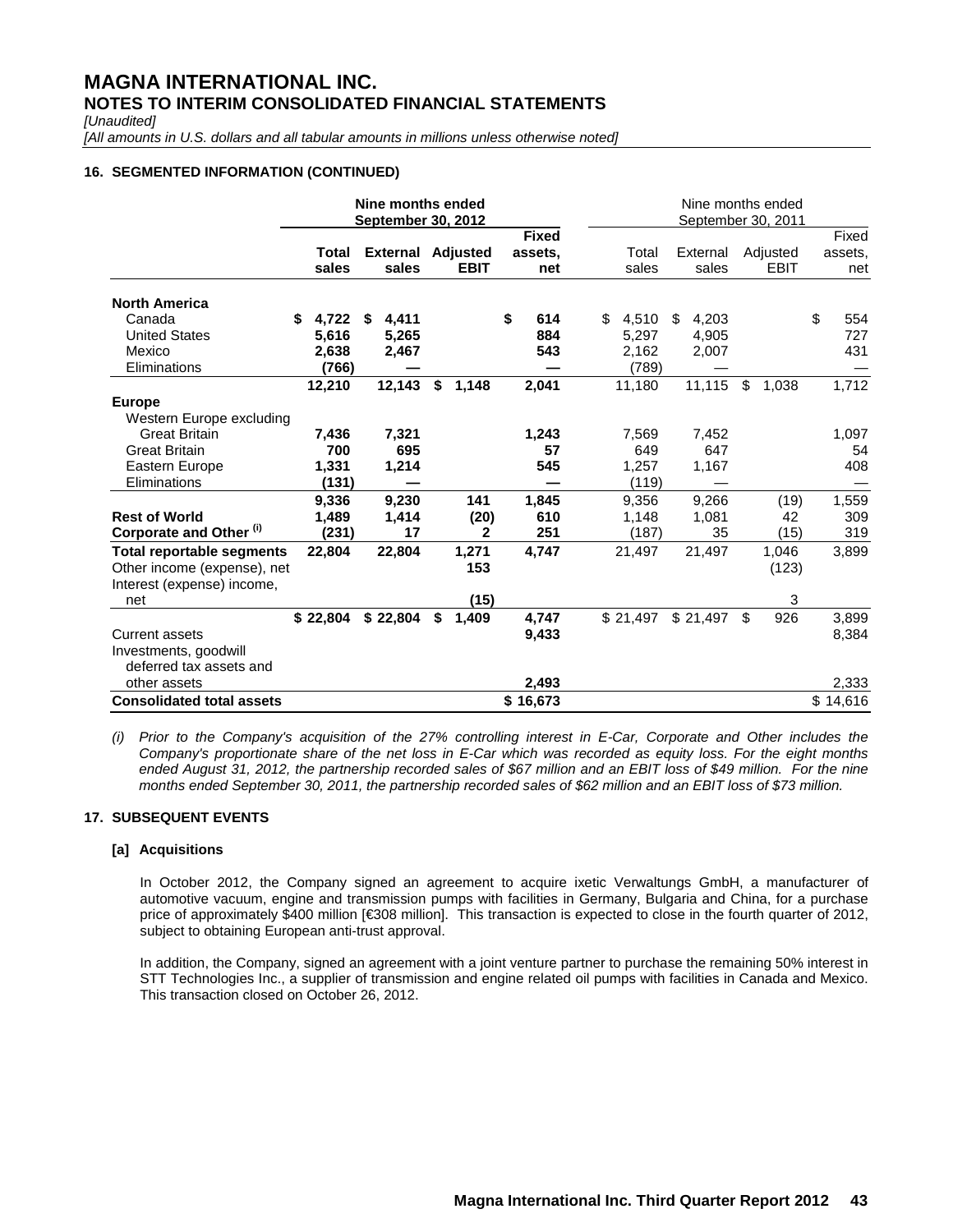# MAGNA INTERNATIONAL INC.
## NOTES TO INTERIM CONSOLIDATED FINANCIAL STATEMENTS

*[Unaudited]*

*[All amounts in U.S. dollars and all tabular amounts in millions unless otherwise noted]*

### 16. SEGMENTED INFORMATION (CONTINUED)

| | **Nine months ended September 30, 2012** | | | | Nine months ended September 30, 2011 | | | |
|---|---|---|---|---|---|---|---|---|
| | **Total sales** | **External sales** | **Adjusted EBIT** | **Fixed assets, net** | Total sales | External sales | Adjusted EBIT | Fixed assets, net |
| **North America** | | | | | | | | |
| Canada | **$ 4,722** | **$ 4,411** | | **$ 614** | $ 4,510 | $ 4,203 | | $ 554 |
| United States | **5,616** | **5,265** | | **884** | 5,297 | 4,905 | | 727 |
| Mexico | **2,638** | **2,467** | | **543** | 2,162 | 2,007 | | 431 |
| Eliminations | **(766)** | **—** | | **—** | (789) | — | | — |
| | **12,210** | **12,143** | **$ 1,148** | **2,041** | 11,180 | 11,115 | $ 1,038 | 1,712 |
| **Europe** | | | | | | | | |
| Western Europe excluding Great Britain | **7,436** | **7,321** | | **1,243** | 7,569 | 7,452 | | 1,097 |
| Great Britain | **700** | **695** | | **57** | 649 | 647 | | 54 |
| Eastern Europe | **1,331** | **1,214** | | **545** | 1,257 | 1,167 | | 408 |
| Eliminations | **(131)** | **—** | | **—** | (119) | — | | — |
| | **9,336** | **9,230** | **141** | **1,845** | 9,356 | 9,266 | (19) | 1,559 |
| **Rest of World** | **1,489** | **1,414** | **(20)** | **610** | 1,148 | 1,081 | 42 | 309 |
| **Corporate and Other [(i)]** | **(231)** | **17** | **2** | **251** | (187) | 35 | (15) | 319 |
| **Total reportable segments** | **22,804** | **22,804** | **1,271** | **4,747** | 21,497 | 21,497 | 1,046 | 3,899 |
| Other income (expense), net | | | **153** | | | | (123) | |
| Interest (expense) income, net | | | **(15)** | | | | 3 | |
| | **$ 22,804** | **$ 22,804** | **$ 1,409** | **4,747** | $ 21,497 | $ 21,497 | $ 926 | 3,899 |
| Current assets | | | | **9,433** | | | | 8,384 |
| Investments, goodwill deferred tax assets and other assets | | | | **2,493** | | | | 2,333 |
| **Consolidated total assets** | | | | **$ 16,673** | | | | $ 14,616 |

*(i) Prior to the Company's acquisition of the 27% controlling interest in E-Car, Corporate and Other includes the Company's proportionate share of the net loss in E-Car which was recorded as equity loss. For the eight months ended August 31, 2012, the partnership recorded sales of $67 million and an EBIT loss of $49 million. For the nine months ended September 30, 2011, the partnership recorded sales of $62 million and an EBIT loss of $73 million.*

### 17. SUBSEQUENT EVENTS

#### [a] Acquisitions

In October 2012, the Company signed an agreement to acquire ixetic Verwaltungs GmbH, a manufacturer of automotive vacuum, engine and transmission pumps with facilities in Germany, Bulgaria and China, for a purchase price of approximately $400 million [€308 million]. This transaction is expected to close in the fourth quarter of 2012, subject to obtaining European anti-trust approval.

In addition, the Company, signed an agreement with a joint venture partner to purchase the remaining 50% interest in STT Technologies Inc., a supplier of transmission and engine related oil pumps with facilities in Canada and Mexico. This transaction closed on October 26, 2012.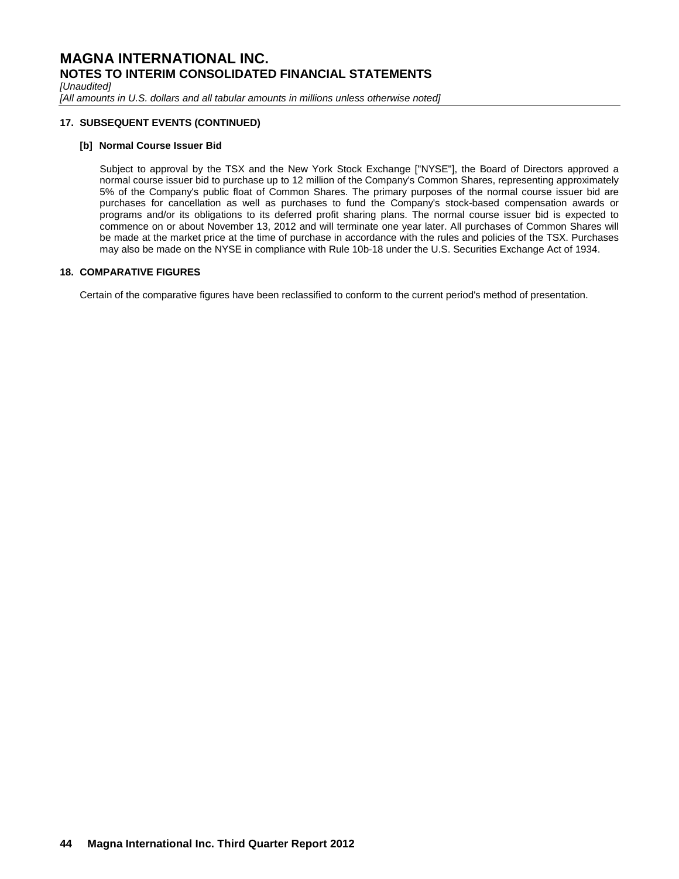## 17. SUBSEQUENT EVENTS (CONTINUED)

### [b] Normal Course Issuer Bid

Subject to approval by the TSX and the New York Stock Exchange ["NYSE"], the Board of Directors approved a normal course issuer bid to purchase up to 12 million of the Company's Common Shares, representing approximately 5% of the Company's public float of Common Shares. The primary purposes of the normal course issuer bid are purchases for cancellation as well as purchases to fund the Company's stock-based compensation awards or programs and/or its obligations to its deferred profit sharing plans. The normal course issuer bid is expected to commence on or about November 13, 2012 and will terminate one year later. All purchases of Common Shares will be made at the market price at the time of purchase in accordance with the rules and policies of the TSX. Purchases may also be made on the NYSE in compliance with Rule 10b-18 under the U.S. Securities Exchange Act of 1934.

## 18. COMPARATIVE FIGURES

Certain of the comparative figures have been reclassified to conform to the current period's method of presentation.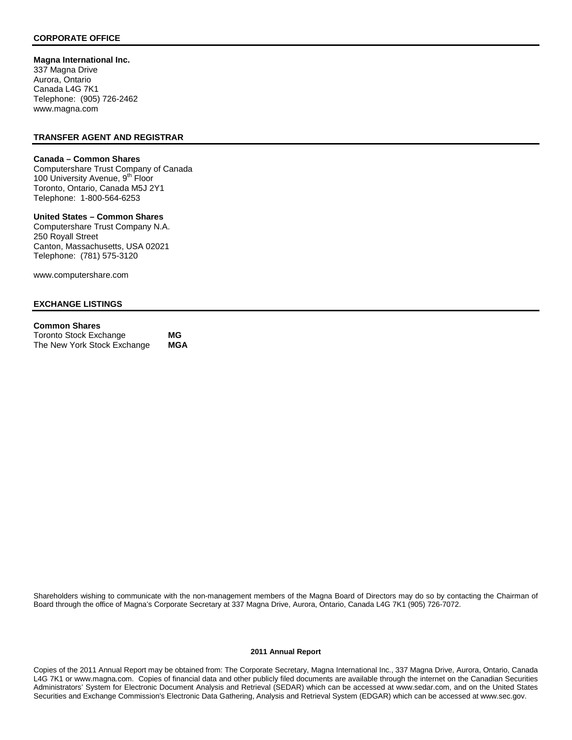## CORPORATE OFFICE

**Magna International Inc.**
337 Magna Drive
Aurora, Ontario
Canada L4G 7K1
Telephone: (905) 726-2462
www.magna.com

## TRANSFER AGENT AND REGISTRAR

**Canada – Common Shares**
Computershare Trust Company of Canada
100 University Avenue, 9th Floor
Toronto, Ontario, Canada M5J 2Y1
Telephone: 1-800-564-6253

**United States – Common Shares**
Computershare Trust Company N.A.
250 Royall Street
Canton, Massachusetts, USA 02021
Telephone: (781) 575-3120

www.computershare.com

## EXCHANGE LISTINGS

**Common Shares**

| | |
|---|---|
| Toronto Stock Exchange | **MG** |
| The New York Stock Exchange | **MGA** |

Shareholders wishing to communicate with the non-management members of the Magna Board of Directors may do so by contacting the Chairman of Board through the office of Magna's Corporate Secretary at 337 Magna Drive, Aurora, Ontario, Canada L4G 7K1 (905) 726-7072.

**2011 Annual Report**

Copies of the 2011 Annual Report may be obtained from: The Corporate Secretary, Magna International Inc., 337 Magna Drive, Aurora, Ontario, Canada L4G 7K1 or www.magna.com. Copies of financial data and other publicly filed documents are available through the internet on the Canadian Securities Administrators' System for Electronic Document Analysis and Retrieval (SEDAR) which can be accessed at www.sedar.com, and on the United States Securities and Exchange Commission's Electronic Data Gathering, Analysis and Retrieval System (EDGAR) which can be accessed at www.sec.gov.